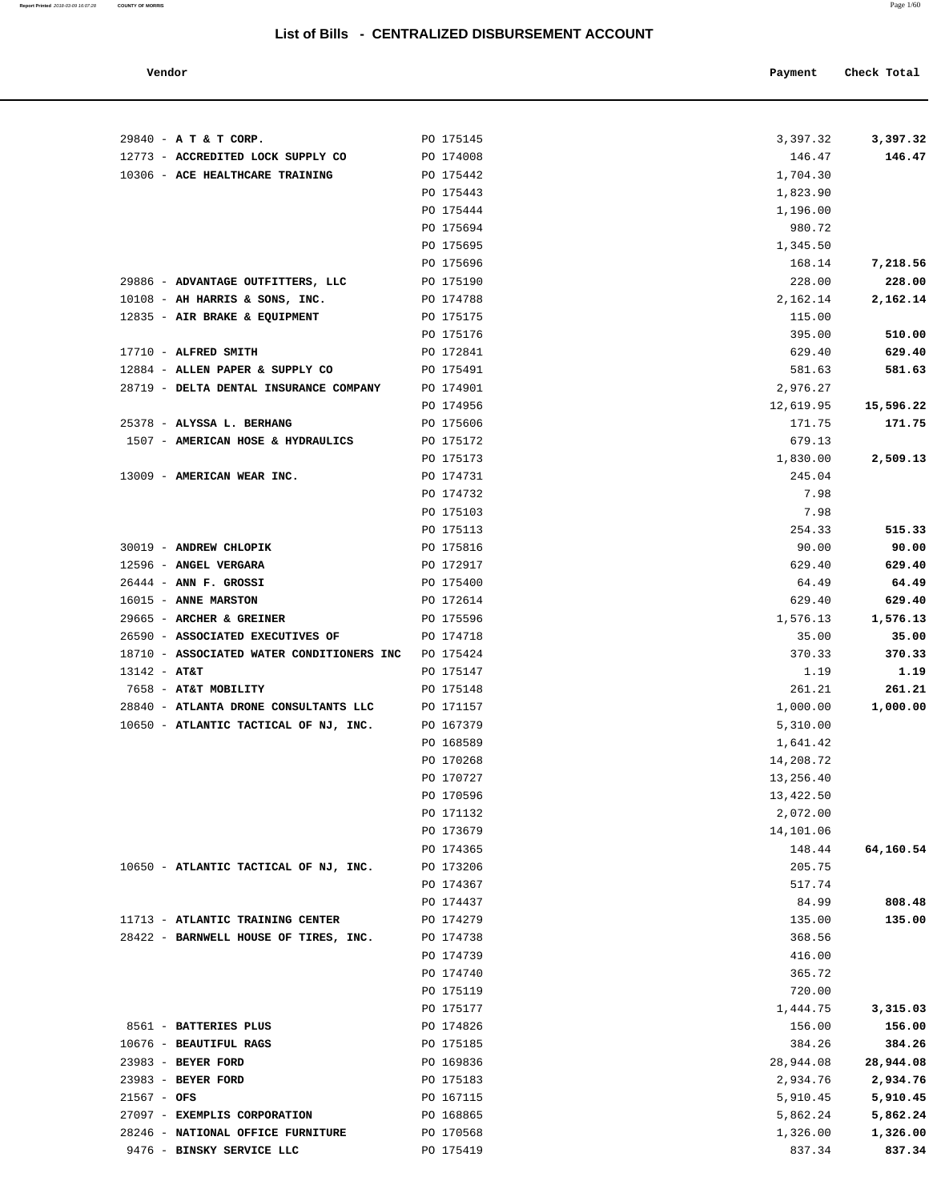## List of Bills - CENTRALIZED DISBURSEMENT ACCOUNT

| Vendor | | Payment | Check Total |
|---|---|---|---|
| 29840 - **A T & T CORP.** | PO 175145 | 3,397.32 | **3,397.32** |
| 12773 - **ACCREDITED LOCK SUPPLY CO** | PO 174008 | 146.47 | **146.47** |
| 10306 - **ACE HEALTHCARE TRAINING** | PO 175442 | 1,704.30 | |
| | PO 175443 | 1,823.90 | |
| | PO 175444 | 1,196.00 | |
| | PO 175694 | 980.72 | |
| | PO 175695 | 1,345.50 | |
| | PO 175696 | 168.14 | **7,218.56** |
| 29886 - **ADVANTAGE OUTFITTERS, LLC** | PO 175190 | 228.00 | **228.00** |
| 10108 - **AH HARRIS & SONS, INC.** | PO 174788 | 2,162.14 | **2,162.14** |
| 12835 - **AIR BRAKE & EQUIPMENT** | PO 175175 | 115.00 | |
| | PO 175176 | 395.00 | **510.00** |
| 17710 - **ALFRED SMITH** | PO 172841 | 629.40 | **629.40** |
| 12884 - **ALLEN PAPER & SUPPLY CO** | PO 175491 | 581.63 | **581.63** |
| 28719 - **DELTA DENTAL INSURANCE COMPANY** | PO 174901 | 2,976.27 | |
| | PO 174956 | 12,619.95 | **15,596.22** |
| 25378 - **ALYSSA L. BERHANG** | PO 175606 | 171.75 | **171.75** |
| 1507 - **AMERICAN HOSE & HYDRAULICS** | PO 175172 | 679.13 | |
| | PO 175173 | 1,830.00 | **2,509.13** |
| 13009 - **AMERICAN WEAR INC.** | PO 174731 | 245.04 | |
| | PO 174732 | 7.98 | |
| | PO 175103 | 7.98 | |
| | PO 175113 | 254.33 | **515.33** |
| 30019 - **ANDREW CHLOPIK** | PO 175816 | 90.00 | **90.00** |
| 12596 - **ANGEL VERGARA** | PO 172917 | 629.40 | **629.40** |
| 26444 - **ANN F. GROSSI** | PO 175400 | 64.49 | **64.49** |
| 16015 - **ANNE MARSTON** | PO 172614 | 629.40 | **629.40** |
| 29665 - **ARCHER & GREINER** | PO 175596 | 1,576.13 | **1,576.13** |
| 26590 - **ASSOCIATED EXECUTIVES OF** | PO 174718 | 35.00 | **35.00** |
| 18710 - **ASSOCIATED WATER CONDITIONERS INC** | PO 175424 | 370.33 | **370.33** |
| 13142 - **AT&T** | PO 175147 | 1.19 | **1.19** |
| 7658 - **AT&T MOBILITY** | PO 175148 | 261.21 | **261.21** |
| 28840 - **ATLANTA DRONE CONSULTANTS LLC** | PO 171157 | 1,000.00 | **1,000.00** |
| 10650 - **ATLANTIC TACTICAL OF NJ, INC.** | PO 167379 | 5,310.00 | |
| | PO 168589 | 1,641.42 | |
| | PO 170268 | 14,208.72 | |
| | PO 170727 | 13,256.40 | |
| | PO 170596 | 13,422.50 | |
| | PO 171132 | 2,072.00 | |
| | PO 173679 | 14,101.06 | |
| | PO 174365 | 148.44 | **64,160.54** |
| 10650 - **ATLANTIC TACTICAL OF NJ, INC.** | PO 173206 | 205.75 | |
| | PO 174367 | 517.74 | |
| | PO 174437 | 84.99 | **808.48** |
| 11713 - **ATLANTIC TRAINING CENTER** | PO 174279 | 135.00 | **135.00** |
| 28422 - **BARNWELL HOUSE OF TIRES, INC.** | PO 174738 | 368.56 | |
| | PO 174739 | 416.00 | |
| | PO 174740 | 365.72 | |
| | PO 175119 | 720.00 | |
| | PO 175177 | 1,444.75 | **3,315.03** |
| 8561 - **BATTERIES PLUS** | PO 174826 | 156.00 | **156.00** |
| 10676 - **BEAUTIFUL RAGS** | PO 175185 | 384.26 | **384.26** |
| 23983 - **BEYER FORD** | PO 169836 | 28,944.08 | **28,944.08** |
| 23983 - **BEYER FORD** | PO 175183 | 2,934.76 | **2,934.76** |
| 21567 - **OFS** | PO 167115 | 5,910.45 | **5,910.45** |
| 27097 - **EXEMPLIS CORPORATION** | PO 168865 | 5,862.24 | **5,862.24** |
| 28246 - **NATIONAL OFFICE FURNITURE** | PO 170568 | 1,326.00 | **1,326.00** |
| 9476 - **BINSKY SERVICE LLC** | PO 175419 | 837.34 | **837.34** |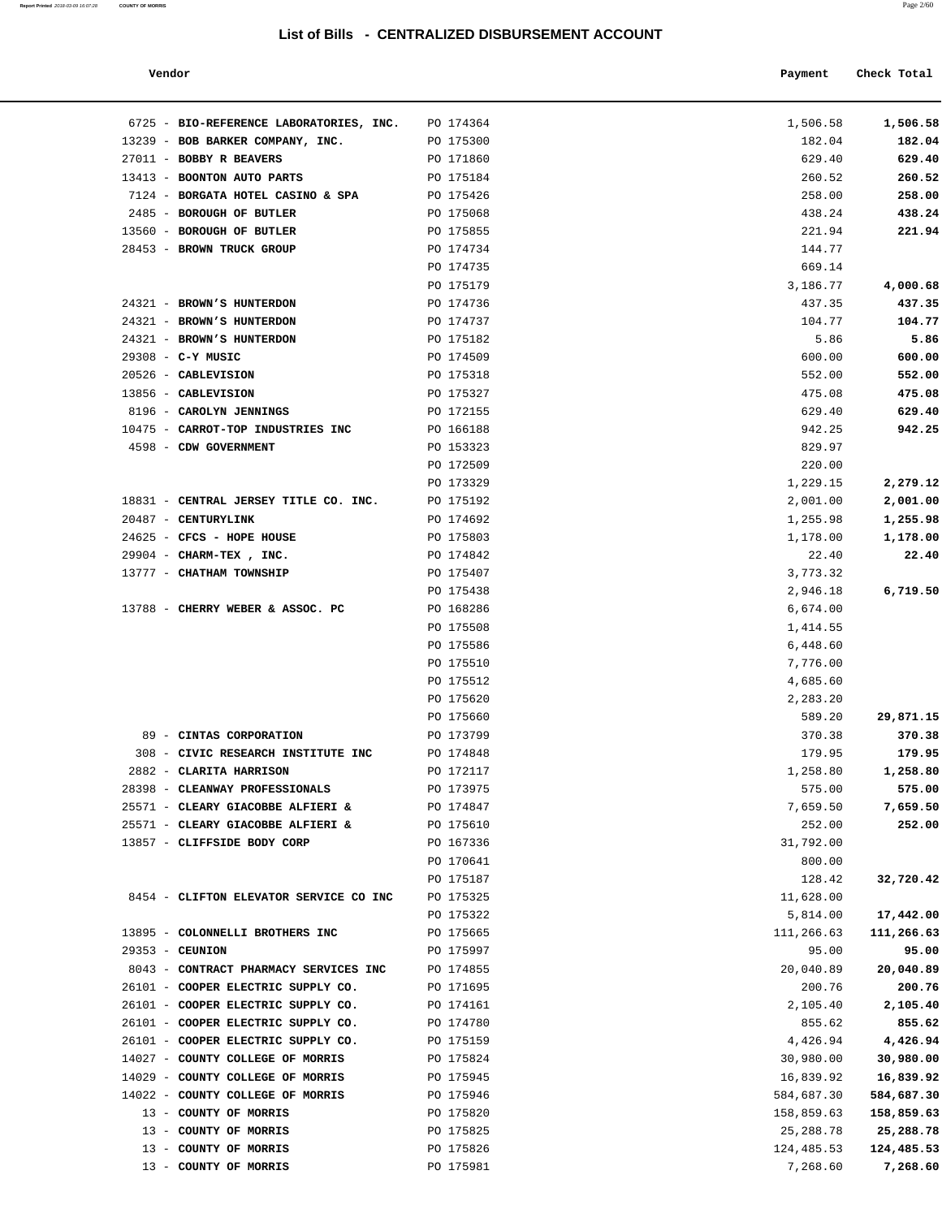## List of Bills - CENTRALIZED DISBURSEMENT ACCOUNT

| Vendor | | Payment | Check Total |
|---|---|---|---|
| 6725 - **BIO-REFERENCE LABORATORIES, INC.** | PO 174364 | 1,506.58 | **1,506.58** |
| 13239 - **BOB BARKER COMPANY, INC.** | PO 175300 | 182.04 | **182.04** |
| 27011 - **BOBBY R BEAVERS** | PO 171860 | 629.40 | **629.40** |
| 13413 - **BOONTON AUTO PARTS** | PO 175184 | 260.52 | **260.52** |
| 7124 - **BORGATA HOTEL CASINO & SPA** | PO 175426 | 258.00 | **258.00** |
| 2485 - **BOROUGH OF BUTLER** | PO 175068 | 438.24 | **438.24** |
| 13560 - **BOROUGH OF BUTLER** | PO 175855 | 221.94 | **221.94** |
| 28453 - **BROWN TRUCK GROUP** | PO 174734 | 144.77 | |
| | PO 174735 | 669.14 | |
| | PO 175179 | 3,186.77 | **4,000.68** |
| 24321 - **BROWN'S HUNTERDON** | PO 174736 | 437.35 | **437.35** |
| 24321 - **BROWN'S HUNTERDON** | PO 174737 | 104.77 | **104.77** |
| 24321 - **BROWN'S HUNTERDON** | PO 175182 | 5.86 | **5.86** |
| 29308 - **C-Y MUSIC** | PO 174509 | 600.00 | **600.00** |
| 20526 - **CABLEVISION** | PO 175318 | 552.00 | **552.00** |
| 13856 - **CABLEVISION** | PO 175327 | 475.08 | **475.08** |
| 8196 - **CAROLYN JENNINGS** | PO 172155 | 629.40 | **629.40** |
| 10475 - **CARROT-TOP INDUSTRIES INC** | PO 166188 | 942.25 | **942.25** |
| 4598 - **CDW GOVERNMENT** | PO 153323 | 829.97 | |
| | PO 172509 | 220.00 | |
| | PO 173329 | 1,229.15 | **2,279.12** |
| 18831 - **CENTRAL JERSEY TITLE CO. INC.** | PO 175192 | 2,001.00 | **2,001.00** |
| 20487 - **CENTURYLINK** | PO 174692 | 1,255.98 | **1,255.98** |
| 24625 - **CFCS - HOPE HOUSE** | PO 175803 | 1,178.00 | **1,178.00** |
| 29904 - **CHARM-TEX , INC.** | PO 174842 | 22.40 | **22.40** |
| 13777 - **CHATHAM TOWNSHIP** | PO 175407 | 3,773.32 | |
| | PO 175438 | 2,946.18 | **6,719.50** |
| 13788 - **CHERRY WEBER & ASSOC. PC** | PO 168286 | 6,674.00 | |
| | PO 175508 | 1,414.55 | |
| | PO 175586 | 6,448.60 | |
| | PO 175510 | 7,776.00 | |
| | PO 175512 | 4,685.60 | |
| | PO 175620 | 2,283.20 | |
| | PO 175660 | 589.20 | **29,871.15** |
| 89 - **CINTAS CORPORATION** | PO 173799 | 370.38 | **370.38** |
| 308 - **CIVIC RESEARCH INSTITUTE INC** | PO 174848 | 179.95 | **179.95** |
| 2882 - **CLARITA HARRISON** | PO 172117 | 1,258.80 | **1,258.80** |
| 28398 - **CLEANWAY PROFESSIONALS** | PO 173975 | 575.00 | **575.00** |
| 25571 - **CLEARY GIACOBBE ALFIERI &** | PO 174847 | 7,659.50 | **7,659.50** |
| 25571 - **CLEARY GIACOBBE ALFIERI &** | PO 175610 | 252.00 | **252.00** |
| 13857 - **CLIFFSIDE BODY CORP** | PO 167336 | 31,792.00 | |
| | PO 170641 | 800.00 | |
| | PO 175187 | 128.42 | **32,720.42** |
| 8454 - **CLIFTON ELEVATOR SERVICE CO INC** | PO 175325 | 11,628.00 | |
| | PO 175322 | 5,814.00 | **17,442.00** |
| 13895 - **COLONNELLI BROTHERS INC** | PO 175665 | 111,266.63 | **111,266.63** |
| 29353 - **CEUNION** | PO 175997 | 95.00 | **95.00** |
| 8043 - **CONTRACT PHARMACY SERVICES INC** | PO 174855 | 20,040.89 | **20,040.89** |
| 26101 - **COOPER ELECTRIC SUPPLY CO.** | PO 171695 | 200.76 | **200.76** |
| 26101 - **COOPER ELECTRIC SUPPLY CO.** | PO 174161 | 2,105.40 | **2,105.40** |
| 26101 - **COOPER ELECTRIC SUPPLY CO.** | PO 174780 | 855.62 | **855.62** |
| 26101 - **COOPER ELECTRIC SUPPLY CO.** | PO 175159 | 4,426.94 | **4,426.94** |
| 14027 - **COUNTY COLLEGE OF MORRIS** | PO 175824 | 30,980.00 | **30,980.00** |
| 14029 - **COUNTY COLLEGE OF MORRIS** | PO 175945 | 16,839.92 | **16,839.92** |
| 14022 - **COUNTY COLLEGE OF MORRIS** | PO 175946 | 584,687.30 | **584,687.30** |
| 13 - **COUNTY OF MORRIS** | PO 175820 | 158,859.63 | **158,859.63** |
| 13 - **COUNTY OF MORRIS** | PO 175825 | 25,288.78 | **25,288.78** |
| 13 - **COUNTY OF MORRIS** | PO 175826 | 124,485.53 | **124,485.53** |
| 13 - **COUNTY OF MORRIS** | PO 175981 | 7,268.60 | **7,268.60** |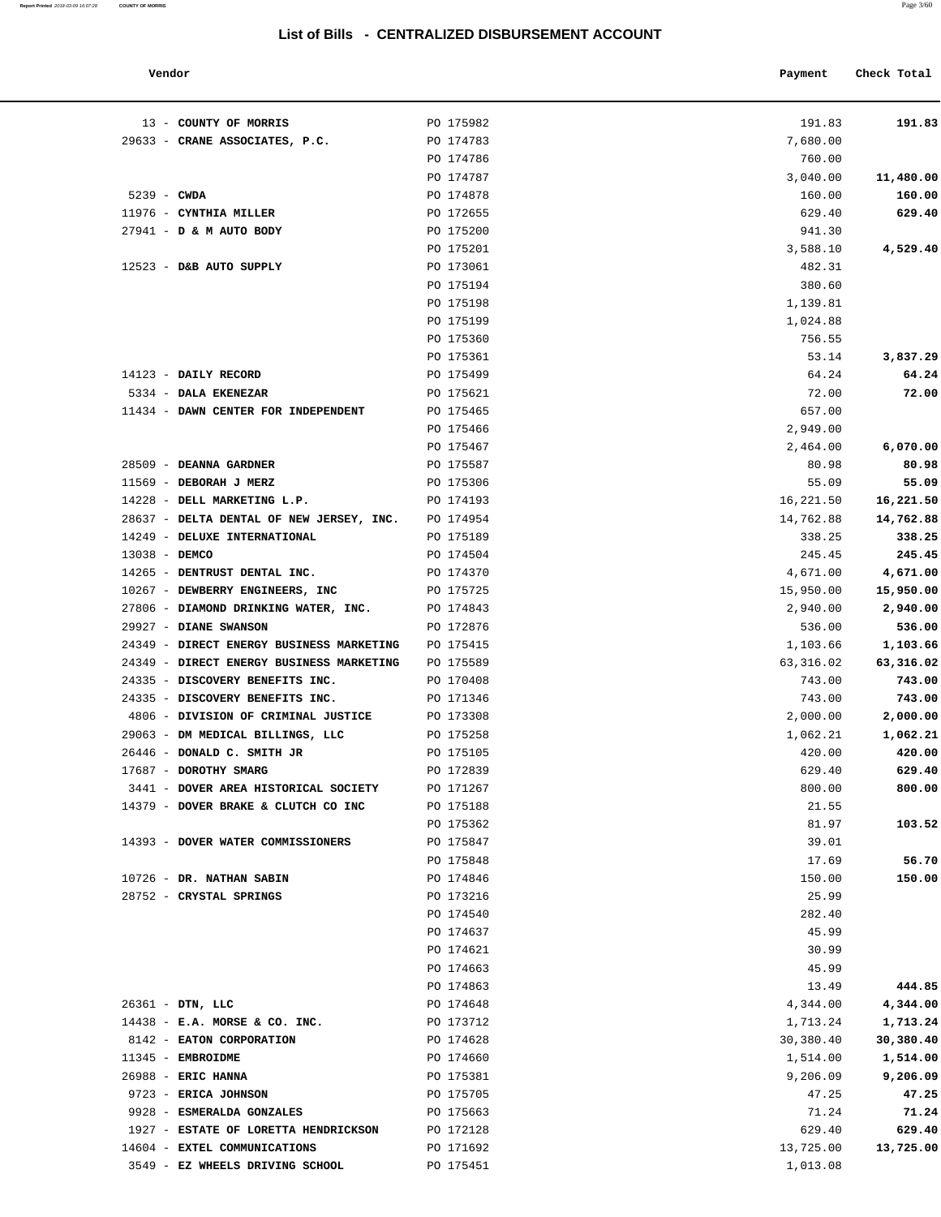## List of Bills - CENTRALIZED DISBURSEMENT ACCOUNT

| Vendor | | Payment | Check Total |
|---|---|---|---|
| 13 - **COUNTY OF MORRIS** | PO 175982 | 191.83 | **191.83** |
| 29633 - **CRANE ASSOCIATES, P.C.** | PO 174783 | 7,680.00 | |
| | PO 174786 | 760.00 | |
| | PO 174787 | 3,040.00 | **11,480.00** |
| 5239 - **CWDA** | PO 174878 | 160.00 | **160.00** |
| 11976 - **CYNTHIA MILLER** | PO 172655 | 629.40 | **629.40** |
| 27941 - **D & M AUTO BODY** | PO 175200 | 941.30 | |
| | PO 175201 | 3,588.10 | **4,529.40** |
| 12523 - **D&B AUTO SUPPLY** | PO 173061 | 482.31 | |
| | PO 175194 | 380.60 | |
| | PO 175198 | 1,139.81 | |
| | PO 175199 | 1,024.88 | |
| | PO 175360 | 756.55 | |
| | PO 175361 | 53.14 | **3,837.29** |
| 14123 - **DAILY RECORD** | PO 175499 | 64.24 | **64.24** |
| 5334 - **DALA EKENEZAR** | PO 175621 | 72.00 | **72.00** |
| 11434 - **DAWN CENTER FOR INDEPENDENT** | PO 175465 | 657.00 | |
| | PO 175466 | 2,949.00 | |
| | PO 175467 | 2,464.00 | **6,070.00** |
| 28509 - **DEANNA GARDNER** | PO 175587 | 80.98 | **80.98** |
| 11569 - **DEBORAH J MERZ** | PO 175306 | 55.09 | **55.09** |
| 14228 - **DELL MARKETING L.P.** | PO 174193 | 16,221.50 | **16,221.50** |
| 28637 - **DELTA DENTAL OF NEW JERSEY, INC.** | PO 174954 | 14,762.88 | **14,762.88** |
| 14249 - **DELUXE INTERNATIONAL** | PO 175189 | 338.25 | **338.25** |
| 13038 - **DEMCO** | PO 174504 | 245.45 | **245.45** |
| 14265 - **DENTRUST DENTAL INC.** | PO 174370 | 4,671.00 | **4,671.00** |
| 10267 - **DEWBERRY ENGINEERS, INC** | PO 175725 | 15,950.00 | **15,950.00** |
| 27806 - **DIAMOND DRINKING WATER, INC.** | PO 174843 | 2,940.00 | **2,940.00** |
| 29927 - **DIANE SWANSON** | PO 172876 | 536.00 | **536.00** |
| 24349 - **DIRECT ENERGY BUSINESS MARKETING** | PO 175415 | 1,103.66 | **1,103.66** |
| 24349 - **DIRECT ENERGY BUSINESS MARKETING** | PO 175589 | 63,316.02 | **63,316.02** |
| 24335 - **DISCOVERY BENEFITS INC.** | PO 170408 | 743.00 | **743.00** |
| 24335 - **DISCOVERY BENEFITS INC.** | PO 171346 | 743.00 | **743.00** |
| 4806 - **DIVISION OF CRIMINAL JUSTICE** | PO 173308 | 2,000.00 | **2,000.00** |
| 29063 - **DM MEDICAL BILLINGS, LLC** | PO 175258 | 1,062.21 | **1,062.21** |
| 26446 - **DONALD C. SMITH JR** | PO 175105 | 420.00 | **420.00** |
| 17687 - **DOROTHY SMARG** | PO 172839 | 629.40 | **629.40** |
| 3441 - **DOVER AREA HISTORICAL SOCIETY** | PO 171267 | 800.00 | **800.00** |
| 14379 - **DOVER BRAKE & CLUTCH CO INC** | PO 175188 | 21.55 | |
| | PO 175362 | 81.97 | **103.52** |
| 14393 - **DOVER WATER COMMISSIONERS** | PO 175847 | 39.01 | |
| | PO 175848 | 17.69 | **56.70** |
| 10726 - **DR. NATHAN SABIN** | PO 174846 | 150.00 | **150.00** |
| 28752 - **CRYSTAL SPRINGS** | PO 173216 | 25.99 | |
| | PO 174540 | 282.40 | |
| | PO 174637 | 45.99 | |
| | PO 174621 | 30.99 | |
| | PO 174663 | 45.99 | |
| | PO 174863 | 13.49 | **444.85** |
| 26361 - **DTN, LLC** | PO 174648 | 4,344.00 | **4,344.00** |
| 14438 - **E.A. MORSE & CO. INC.** | PO 173712 | 1,713.24 | **1,713.24** |
| 8142 - **EATON CORPORATION** | PO 174628 | 30,380.40 | **30,380.40** |
| 11345 - **EMBROIDME** | PO 174660 | 1,514.00 | **1,514.00** |
| 26988 - **ERIC HANNA** | PO 175381 | 9,206.09 | **9,206.09** |
| 9723 - **ERICA JOHNSON** | PO 175705 | 47.25 | **47.25** |
| 9928 - **ESMERALDA GONZALES** | PO 175663 | 71.24 | **71.24** |
| 1927 - **ESTATE OF LORETTA HENDRICKSON** | PO 172128 | 629.40 | **629.40** |
| 14604 - **EXTEL COMMUNICATIONS** | PO 171692 | 13,725.00 | **13,725.00** |
| 3549 - **EZ WHEELS DRIVING SCHOOL** | PO 175451 | 1,013.08 | |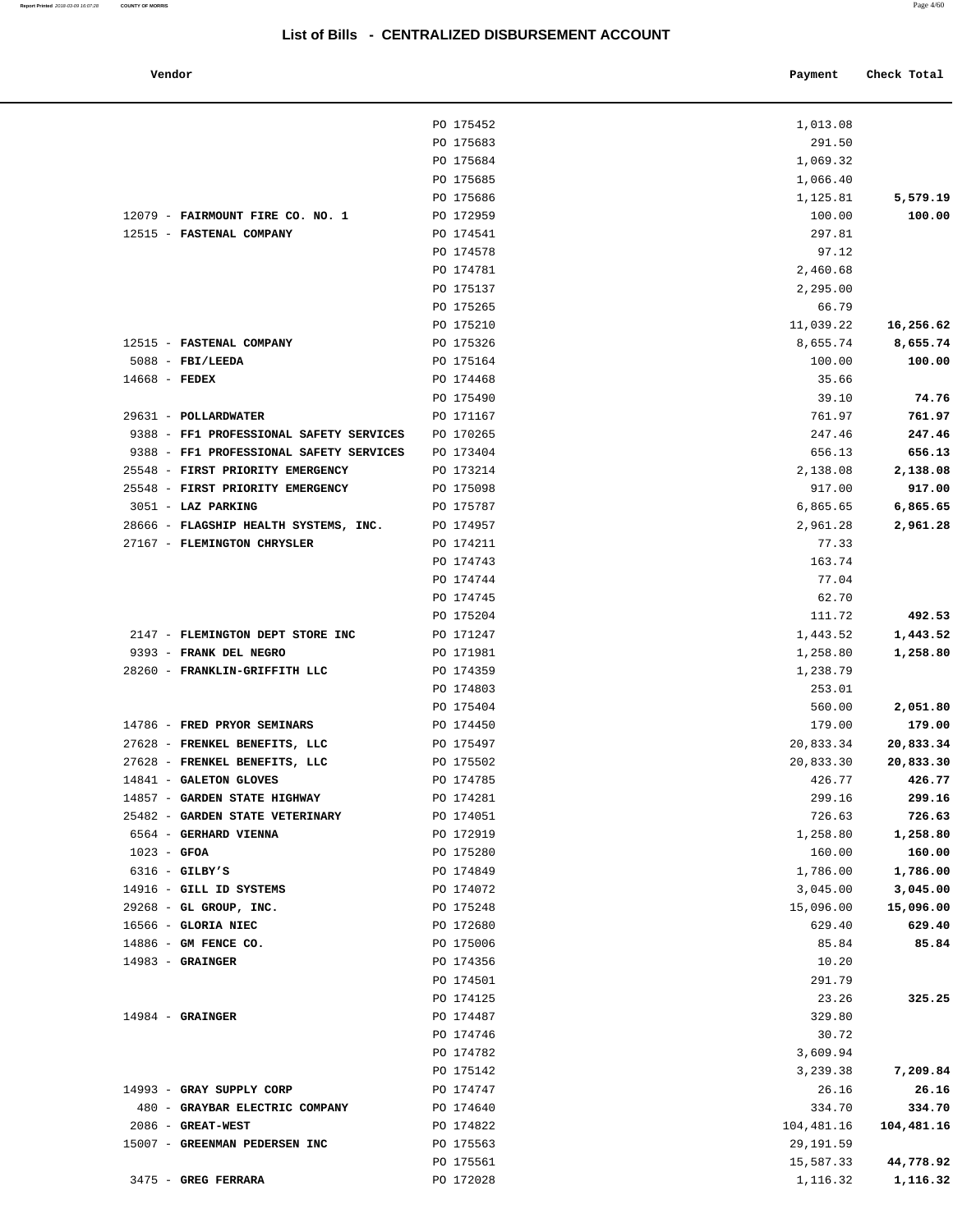## List of Bills - CENTRALIZED DISBURSEMENT ACCOUNT

| Vendor | | Payment | Check Total |
|---|---|---|---|
| | PO 175452 | 1,013.08 | |
| | PO 175683 | 291.50 | |
| | PO 175684 | 1,069.32 | |
| | PO 175685 | 1,066.40 | |
| | PO 175686 | 1,125.81 | **5,579.19** |
| 12079 - **FAIRMOUNT FIRE CO. NO. 1** | PO 172959 | 100.00 | **100.00** |
| 12515 - **FASTENAL COMPANY** | PO 174541 | 297.81 | |
| | PO 174578 | 97.12 | |
| | PO 174781 | 2,460.68 | |
| | PO 175137 | 2,295.00 | |
| | PO 175265 | 66.79 | |
| | PO 175210 | 11,039.22 | **16,256.62** |
| 12515 - **FASTENAL COMPANY** | PO 175326 | 8,655.74 | **8,655.74** |
| 5088 - **FBI/LEEDA** | PO 175164 | 100.00 | **100.00** |
| 14668 - **FEDEX** | PO 174468 | 35.66 | |
| | PO 175490 | 39.10 | **74.76** |
| 29631 - **POLLARDWATER** | PO 171167 | 761.97 | **761.97** |
| 9388 - **FF1 PROFESSIONAL SAFETY SERVICES** | PO 170265 | 247.46 | **247.46** |
| 9388 - **FF1 PROFESSIONAL SAFETY SERVICES** | PO 173404 | 656.13 | **656.13** |
| 25548 - **FIRST PRIORITY EMERGENCY** | PO 173214 | 2,138.08 | **2,138.08** |
| 25548 - **FIRST PRIORITY EMERGENCY** | PO 175098 | 917.00 | **917.00** |
| 3051 - **LAZ PARKING** | PO 175787 | 6,865.65 | **6,865.65** |
| 28666 - **FLAGSHIP HEALTH SYSTEMS, INC.** | PO 174957 | 2,961.28 | **2,961.28** |
| 27167 - **FLEMINGTON CHRYSLER** | PO 174211 | 77.33 | |
| | PO 174743 | 163.74 | |
| | PO 174744 | 77.04 | |
| | PO 174745 | 62.70 | |
| | PO 175204 | 111.72 | **492.53** |
| 2147 - **FLEMINGTON DEPT STORE INC** | PO 171247 | 1,443.52 | **1,443.52** |
| 9393 - **FRANK DEL NEGRO** | PO 171981 | 1,258.80 | **1,258.80** |
| 28260 - **FRANKLIN-GRIFFITH LLC** | PO 174359 | 1,238.79 | |
| | PO 174803 | 253.01 | |
| | PO 175404 | 560.00 | **2,051.80** |
| 14786 - **FRED PRYOR SEMINARS** | PO 174450 | 179.00 | **179.00** |
| 27628 - **FRENKEL BENEFITS, LLC** | PO 175497 | 20,833.34 | **20,833.34** |
| 27628 - **FRENKEL BENEFITS, LLC** | PO 175502 | 20,833.30 | **20,833.30** |
| 14841 - **GALETON GLOVES** | PO 174785 | 426.77 | **426.77** |
| 14857 - **GARDEN STATE HIGHWAY** | PO 174281 | 299.16 | **299.16** |
| 25482 - **GARDEN STATE VETERINARY** | PO 174051 | 726.63 | **726.63** |
| 6564 - **GERHARD VIENNA** | PO 172919 | 1,258.80 | **1,258.80** |
| 1023 - **GFOA** | PO 175280 | 160.00 | **160.00** |
| 6316 - **GILBY'S** | PO 174849 | 1,786.00 | **1,786.00** |
| 14916 - **GILL ID SYSTEMS** | PO 174072 | 3,045.00 | **3,045.00** |
| 29268 - **GL GROUP, INC.** | PO 175248 | 15,096.00 | **15,096.00** |
| 16566 - **GLORIA NIEC** | PO 172680 | 629.40 | **629.40** |
| 14886 - **GM FENCE CO.** | PO 175006 | 85.84 | **85.84** |
| 14983 - **GRAINGER** | PO 174356 | 10.20 | |
| | PO 174501 | 291.79 | |
| | PO 174125 | 23.26 | **325.25** |
| 14984 - **GRAINGER** | PO 174487 | 329.80 | |
| | PO 174746 | 30.72 | |
| | PO 174782 | 3,609.94 | |
| | PO 175142 | 3,239.38 | **7,209.84** |
| 14993 - **GRAY SUPPLY CORP** | PO 174747 | 26.16 | **26.16** |
| 480 - **GRAYBAR ELECTRIC COMPANY** | PO 174640 | 334.70 | **334.70** |
| 2086 - **GREAT-WEST** | PO 174822 | 104,481.16 | **104,481.16** |
| 15007 - **GREENMAN PEDERSEN INC** | PO 175563 | 29,191.59 | |
| | PO 175561 | 15,587.33 | **44,778.92** |
| 3475 - **GREG FERRARA** | PO 172028 | 1,116.32 | **1,116.32** |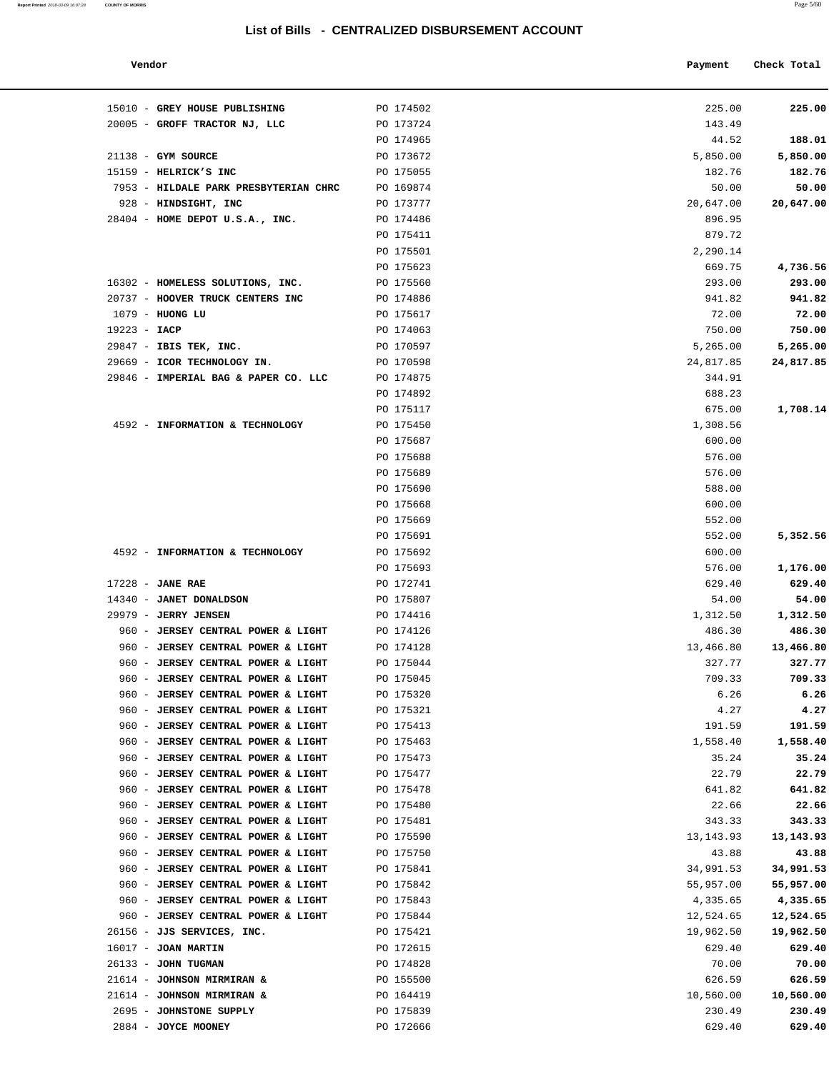## List of Bills - CENTRALIZED DISBURSEMENT ACCOUNT

| Vendor | | Payment | Check Total |
|---|---|---|---|
| 15010 - **GREY HOUSE PUBLISHING** | PO 174502 | 225.00 | **225.00** |
| 20005 - **GROFF TRACTOR NJ, LLC** | PO 173724 | 143.49 | |
| | PO 174965 | 44.52 | **188.01** |
| 21138 - **GYM SOURCE** | PO 173672 | 5,850.00 | **5,850.00** |
| 15159 - **HELRICK'S INC** | PO 175055 | 182.76 | **182.76** |
| 7953 - **HILDALE PARK PRESBYTERIAN CHRC** | PO 169874 | 50.00 | **50.00** |
| 928 - **HINDSIGHT, INC** | PO 173777 | 20,647.00 | **20,647.00** |
| 28404 - **HOME DEPOT U.S.A., INC.** | PO 174486 | 896.95 | |
| | PO 175411 | 879.72 | |
| | PO 175501 | 2,290.14 | |
| | PO 175623 | 669.75 | **4,736.56** |
| 16302 - **HOMELESS SOLUTIONS, INC.** | PO 175560 | 293.00 | **293.00** |
| 20737 - **HOOVER TRUCK CENTERS INC** | PO 174886 | 941.82 | **941.82** |
| 1079 - **HUONG LU** | PO 175617 | 72.00 | **72.00** |
| 19223 - **IACP** | PO 174063 | 750.00 | **750.00** |
| 29847 - **IBIS TEK, INC.** | PO 170597 | 5,265.00 | **5,265.00** |
| 29669 - **ICOR TECHNOLOGY IN.** | PO 170598 | 24,817.85 | **24,817.85** |
| 29846 - **IMPERIAL BAG & PAPER CO. LLC** | PO 174875 | 344.91 | |
| | PO 174892 | 688.23 | |
| | PO 175117 | 675.00 | **1,708.14** |
| 4592 - **INFORMATION & TECHNOLOGY** | PO 175450 | 1,308.56 | |
| | PO 175687 | 600.00 | |
| | PO 175688 | 576.00 | |
| | PO 175689 | 576.00 | |
| | PO 175690 | 588.00 | |
| | PO 175668 | 600.00 | |
| | PO 175669 | 552.00 | |
| | PO 175691 | 552.00 | **5,352.56** |
| 4592 - **INFORMATION & TECHNOLOGY** | PO 175692 | 600.00 | |
| | PO 175693 | 576.00 | **1,176.00** |
| 17228 - **JANE RAE** | PO 172741 | 629.40 | **629.40** |
| 14340 - **JANET DONALDSON** | PO 175807 | 54.00 | **54.00** |
| 29979 - **JERRY JENSEN** | PO 174416 | 1,312.50 | **1,312.50** |
| 960 - **JERSEY CENTRAL POWER & LIGHT** | PO 174126 | 486.30 | **486.30** |
| 960 - **JERSEY CENTRAL POWER & LIGHT** | PO 174128 | 13,466.80 | **13,466.80** |
| 960 - **JERSEY CENTRAL POWER & LIGHT** | PO 175044 | 327.77 | **327.77** |
| 960 - **JERSEY CENTRAL POWER & LIGHT** | PO 175045 | 709.33 | **709.33** |
| 960 - **JERSEY CENTRAL POWER & LIGHT** | PO 175320 | 6.26 | **6.26** |
| 960 - **JERSEY CENTRAL POWER & LIGHT** | PO 175321 | 4.27 | **4.27** |
| 960 - **JERSEY CENTRAL POWER & LIGHT** | PO 175413 | 191.59 | **191.59** |
| 960 - **JERSEY CENTRAL POWER & LIGHT** | PO 175463 | 1,558.40 | **1,558.40** |
| 960 - **JERSEY CENTRAL POWER & LIGHT** | PO 175473 | 35.24 | **35.24** |
| 960 - **JERSEY CENTRAL POWER & LIGHT** | PO 175477 | 22.79 | **22.79** |
| 960 - **JERSEY CENTRAL POWER & LIGHT** | PO 175478 | 641.82 | **641.82** |
| 960 - **JERSEY CENTRAL POWER & LIGHT** | PO 175480 | 22.66 | **22.66** |
| 960 - **JERSEY CENTRAL POWER & LIGHT** | PO 175481 | 343.33 | **343.33** |
| 960 - **JERSEY CENTRAL POWER & LIGHT** | PO 175590 | 13,143.93 | **13,143.93** |
| 960 - **JERSEY CENTRAL POWER & LIGHT** | PO 175750 | 43.88 | **43.88** |
| 960 - **JERSEY CENTRAL POWER & LIGHT** | PO 175841 | 34,991.53 | **34,991.53** |
| 960 - **JERSEY CENTRAL POWER & LIGHT** | PO 175842 | 55,957.00 | **55,957.00** |
| 960 - **JERSEY CENTRAL POWER & LIGHT** | PO 175843 | 4,335.65 | **4,335.65** |
| 960 - **JERSEY CENTRAL POWER & LIGHT** | PO 175844 | 12,524.65 | **12,524.65** |
| 26156 - **JJS SERVICES, INC.** | PO 175421 | 19,962.50 | **19,962.50** |
| 16017 - **JOAN MARTIN** | PO 172615 | 629.40 | **629.40** |
| 26133 - **JOHN TUGMAN** | PO 174828 | 70.00 | **70.00** |
| 21614 - **JOHNSON MIRMIRAN &** | PO 155500 | 626.59 | **626.59** |
| 21614 - **JOHNSON MIRMIRAN &** | PO 164419 | 10,560.00 | **10,560.00** |
| 2695 - **JOHNSTONE SUPPLY** | PO 175839 | 230.49 | **230.49** |
| 2884 - **JOYCE MOONEY** | PO 172666 | 629.40 | **629.40** |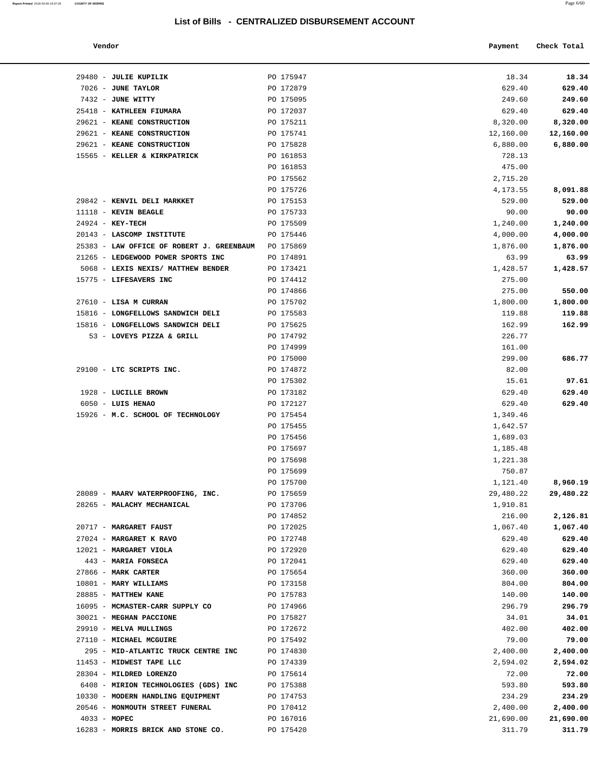# List of Bills - CENTRALIZED DISBURSEMENT ACCOUNT

| Vendor | | Payment | Check Total |
|---|---|---|---|
| 29480 - **JULIE KUPILIK** | PO 175947 | 18.34 | **18.34** |
| 7026 - **JUNE TAYLOR** | PO 172879 | 629.40 | **629.40** |
| 7432 - **JUNE WITTY** | PO 175095 | 249.60 | **249.60** |
| 25418 - **KATHLEEN FIUMARA** | PO 172037 | 629.40 | **629.40** |
| 29621 - **KEANE CONSTRUCTION** | PO 175211 | 8,320.00 | **8,320.00** |
| 29621 - **KEANE CONSTRUCTION** | PO 175741 | 12,160.00 | **12,160.00** |
| 29621 - **KEANE CONSTRUCTION** | PO 175828 | 6,880.00 | **6,880.00** |
| 15565 - **KELLER & KIRKPATRICK** | PO 161853 | 728.13 | |
| | PO 161853 | 475.00 | |
| | PO 175562 | 2,715.20 | |
| | PO 175726 | 4,173.55 | **8,091.88** |
| 29842 - **KENVIL DELI MARKKET** | PO 175153 | 529.00 | **529.00** |
| 11118 - **KEVIN BEAGLE** | PO 175733 | 90.00 | **90.00** |
| 24924 - **KEY-TECH** | PO 175509 | 1,240.00 | **1,240.00** |
| 20143 - **LASCOMP INSTITUTE** | PO 175446 | 4,000.00 | **4,000.00** |
| 25383 - **LAW OFFICE OF ROBERT J. GREENBAUM** | PO 175869 | 1,876.00 | **1,876.00** |
| 21265 - **LEDGEWOOD POWER SPORTS INC** | PO 174891 | 63.99 | **63.99** |
| 5068 - **LEXIS NEXIS/ MATTHEW BENDER** | PO 173421 | 1,428.57 | **1,428.57** |
| 15775 - **LIFESAVERS INC** | PO 174412 | 275.00 | |
| | PO 174866 | 275.00 | **550.00** |
| 27610 - **LISA M CURRAN** | PO 175702 | 1,800.00 | **1,800.00** |
| 15816 - **LONGFELLOWS SANDWICH DELI** | PO 175583 | 119.88 | **119.88** |
| 15816 - **LONGFELLOWS SANDWICH DELI** | PO 175625 | 162.99 | **162.99** |
| 53 - **LOVEYS PIZZA & GRILL** | PO 174792 | 226.77 | |
| | PO 174999 | 161.00 | |
| | PO 175000 | 299.00 | **686.77** |
| 29100 - **LTC SCRIPTS INC.** | PO 174872 | 82.00 | |
| | PO 175302 | 15.61 | **97.61** |
| 1928 - **LUCILLE BROWN** | PO 173182 | 629.40 | **629.40** |
| 6050 - **LUIS HENAO** | PO 172127 | 629.40 | **629.40** |
| 15926 - **M.C. SCHOOL OF TECHNOLOGY** | PO 175454 | 1,349.46 | |
| | PO 175455 | 1,642.57 | |
| | PO 175456 | 1,689.03 | |
| | PO 175697 | 1,185.48 | |
| | PO 175698 | 1,221.38 | |
| | PO 175699 | 750.87 | |
| | PO 175700 | 1,121.40 | **8,960.19** |
| 28089 - **MAARV WATERPROOFING, INC.** | PO 175659 | 29,480.22 | **29,480.22** |
| 28265 - **MALACHY MECHANICAL** | PO 173706 | 1,910.81 | |
| | PO 174852 | 216.00 | **2,126.81** |
| 20717 - **MARGARET FAUST** | PO 172025 | 1,067.40 | **1,067.40** |
| 27024 - **MARGARET K RAVO** | PO 172748 | 629.40 | **629.40** |
| 12021 - **MARGARET VIOLA** | PO 172920 | 629.40 | **629.40** |
| 443 - **MARIA FONSECA** | PO 172041 | 629.40 | **629.40** |
| 27866 - **MARK CARTER** | PO 175654 | 360.00 | **360.00** |
| 10801 - **MARY WILLIAMS** | PO 173158 | 804.00 | **804.00** |
| 28885 - **MATTHEW KANE** | PO 175783 | 140.00 | **140.00** |
| 16095 - **MCMASTER-CARR SUPPLY CO** | PO 174966 | 296.79 | **296.79** |
| 30021 - **MEGHAN PACCIONE** | PO 175827 | 34.01 | **34.01** |
| 29910 - **MELVA MULLINGS** | PO 172672 | 402.00 | **402.00** |
| 27110 - **MICHAEL MCGUIRE** | PO 175492 | 79.00 | **79.00** |
| 295 - **MID-ATLANTIC TRUCK CENTRE INC** | PO 174830 | 2,400.00 | **2,400.00** |
| 11453 - **MIDWEST TAPE LLC** | PO 174339 | 2,594.02 | **2,594.02** |
| 28304 - **MILDRED LORENZO** | PO 175614 | 72.00 | **72.00** |
| 6408 - **MIRION TECHNOLOGIES (GDS) INC** | PO 175388 | 593.80 | **593.80** |
| 10330 - **MODERN HANDLING EQUIPMENT** | PO 174753 | 234.29 | **234.29** |
| 20546 - **MONMOUTH STREET FUNERAL** | PO 170412 | 2,400.00 | **2,400.00** |
| 4033 - **MOPEC** | PO 167016 | 21,690.00 | **21,690.00** |
| 16283 - **MORRIS BRICK AND STONE CO.** | PO 175420 | 311.79 | **311.79** |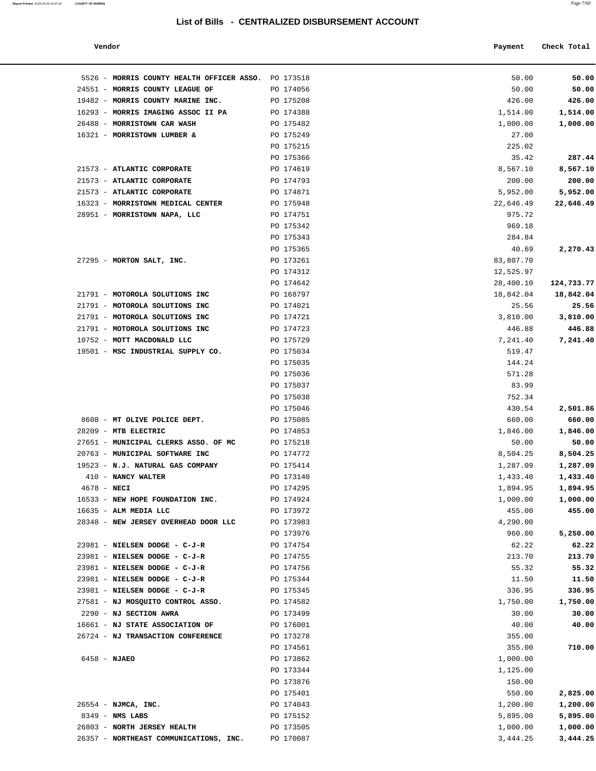# List of Bills - CENTRALIZED DISBURSEMENT ACCOUNT

| Vendor | | Payment | Check Total |
|---|---|---|---|
| 5526 - **MORRIS COUNTY HEALTH OFFICER ASSO.** | PO 173518 | 50.00 | **50.00** |
| 24551 - **MORRIS COUNTY LEAGUE OF** | PO 174056 | 50.00 | **50.00** |
| 19482 - **MORRIS COUNTY MARINE INC.** | PO 175208 | 426.00 | **426.00** |
| 16293 - **MORRIS IMAGING ASSOC II PA** | PO 174388 | 1,514.00 | **1,514.00** |
| 26488 - **MORRISTOWN CAR WASH** | PO 175482 | 1,000.00 | **1,000.00** |
| 16321 - **MORRISTOWN LUMBER &** | PO 175249 | 27.00 | |
| | PO 175215 | 225.02 | |
| | PO 175366 | 35.42 | **287.44** |
| 21573 - **ATLANTIC CORPORATE** | PO 174619 | 8,567.10 | **8,567.10** |
| 21573 - **ATLANTIC CORPORATE** | PO 174793 | 200.00 | **200.00** |
| 21573 - **ATLANTIC CORPORATE** | PO 174871 | 5,952.00 | **5,952.00** |
| 16323 - **MORRISTOWN MEDICAL CENTER** | PO 175948 | 22,646.49 | **22,646.49** |
| 28951 - **MORRISTOWN NAPA, LLC** | PO 174751 | 975.72 | |
| | PO 175342 | 969.18 | |
| | PO 175343 | 284.84 | |
| | PO 175365 | 40.69 | **2,270.43** |
| 27295 - **MORTON SALT, INC.** | PO 173261 | 83,807.70 | |
| | PO 174312 | 12,525.97 | |
| | PO 174642 | 28,400.10 | **124,733.77** |
| 21791 - **MOTOROLA SOLUTIONS INC** | PO 168797 | 18,842.04 | **18,842.04** |
| 21791 - **MOTOROLA SOLUTIONS INC** | PO 174021 | 25.56 | **25.56** |
| 21791 - **MOTOROLA SOLUTIONS INC** | PO 174721 | 3,810.00 | **3,810.00** |
| 21791 - **MOTOROLA SOLUTIONS INC** | PO 174723 | 446.88 | **446.88** |
| 10752 - **MOTT MACDONALD LLC** | PO 175729 | 7,241.40 | **7,241.40** |
| 19501 - **MSC INDUSTRIAL SUPPLY CO.** | PO 175034 | 519.47 | |
| | PO 175035 | 144.24 | |
| | PO 175036 | 571.28 | |
| | PO 175037 | 83.99 | |
| | PO 175038 | 752.34 | |
| | PO 175046 | 430.54 | **2,501.86** |
| 8608 - **MT OLIVE POLICE DEPT.** | PO 175085 | 660.00 | **660.00** |
| 28209 - **MTB ELECTRIC** | PO 174853 | 1,846.00 | **1,846.00** |
| 27651 - **MUNICIPAL CLERKS ASSO. OF MC** | PO 175218 | 50.00 | **50.00** |
| 20763 - **MUNICIPAL SOFTWARE INC** | PO 174772 | 8,504.25 | **8,504.25** |
| 19523 - **N.J. NATURAL GAS COMPANY** | PO 175414 | 1,287.09 | **1,287.09** |
| 410 - **NANCY WALTER** | PO 173140 | 1,433.40 | **1,433.40** |
| 4678 - **NECI** | PO 174295 | 1,894.95 | **1,894.95** |
| 16533 - **NEW HOPE FOUNDATION INC.** | PO 174924 | 1,000.00 | **1,000.00** |
| 16635 - **ALM MEDIA LLC** | PO 173972 | 455.00 | **455.00** |
| 28348 - **NEW JERSEY OVERHEAD DOOR LLC** | PO 173983 | 4,290.00 | |
| | PO 173976 | 960.00 | **5,250.00** |
| 23981 - **NIELSEN DODGE - C-J-R** | PO 174754 | 62.22 | **62.22** |
| 23981 - **NIELSEN DODGE - C-J-R** | PO 174755 | 213.70 | **213.70** |
| 23981 - **NIELSEN DODGE - C-J-R** | PO 174756 | 55.32 | **55.32** |
| 23981 - **NIELSEN DODGE - C-J-R** | PO 175344 | 11.50 | **11.50** |
| 23981 - **NIELSEN DODGE - C-J-R** | PO 175345 | 336.95 | **336.95** |
| 27581 - **NJ MOSQUITO CONTROL ASSO.** | PO 174582 | 1,750.00 | **1,750.00** |
| 2290 - **NJ SECTION AWRA** | PO 173499 | 30.00 | **30.00** |
| 16661 - **NJ STATE ASSOCIATION OF** | PO 176001 | 40.00 | **40.00** |
| 26724 - **NJ TRANSACTION CONFERENCE** | PO 173278 | 355.00 | |
| | PO 174561 | 355.00 | **710.00** |
| 6458 - **NJAEO** | PO 173862 | 1,000.00 | |
| | PO 173344 | 1,125.00 | |
| | PO 173876 | 150.00 | |
| | PO 175401 | 550.00 | **2,825.00** |
| 26554 - **NJMCA, INC.** | PO 174043 | 1,200.00 | **1,200.00** |
| 8349 - **NMS LABS** | PO 175152 | 5,895.00 | **5,895.00** |
| 26803 - **NORTH JERSEY HEALTH** | PO 173505 | 1,000.00 | **1,000.00** |
| 26357 - **NORTHEAST COMMUNICATIONS, INC.** | PO 170087 | 3,444.25 | **3,444.25** |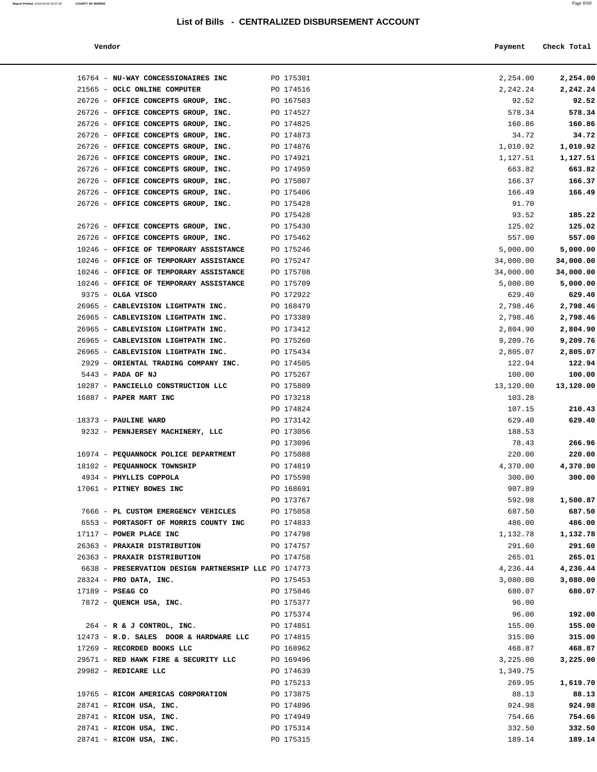## List of Bills - CENTRALIZED DISBURSEMENT ACCOUNT

| Vendor | | Payment | Check Total |
|---|---|---|---|
| 16764 - **NU-WAY CONCESSIONAIRES INC** | PO 175301 | 2,254.00 | **2,254.00** |
| 21565 - **OCLC ONLINE COMPUTER** | PO 174516 | 2,242.24 | **2,242.24** |
| 26726 - **OFFICE CONCEPTS GROUP, INC.** | PO 167503 | 92.52 | **92.52** |
| 26726 - **OFFICE CONCEPTS GROUP, INC.** | PO 174527 | 578.34 | **578.34** |
| 26726 - **OFFICE CONCEPTS GROUP, INC.** | PO 174825 | 160.86 | **160.86** |
| 26726 - **OFFICE CONCEPTS GROUP, INC.** | PO 174873 | 34.72 | **34.72** |
| 26726 - **OFFICE CONCEPTS GROUP, INC.** | PO 174876 | 1,010.92 | **1,010.92** |
| 26726 - **OFFICE CONCEPTS GROUP, INC.** | PO 174921 | 1,127.51 | **1,127.51** |
| 26726 - **OFFICE CONCEPTS GROUP, INC.** | PO 174959 | 663.82 | **663.82** |
| 26726 - **OFFICE CONCEPTS GROUP, INC.** | PO 175007 | 166.37 | **166.37** |
| 26726 - **OFFICE CONCEPTS GROUP, INC.** | PO 175406 | 166.49 | **166.49** |
| 26726 - **OFFICE CONCEPTS GROUP, INC.** | PO 175428 | 91.70 | |
| | PO 175428 | 93.52 | **185.22** |
| 26726 - **OFFICE CONCEPTS GROUP, INC.** | PO 175430 | 125.02 | **125.02** |
| 26726 - **OFFICE CONCEPTS GROUP, INC.** | PO 175462 | 557.00 | **557.00** |
| 10246 - **OFFICE OF TEMPORARY ASSISTANCE** | PO 175246 | 5,000.00 | **5,000.00** |
| 10246 - **OFFICE OF TEMPORARY ASSISTANCE** | PO 175247 | 34,000.00 | **34,000.00** |
| 10246 - **OFFICE OF TEMPORARY ASSISTANCE** | PO 175708 | 34,000.00 | **34,000.00** |
| 10246 - **OFFICE OF TEMPORARY ASSISTANCE** | PO 175709 | 5,000.00 | **5,000.00** |
| 9375 - **OLGA VISCO** | PO 172922 | 629.40 | **629.40** |
| 26965 - **CABLEVISION LIGHTPATH INC.** | PO 168479 | 2,798.46 | **2,798.46** |
| 26965 - **CABLEVISION LIGHTPATH INC.** | PO 173389 | 2,798.46 | **2,798.46** |
| 26965 - **CABLEVISION LIGHTPATH INC.** | PO 173412 | 2,804.90 | **2,804.90** |
| 26965 - **CABLEVISION LIGHTPATH INC.** | PO 175260 | 9,209.76 | **9,209.76** |
| 26965 - **CABLEVISION LIGHTPATH INC.** | PO 175434 | 2,805.07 | **2,805.07** |
| 2929 - **ORIENTAL TRADING COMPANY INC.** | PO 174505 | 122.94 | **122.94** |
| 5443 - **PADA OF NJ** | PO 175267 | 100.00 | **100.00** |
| 10287 - **PANCIELLO CONSTRUCTION LLC** | PO 175809 | 13,120.00 | **13,120.00** |
| 16887 - **PAPER MART INC** | PO 173218 | 103.28 | |
| | PO 174824 | 107.15 | **210.43** |
| 18373 - **PAULINE WARD** | PO 173142 | 629.40 | **629.40** |
| 9232 - **PENNJERSEY MACHINERY, LLC** | PO 173056 | 188.53 | |
| | PO 173096 | 78.43 | **266.96** |
| 16974 - **PEQUANNOCK POLICE DEPARTMENT** | PO 175088 | 220.00 | **220.00** |
| 18102 - **PEQUANNOCK TOWNSHIP** | PO 174819 | 4,370.00 | **4,370.00** |
| 4934 - **PHYLLIS COPPOLA** | PO 175598 | 300.00 | **300.00** |
| 17061 - **PITNEY BOWES INC** | PO 168691 | 907.89 | |
| | PO 173767 | 592.98 | **1,500.87** |
| 7666 - **PL CUSTOM EMERGENCY VEHICLES** | PO 175058 | 687.50 | **687.50** |
| 6553 - **PORTASOFT OF MORRIS COUNTY INC** | PO 174833 | 486.00 | **486.00** |
| 17117 - **POWER PLACE INC** | PO 174798 | 1,132.78 | **1,132.78** |
| 26363 - **PRAXAIR DISTRIBUTION** | PO 174757 | 291.60 | **291.60** |
| 26363 - **PRAXAIR DISTRIBUTION** | PO 174758 | 265.01 | **265.01** |
| 6638 - **PRESERVATION DESIGN PARTNERSHIP LLC** | PO 174773 | 4,236.44 | **4,236.44** |
| 28324 - **PRO DATA, INC.** | PO 175453 | 3,080.00 | **3,080.00** |
| 17189 - **PSE&G CO** | PO 175846 | 680.07 | **680.07** |
| 7872 - **QUENCH USA, INC.** | PO 175377 | 96.00 | |
| | PO 175374 | 96.00 | **192.00** |
| 264 - **R & J CONTROL, INC.** | PO 174851 | 155.00 | **155.00** |
| 12473 - **R.D. SALES DOOR & HARDWARE LLC** | PO 174815 | 315.00 | **315.00** |
| 17269 - **RECORDED BOOKS LLC** | PO 168962 | 468.87 | **468.87** |
| 29571 - **RED HAWK FIRE & SECURITY LLC** | PO 169496 | 3,225.00 | **3,225.00** |
| 29982 - **REDICARE LLC** | PO 174639 | 1,349.75 | |
| | PO 175213 | 269.95 | **1,619.70** |
| 19765 - **RICOH AMERICAS CORPORATION** | PO 173875 | 88.13 | **88.13** |
| 28741 - **RICOH USA, INC.** | PO 174896 | 924.98 | **924.98** |
| 28741 - **RICOH USA, INC.** | PO 174949 | 754.66 | **754.66** |
| 28741 - **RICOH USA, INC.** | PO 175314 | 332.50 | **332.50** |
| 28741 - **RICOH USA, INC.** | PO 175315 | 189.14 | **189.14** |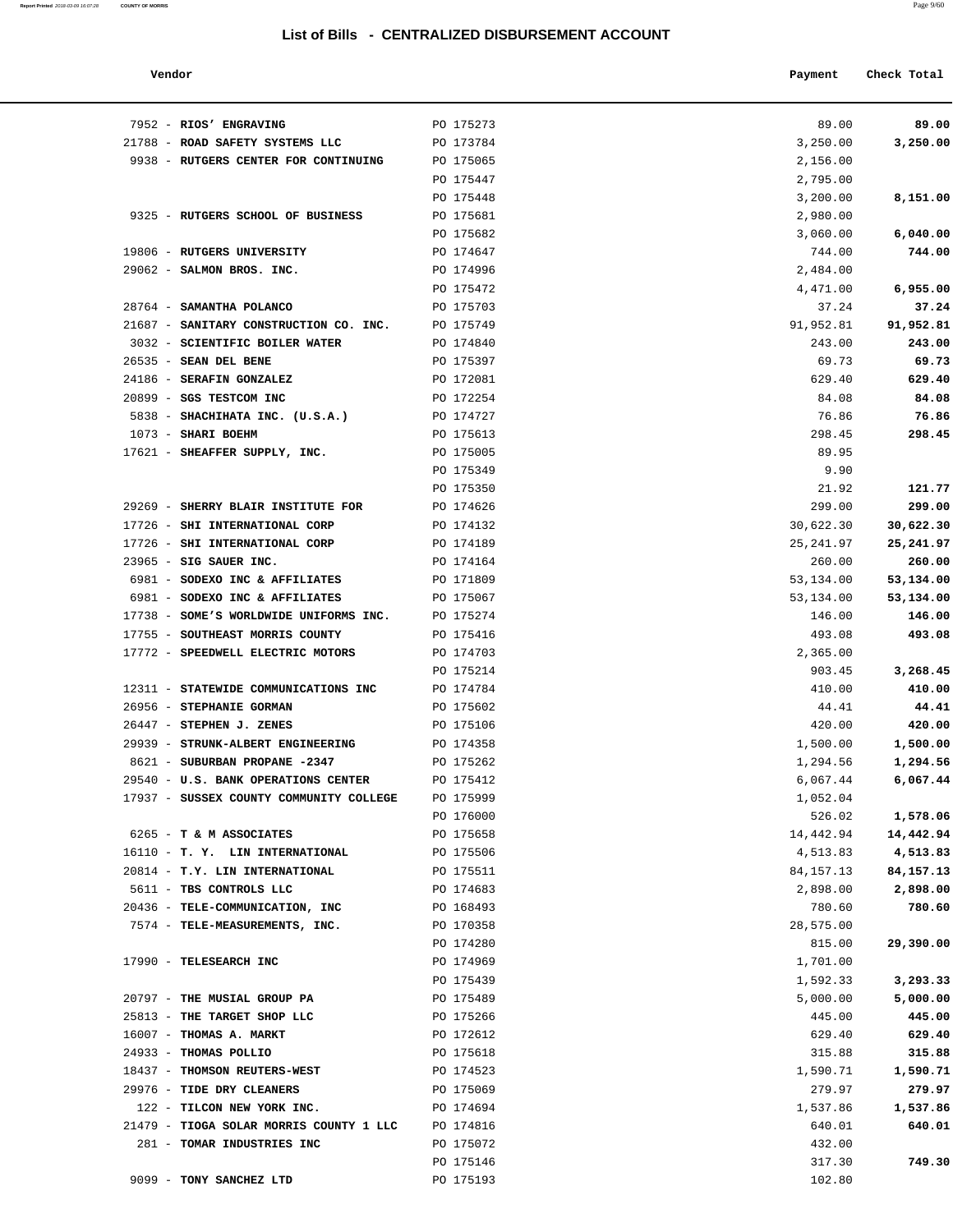# List of Bills - CENTRALIZED DISBURSEMENT ACCOUNT

| Vendor | | Payment | Check Total |
|---|---|---|---|
| 7952 - **RIOS' ENGRAVING** | PO 175273 | 89.00 | **89.00** |
| 21788 - **ROAD SAFETY SYSTEMS LLC** | PO 173784 | 3,250.00 | **3,250.00** |
| 9938 - **RUTGERS CENTER FOR CONTINUING** | PO 175065 | 2,156.00 | |
| | PO 175447 | 2,795.00 | |
| | PO 175448 | 3,200.00 | **8,151.00** |
| 9325 - **RUTGERS SCHOOL OF BUSINESS** | PO 175681 | 2,980.00 | |
| | PO 175682 | 3,060.00 | **6,040.00** |
| 19806 - **RUTGERS UNIVERSITY** | PO 174647 | 744.00 | **744.00** |
| 29062 - **SALMON BROS. INC.** | PO 174996 | 2,484.00 | |
| | PO 175472 | 4,471.00 | **6,955.00** |
| 28764 - **SAMANTHA POLANCO** | PO 175703 | 37.24 | **37.24** |
| 21687 - **SANITARY CONSTRUCTION CO. INC.** | PO 175749 | 91,952.81 | **91,952.81** |
| 3032 - **SCIENTIFIC BOILER WATER** | PO 174840 | 243.00 | **243.00** |
| 26535 - **SEAN DEL BENE** | PO 175397 | 69.73 | **69.73** |
| 24186 - **SERAFIN GONZALEZ** | PO 172081 | 629.40 | **629.40** |
| 20899 - **SGS TESTCOM INC** | PO 172254 | 84.08 | **84.08** |
| 5838 - **SHACHIHATA INC. (U.S.A.)** | PO 174727 | 76.86 | **76.86** |
| 1073 - **SHARI BOEHM** | PO 175613 | 298.45 | **298.45** |
| 17621 - **SHEAFFER SUPPLY, INC.** | PO 175005 | 89.95 | |
| | PO 175349 | 9.90 | |
| | PO 175350 | 21.92 | **121.77** |
| 29269 - **SHERRY BLAIR INSTITUTE FOR** | PO 174626 | 299.00 | **299.00** |
| 17726 - **SHI INTERNATIONAL CORP** | PO 174132 | 30,622.30 | **30,622.30** |
| 17726 - **SHI INTERNATIONAL CORP** | PO 174189 | 25,241.97 | **25,241.97** |
| 23965 - **SIG SAUER INC.** | PO 174164 | 260.00 | **260.00** |
| 6981 - **SODEXO INC & AFFILIATES** | PO 171809 | 53,134.00 | **53,134.00** |
| 6981 - **SODEXO INC & AFFILIATES** | PO 175067 | 53,134.00 | **53,134.00** |
| 17738 - **SOME'S WORLDWIDE UNIFORMS INC.** | PO 175274 | 146.00 | **146.00** |
| 17755 - **SOUTHEAST MORRIS COUNTY** | PO 175416 | 493.08 | **493.08** |
| 17772 - **SPEEDWELL ELECTRIC MOTORS** | PO 174703 | 2,365.00 | |
| | PO 175214 | 903.45 | **3,268.45** |
| 12311 - **STATEWIDE COMMUNICATIONS INC** | PO 174784 | 410.00 | **410.00** |
| 26956 - **STEPHANIE GORMAN** | PO 175602 | 44.41 | **44.41** |
| 26447 - **STEPHEN J. ZENES** | PO 175106 | 420.00 | **420.00** |
| 29939 - **STRUNK-ALBERT ENGINEERING** | PO 174358 | 1,500.00 | **1,500.00** |
| 8621 - **SUBURBAN PROPANE -2347** | PO 175262 | 1,294.56 | **1,294.56** |
| 29540 - **U.S. BANK OPERATIONS CENTER** | PO 175412 | 6,067.44 | **6,067.44** |
| 17937 - **SUSSEX COUNTY COMMUNITY COLLEGE** | PO 175999 | 1,052.04 | |
| | PO 176000 | 526.02 | **1,578.06** |
| 6265 - **T & M ASSOCIATES** | PO 175658 | 14,442.94 | **14,442.94** |
| 16110 - **T. Y. LIN INTERNATIONAL** | PO 175506 | 4,513.83 | **4,513.83** |
| 20814 - **T.Y. LIN INTERNATIONAL** | PO 175511 | 84,157.13 | **84,157.13** |
| 5611 - **TBS CONTROLS LLC** | PO 174683 | 2,898.00 | **2,898.00** |
| 20436 - **TELE-COMMUNICATION, INC** | PO 168493 | 780.60 | **780.60** |
| 7574 - **TELE-MEASUREMENTS, INC.** | PO 170358 | 28,575.00 | |
| | PO 174280 | 815.00 | **29,390.00** |
| 17990 - **TELESEARCH INC** | PO 174969 | 1,701.00 | |
| | PO 175439 | 1,592.33 | **3,293.33** |
| 20797 - **THE MUSIAL GROUP PA** | PO 175489 | 5,000.00 | **5,000.00** |
| 25813 - **THE TARGET SHOP LLC** | PO 175266 | 445.00 | **445.00** |
| 16007 - **THOMAS A. MARKT** | PO 172612 | 629.40 | **629.40** |
| 24933 - **THOMAS POLLIO** | PO 175618 | 315.88 | **315.88** |
| 18437 - **THOMSON REUTERS-WEST** | PO 174523 | 1,590.71 | **1,590.71** |
| 29976 - **TIDE DRY CLEANERS** | PO 175069 | 279.97 | **279.97** |
| 122 - **TILCON NEW YORK INC.** | PO 174694 | 1,537.86 | **1,537.86** |
| 21479 - **TIOGA SOLAR MORRIS COUNTY 1 LLC** | PO 174816 | 640.01 | **640.01** |
| 281 - **TOMAR INDUSTRIES INC** | PO 175072 | 432.00 | |
| | PO 175146 | 317.30 | **749.30** |
| 9099 - **TONY SANCHEZ LTD** | PO 175193 | 102.80 | |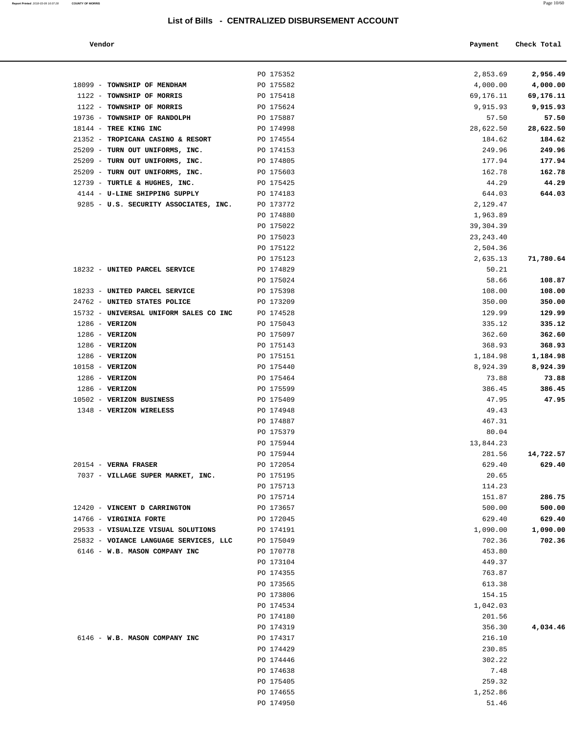## List of Bills - CENTRALIZED DISBURSEMENT ACCOUNT

| Vendor | | Payment | Check Total |
|---|---|---|---|
| | PO 175352 | 2,853.69 | **2,956.49** |
| 18099 - **TOWNSHIP OF MENDHAM** | PO 175582 | 4,000.00 | **4,000.00** |
| 1122 - **TOWNSHIP OF MORRIS** | PO 175418 | 69,176.11 | **69,176.11** |
| 1122 - **TOWNSHIP OF MORRIS** | PO 175624 | 9,915.93 | **9,915.93** |
| 19736 - **TOWNSHIP OF RANDOLPH** | PO 175887 | 57.50 | **57.50** |
| 18144 - **TREE KING INC** | PO 174998 | 28,622.50 | **28,622.50** |
| 21352 - **TROPICANA CASINO & RESORT** | PO 174554 | 184.62 | **184.62** |
| 25209 - **TURN OUT UNIFORMS, INC.** | PO 174153 | 249.96 | **249.96** |
| 25209 - **TURN OUT UNIFORMS, INC.** | PO 174805 | 177.94 | **177.94** |
| 25209 - **TURN OUT UNIFORMS, INC.** | PO 175603 | 162.78 | **162.78** |
| 12739 - **TURTLE & HUGHES, INC.** | PO 175425 | 44.29 | **44.29** |
| 4144 - **U-LINE SHIPPING SUPPLY** | PO 174183 | 644.03 | **644.03** |
| 9285 - **U.S. SECURITY ASSOCIATES, INC.** | PO 173772 | 2,129.47 | |
| | PO 174880 | 1,963.89 | |
| | PO 175022 | 39,304.39 | |
| | PO 175023 | 23,243.40 | |
| | PO 175122 | 2,504.36 | |
| | PO 175123 | 2,635.13 | **71,780.64** |
| 18232 - **UNITED PARCEL SERVICE** | PO 174829 | 50.21 | |
| | PO 175024 | 58.66 | **108.87** |
| 18233 - **UNITED PARCEL SERVICE** | PO 175398 | 108.00 | **108.00** |
| 24762 - **UNITED STATES POLICE** | PO 173209 | 350.00 | **350.00** |
| 15732 - **UNIVERSAL UNIFORM SALES CO INC** | PO 174528 | 129.99 | **129.99** |
| 1286 - **VERIZON** | PO 175043 | 335.12 | **335.12** |
| 1286 - **VERIZON** | PO 175097 | 362.60 | **362.60** |
| 1286 - **VERIZON** | PO 175143 | 368.93 | **368.93** |
| 1286 - **VERIZON** | PO 175151 | 1,184.98 | **1,184.98** |
| 10158 - **VERIZON** | PO 175440 | 8,924.39 | **8,924.39** |
| 1286 - **VERIZON** | PO 175464 | 73.88 | **73.88** |
| 1286 - **VERIZON** | PO 175599 | 386.45 | **386.45** |
| 10502 - **VERIZON BUSINESS** | PO 175409 | 47.95 | **47.95** |
| 1348 - **VERIZON WIRELESS** | PO 174948 | 49.43 | |
| | PO 174887 | 467.31 | |
| | PO 175379 | 80.04 | |
| | PO 175944 | 13,844.23 | |
| | PO 175944 | 281.56 | **14,722.57** |
| 20154 - **VERNA FRASER** | PO 172054 | 629.40 | **629.40** |
| 7037 - **VILLAGE SUPER MARKET, INC.** | PO 175195 | 20.65 | |
| | PO 175713 | 114.23 | |
| | PO 175714 | 151.87 | **286.75** |
| 12420 - **VINCENT D CARRINGTON** | PO 173657 | 500.00 | **500.00** |
| 14766 - **VIRGINIA FORTE** | PO 172045 | 629.40 | **629.40** |
| 29533 - **VISUALIZE VISUAL SOLUTIONS** | PO 174191 | 1,090.00 | **1,090.00** |
| 25832 - **VOIANCE LANGUAGE SERVICES, LLC** | PO 175049 | 702.36 | **702.36** |
| 6146 - **W.B. MASON COMPANY INC** | PO 170778 | 453.80 | |
| | PO 173104 | 449.37 | |
| | PO 174355 | 763.87 | |
| | PO 173565 | 613.38 | |
| | PO 173806 | 154.15 | |
| | PO 174534 | 1,042.03 | |
| | PO 174180 | 201.56 | |
| | PO 174319 | 356.30 | **4,034.46** |
| 6146 - **W.B. MASON COMPANY INC** | PO 174317 | 216.10 | |
| | PO 174429 | 230.85 | |
| | PO 174446 | 302.22 | |
| | PO 174638 | 7.48 | |
| | PO 175405 | 259.32 | |
| | PO 174655 | 1,252.86 | |
| | PO 174950 | 51.46 | |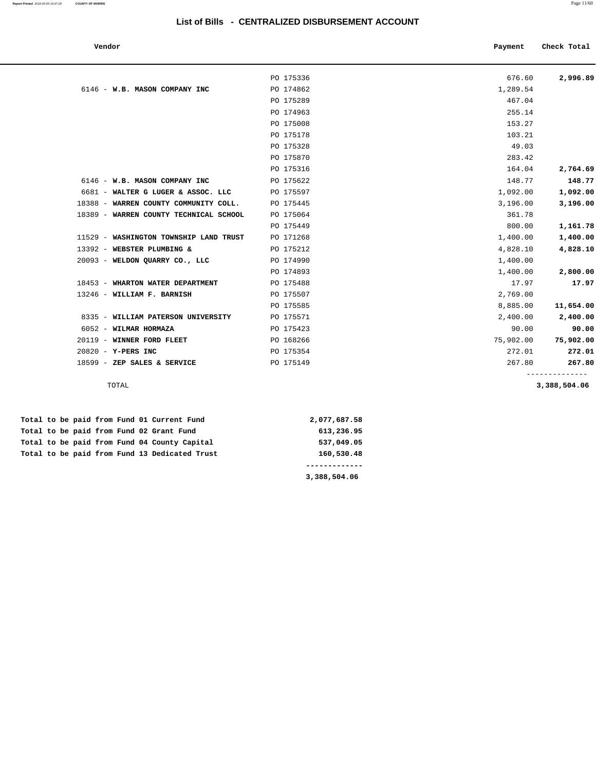# List of Bills - CENTRALIZED DISBURSEMENT ACCOUNT

| Vendor | | Payment | Check Total |
|---|---|---|---|
| | PO 175336 | 676.60 | **2,996.89** |
| 6146 - **W.B. MASON COMPANY INC** | PO 174862 | 1,289.54 | |
| | PO 175289 | 467.04 | |
| | PO 174963 | 255.14 | |
| | PO 175008 | 153.27 | |
| | PO 175178 | 103.21 | |
| | PO 175328 | 49.03 | |
| | PO 175870 | 283.42 | |
| | PO 175316 | 164.04 | **2,764.69** |
| 6146 - **W.B. MASON COMPANY INC** | PO 175622 | 148.77 | **148.77** |
| 6681 - **WALTER G LUGER & ASSOC. LLC** | PO 175597 | 1,092.00 | **1,092.00** |
| 18388 - **WARREN COUNTY COMMUNITY COLL.** | PO 175445 | 3,196.00 | **3,196.00** |
| 18389 - **WARREN COUNTY TECHNICAL SCHOOL** | PO 175064 | 361.78 | |
| | PO 175449 | 800.00 | **1,161.78** |
| 11529 - **WASHINGTON TOWNSHIP LAND TRUST** | PO 171268 | 1,400.00 | **1,400.00** |
| 13392 - **WEBSTER PLUMBING &** | PO 175212 | 4,828.10 | **4,828.10** |
| 20093 - **WELDON QUARRY CO., LLC** | PO 174990 | 1,400.00 | |
| | PO 174893 | 1,400.00 | **2,800.00** |
| 18453 - **WHARTON WATER DEPARTMENT** | PO 175488 | 17.97 | **17.97** |
| 13246 - **WILLIAM F. BARNISH** | PO 175507 | 2,769.00 | |
| | PO 175585 | 8,885.00 | **11,654.00** |
| 8335 - **WILLIAM PATERSON UNIVERSITY** | PO 175571 | 2,400.00 | **2,400.00** |
| 6052 - **WILMAR HORMAZA** | PO 175423 | 90.00 | **90.00** |
| 20119 - **WINNER FORD FLEET** | PO 168266 | 75,902.00 | **75,902.00** |
| 20820 - **Y-PERS INC** | PO 175354 | 272.01 | **272.01** |
| 18599 - **ZEP SALES & SERVICE** | PO 175149 | 267.80 | **267.80** |
| TOTAL | | | **3,388,504.06** |

| | |
|---|---|
| **Total to be paid from Fund 01 Current Fund** | **2,077,687.58** |
| **Total to be paid from Fund 02 Grant Fund** | **613,236.95** |
| **Total to be paid from Fund 04 County Capital** | **537,049.05** |
| **Total to be paid from Fund 13 Dedicated Trust** | **160,530.48** |
| | **3,388,504.06** |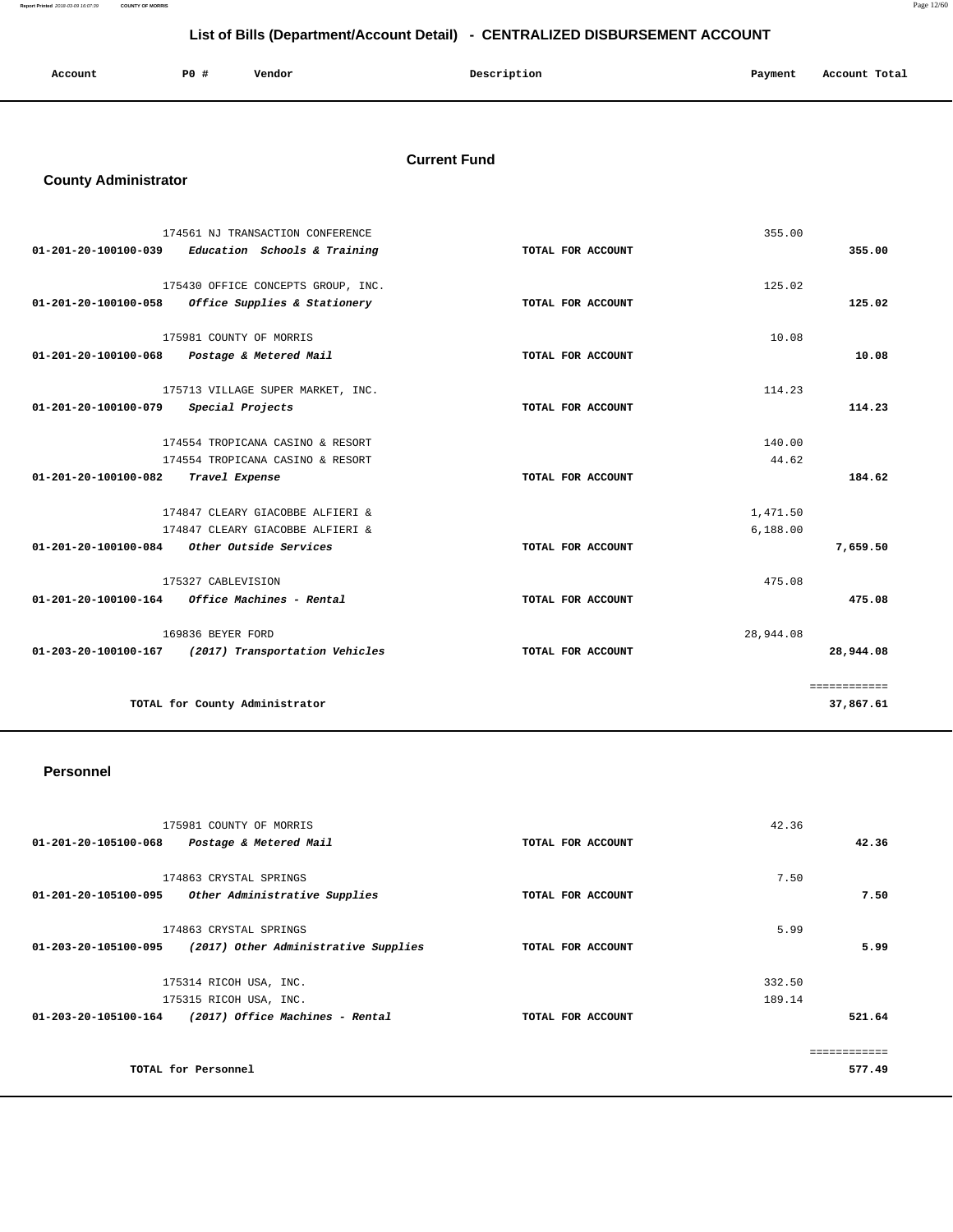# List of Bills (Department/Account Detail) - CENTRALIZED DISBURSEMENT ACCOUNT

## Current Fund

### County Administrator

| Account | PO # | Vendor | Description | Payment | Account Total |
|---|---|---|---|---|---|
| | 174561 | NJ TRANSACTION CONFERENCE | | 355.00 | |
| 01-201-20-100100-039 | | *Education Schools & Training* | TOTAL FOR ACCOUNT | | 355.00 |
| | 175430 | OFFICE CONCEPTS GROUP, INC. | | 125.02 | |
| 01-201-20-100100-058 | | *Office Supplies & Stationery* | TOTAL FOR ACCOUNT | | 125.02 |
| | 175981 | COUNTY OF MORRIS | | 10.08 | |
| 01-201-20-100100-068 | | *Postage & Metered Mail* | TOTAL FOR ACCOUNT | | 10.08 |
| | 175713 | VILLAGE SUPER MARKET, INC. | | 114.23 | |
| 01-201-20-100100-079 | | *Special Projects* | TOTAL FOR ACCOUNT | | 114.23 |
| | 174554 | TROPICANA CASINO & RESORT | | 140.00 | |
| | 174554 | TROPICANA CASINO & RESORT | | 44.62 | |
| 01-201-20-100100-082 | | *Travel Expense* | TOTAL FOR ACCOUNT | | 184.62 |
| | 174847 | CLEARY GIACOBBE ALFIERI & | | 1,471.50 | |
| | 174847 | CLEARY GIACOBBE ALFIERI & | | 6,188.00 | |
| 01-201-20-100100-084 | | *Other Outside Services* | TOTAL FOR ACCOUNT | | 7,659.50 |
| | 175327 | CABLEVISION | | 475.08 | |
| 01-201-20-100100-164 | | *Office Machines - Rental* | TOTAL FOR ACCOUNT | | 475.08 |
| | 169836 | BEYER FORD | | 28,944.08 | |
| 01-203-20-100100-167 | | *(2017) Transportation Vehicles* | TOTAL FOR ACCOUNT | | 28,944.08 |
| | | TOTAL for County Administrator | | | 37,867.61 |

### Personnel

| Account | PO # | Vendor | Description | Payment | Account Total |
|---|---|---|---|---|---|
| | 175981 | COUNTY OF MORRIS | | 42.36 | |
| 01-201-20-105100-068 | | *Postage & Metered Mail* | TOTAL FOR ACCOUNT | | 42.36 |
| | 174863 | CRYSTAL SPRINGS | | 7.50 | |
| 01-201-20-105100-095 | | *Other Administrative Supplies* | TOTAL FOR ACCOUNT | | 7.50 |
| | 174863 | CRYSTAL SPRINGS | | 5.99 | |
| 01-203-20-105100-095 | | *(2017) Other Administrative Supplies* | TOTAL FOR ACCOUNT | | 5.99 |
| | 175314 | RICOH USA, INC. | | 332.50 | |
| | 175315 | RICOH USA, INC. | | 189.14 | |
| 01-203-20-105100-164 | | *(2017) Office Machines - Rental* | TOTAL FOR ACCOUNT | | 521.64 |
| | | TOTAL for Personnel | | | 577.49 |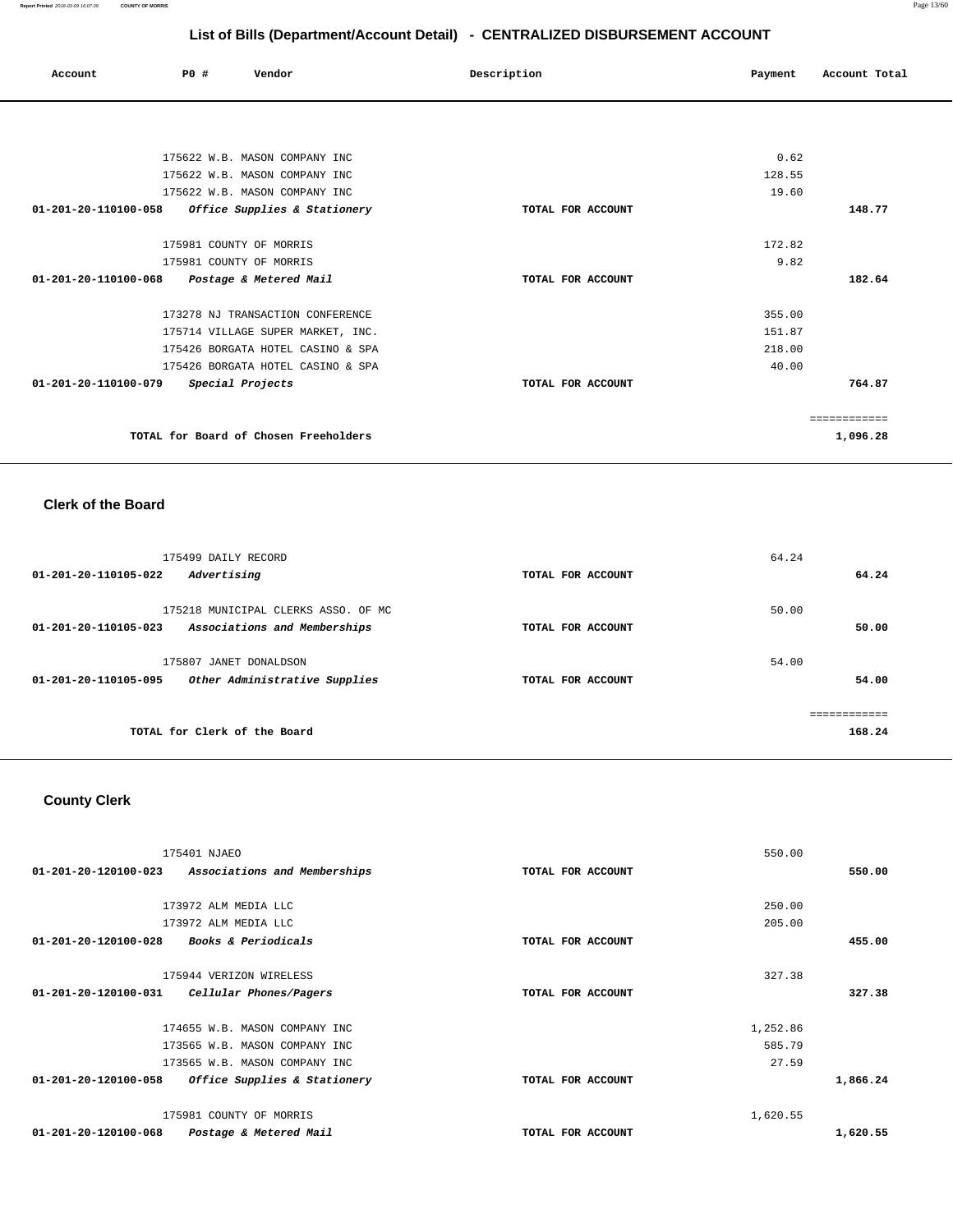## List of Bills (Department/Account Detail) - CENTRALIZED DISBURSEMENT ACCOUNT

| Account | PO # | Vendor | Description | Payment | Account Total |
|---|---|---|---|---|---|
| | 175622 | W.B. MASON COMPANY INC | | 0.62 | |
| | 175622 | W.B. MASON COMPANY INC | | 128.55 | |
| | 175622 | W.B. MASON COMPANY INC | | 19.60 | |
| 01-201-20-110100-058 | | *Office Supplies & Stationery* | TOTAL FOR ACCOUNT | | 148.77 |
| | 175981 | COUNTY OF MORRIS | | 172.82 | |
| | 175981 | COUNTY OF MORRIS | | 9.82 | |
| 01-201-20-110100-068 | | *Postage & Metered Mail* | TOTAL FOR ACCOUNT | | 182.64 |
| | 173278 | NJ TRANSACTION CONFERENCE | | 355.00 | |
| | 175714 | VILLAGE SUPER MARKET, INC. | | 151.87 | |
| | 175426 | BORGATA HOTEL CASINO & SPA | | 218.00 | |
| | 175426 | BORGATA HOTEL CASINO & SPA | | 40.00 | |
| 01-201-20-110100-079 | | *Special Projects* | TOTAL FOR ACCOUNT | | 764.87 |
| | | | | | ============ |
| | | TOTAL for Board of Chosen Freeholders | | | 1,096.28 |

### Clerk of the Board

| Account | PO # | Vendor | Description | Payment | Account Total |
|---|---|---|---|---|---|
| | 175499 | DAILY RECORD | | 64.24 | |
| 01-201-20-110105-022 | | *Advertising* | TOTAL FOR ACCOUNT | | 64.24 |
| | 175218 | MUNICIPAL CLERKS ASSO. OF MC | | 50.00 | |
| 01-201-20-110105-023 | | *Associations and Memberships* | TOTAL FOR ACCOUNT | | 50.00 |
| | 175807 | JANET DONALDSON | | 54.00 | |
| 01-201-20-110105-095 | | *Other Administrative Supplies* | TOTAL FOR ACCOUNT | | 54.00 |
| | | | | | ============ |
| | | TOTAL for Clerk of the Board | | | 168.24 |

### County Clerk

| Account | PO # | Vendor | Description | Payment | Account Total |
|---|---|---|---|---|---|
| | 175401 | NJAEO | | 550.00 | |
| 01-201-20-120100-023 | | *Associations and Memberships* | TOTAL FOR ACCOUNT | | 550.00 |
| | 173972 | ALM MEDIA LLC | | 250.00 | |
| | 173972 | ALM MEDIA LLC | | 205.00 | |
| 01-201-20-120100-028 | | *Books & Periodicals* | TOTAL FOR ACCOUNT | | 455.00 |
| | 175944 | VERIZON WIRELESS | | 327.38 | |
| 01-201-20-120100-031 | | *Cellular Phones/Pagers* | TOTAL FOR ACCOUNT | | 327.38 |
| | 174655 | W.B. MASON COMPANY INC | | 1,252.86 | |
| | 173565 | W.B. MASON COMPANY INC | | 585.79 | |
| | 173565 | W.B. MASON COMPANY INC | | 27.59 | |
| 01-201-20-120100-058 | | *Office Supplies & Stationery* | TOTAL FOR ACCOUNT | | 1,866.24 |
| | 175981 | COUNTY OF MORRIS | | 1,620.55 | |
| 01-201-20-120100-068 | | *Postage & Metered Mail* | TOTAL FOR ACCOUNT | | 1,620.55 |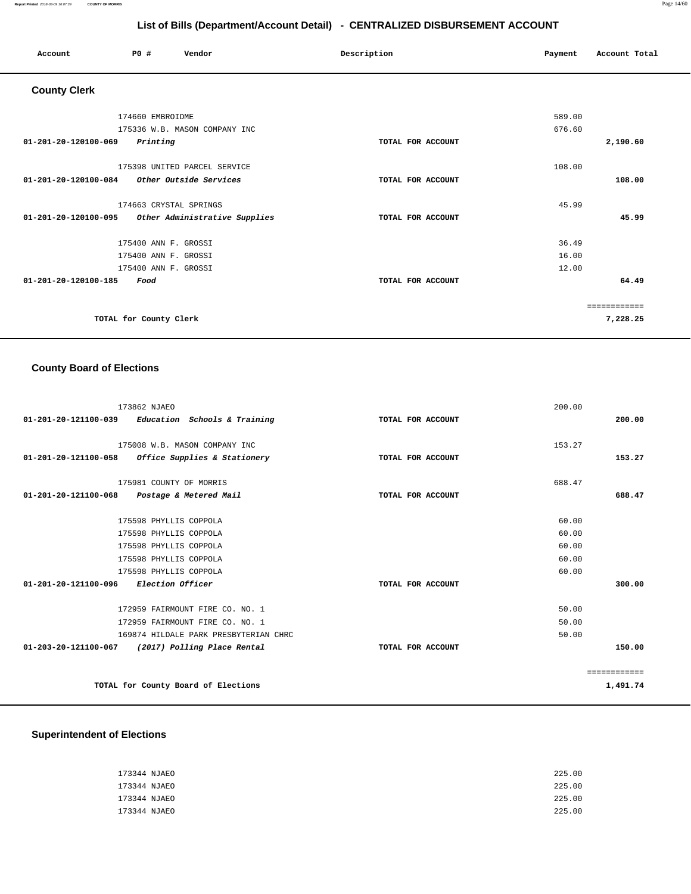## List of Bills (Department/Account Detail) - CENTRALIZED DISBURSEMENT ACCOUNT

| Account | PO # | Vendor | Description | Payment | Account Total |
|---|---|---|---|---|---|

### County Clerk

| Account | PO # | Vendor | Description | Payment | Account Total |
|---|---|---|---|---|---|
| | 174660 | EMBROIDME | | 589.00 | |
| | 175336 | W.B. MASON COMPANY INC | | 676.60 | |
| 01-201-20-120100-069 | | *Printing* | TOTAL FOR ACCOUNT | | 2,190.60 |
| | 175398 | UNITED PARCEL SERVICE | | 108.00 | |
| 01-201-20-120100-084 | | *Other Outside Services* | TOTAL FOR ACCOUNT | | 108.00 |
| | 174663 | CRYSTAL SPRINGS | | 45.99 | |
| 01-201-20-120100-095 | | *Other Administrative Supplies* | TOTAL FOR ACCOUNT | | 45.99 |
| | 175400 | ANN F. GROSSI | | 36.49 | |
| | 175400 | ANN F. GROSSI | | 16.00 | |
| | 175400 | ANN F. GROSSI | | 12.00 | |
| 01-201-20-120100-185 | | *Food* | TOTAL FOR ACCOUNT | | 64.49 |
| | | | | | ============ |
| | | TOTAL for County Clerk | | | 7,228.25 |

### County Board of Elections

| Account | PO # | Vendor | Description | Payment | Account Total |
|---|---|---|---|---|---|
| | 173862 | NJAEO | | 200.00 | |
| 01-201-20-121100-039 | | *Education Schools & Training* | TOTAL FOR ACCOUNT | | 200.00 |
| | 175008 | W.B. MASON COMPANY INC | | 153.27 | |
| 01-201-20-121100-058 | | *Office Supplies & Stationery* | TOTAL FOR ACCOUNT | | 153.27 |
| | 175981 | COUNTY OF MORRIS | | 688.47 | |
| 01-201-20-121100-068 | | *Postage & Metered Mail* | TOTAL FOR ACCOUNT | | 688.47 |
| | 175598 | PHYLLIS COPPOLA | | 60.00 | |
| | 175598 | PHYLLIS COPPOLA | | 60.00 | |
| | 175598 | PHYLLIS COPPOLA | | 60.00 | |
| | 175598 | PHYLLIS COPPOLA | | 60.00 | |
| | 175598 | PHYLLIS COPPOLA | | 60.00 | |
| 01-201-20-121100-096 | | *Election Officer* | TOTAL FOR ACCOUNT | | 300.00 |
| | 172959 | FAIRMOUNT FIRE CO. NO. 1 | | 50.00 | |
| | 172959 | FAIRMOUNT FIRE CO. NO. 1 | | 50.00 | |
| | 169874 | HILDALE PARK PRESBYTERIAN CHRC | | 50.00 | |
| 01-203-20-121100-067 | | *(2017) Polling Place Rental* | TOTAL FOR ACCOUNT | | 150.00 |
| | | | | | ============ |
| | | TOTAL for County Board of Elections | | | 1,491.74 |

### Superintendent of Elections

| Account | PO # | Vendor | Description | Payment | Account Total |
|---|---|---|---|---|---|
| | 173344 | NJAEO | | 225.00 | |
| | 173344 | NJAEO | | 225.00 | |
| | 173344 | NJAEO | | 225.00 | |
| | 173344 | NJAEO | | 225.00 | |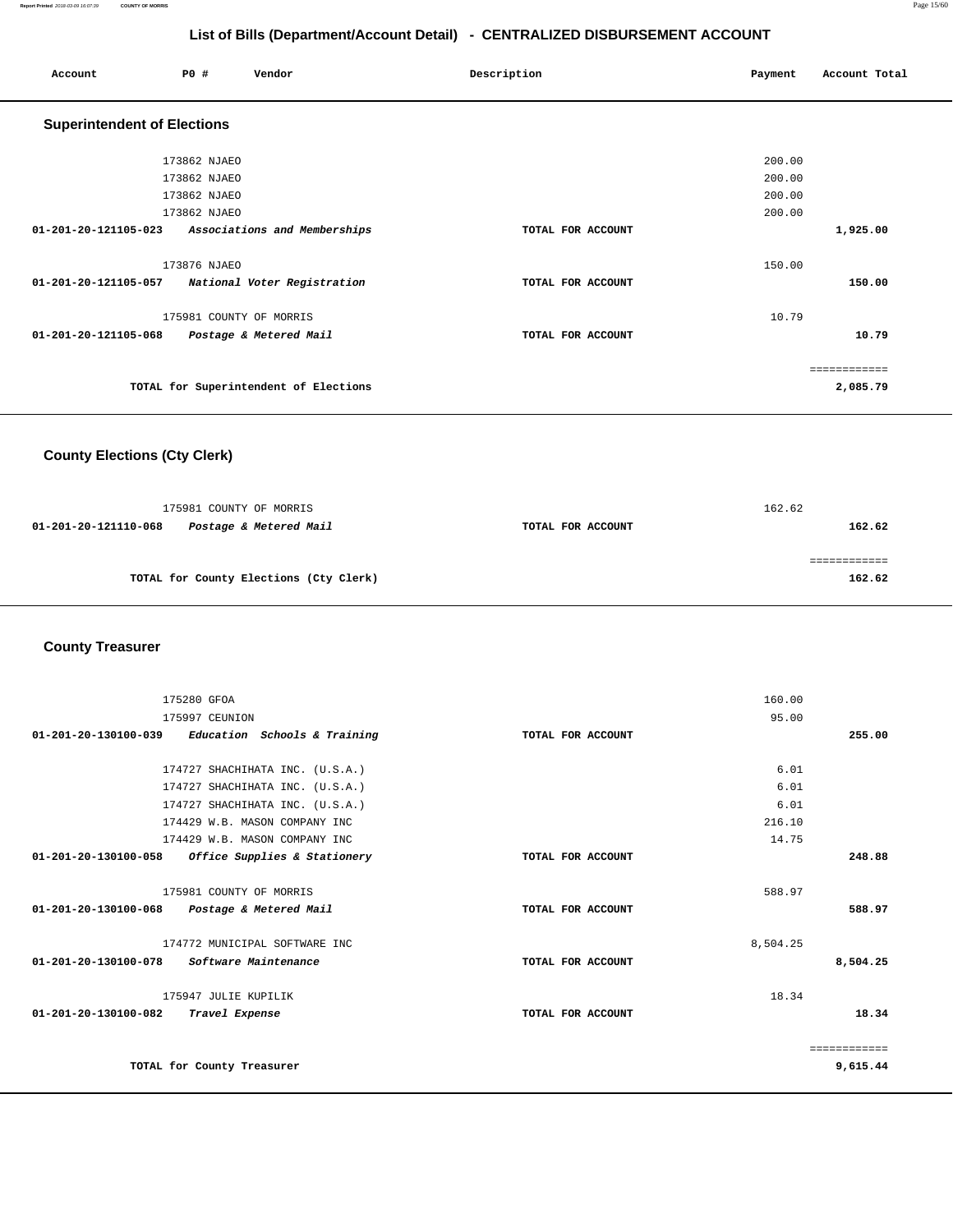## List of Bills (Department/Account Detail) - CENTRALIZED DISBURSEMENT ACCOUNT

| Account | PO # | Vendor | Description | Payment | Account Total |
|---|---|---|---|---|---|

### Superintendent of Elections

| Account | PO # | Vendor | Description | Payment | Account Total |
|---|---|---|---|---|---|
| | 173862 | NJAEO | | 200.00 | |
| | 173862 | NJAEO | | 200.00 | |
| | 173862 | NJAEO | | 200.00 | |
| | 173862 | NJAEO | | 200.00 | |
| 01-201-20-121105-023 | | *Associations and Memberships* | TOTAL FOR ACCOUNT | | 1,925.00 |
| | 173876 | NJAEO | | 150.00 | |
| 01-201-20-121105-057 | | *National Voter Registration* | TOTAL FOR ACCOUNT | | 150.00 |
| | 175981 | COUNTY OF MORRIS | | 10.79 | |
| 01-201-20-121105-068 | | *Postage & Metered Mail* | TOTAL FOR ACCOUNT | | 10.79 |
| | | TOTAL for Superintendent of Elections | | | 2,085.79 |

### County Elections (Cty Clerk)

| Account | PO # | Vendor | Description | Payment | Account Total |
|---|---|---|---|---|---|
| | 175981 | COUNTY OF MORRIS | | 162.62 | |
| 01-201-20-121110-068 | | *Postage & Metered Mail* | TOTAL FOR ACCOUNT | | 162.62 |
| | | TOTAL for County Elections (Cty Clerk) | | | 162.62 |

### County Treasurer

| Account | PO # | Vendor | Description | Payment | Account Total |
|---|---|---|---|---|---|
| | 175280 | GFOA | | 160.00 | |
| | 175997 | CEUNION | | 95.00 | |
| 01-201-20-130100-039 | | *Education Schools & Training* | TOTAL FOR ACCOUNT | | 255.00 |
| | 174727 | SHACHIHATA INC. (U.S.A.) | | 6.01 | |
| | 174727 | SHACHIHATA INC. (U.S.A.) | | 6.01 | |
| | 174727 | SHACHIHATA INC. (U.S.A.) | | 6.01 | |
| | 174429 | W.B. MASON COMPANY INC | | 216.10 | |
| | 174429 | W.B. MASON COMPANY INC | | 14.75 | |
| 01-201-20-130100-058 | | *Office Supplies & Stationery* | TOTAL FOR ACCOUNT | | 248.88 |
| | 175981 | COUNTY OF MORRIS | | 588.97 | |
| 01-201-20-130100-068 | | *Postage & Metered Mail* | TOTAL FOR ACCOUNT | | 588.97 |
| | 174772 | MUNICIPAL SOFTWARE INC | | 8,504.25 | |
| 01-201-20-130100-078 | | *Software Maintenance* | TOTAL FOR ACCOUNT | | 8,504.25 |
| | 175947 | JULIE KUPILIK | | 18.34 | |
| 01-201-20-130100-082 | | *Travel Expense* | TOTAL FOR ACCOUNT | | 18.34 |
| | | TOTAL for County Treasurer | | | 9,615.44 |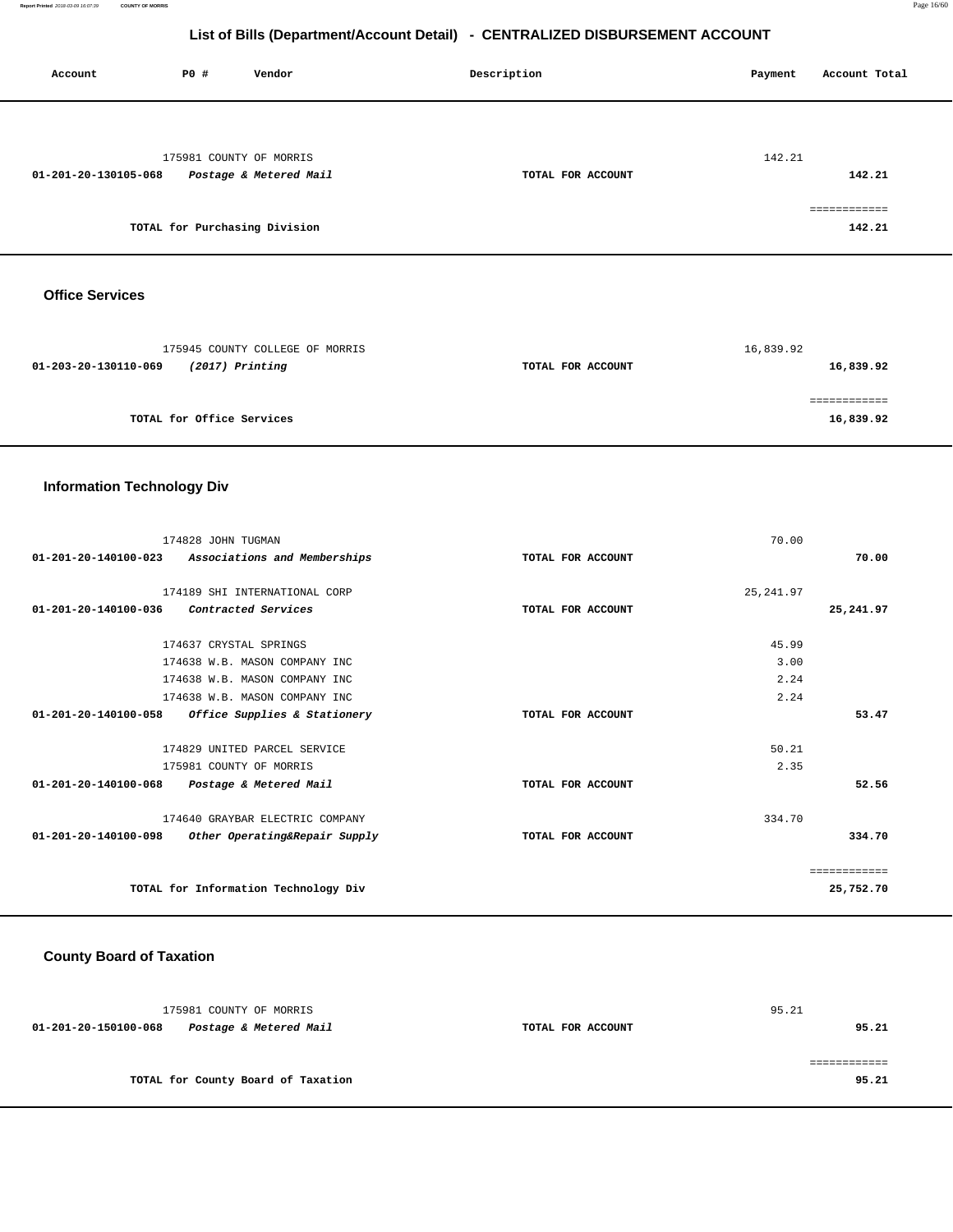# List of Bills (Department/Account Detail) - CENTRALIZED DISBURSEMENT ACCOUNT

| Account | PO # | Vendor | Description | Payment | Account Total |
|---|---|---|---|---|---|
| | 175981 | COUNTY OF MORRIS | | 142.21 | |
| 01-201-20-130105-068 | | *Postage & Metered Mail* | TOTAL FOR ACCOUNT | | 142.21 |
| | | | | | ============ |
| | | TOTAL for Purchasing Division | | | 142.21 |

## Office Services

| Account | PO # | Vendor | Description | Payment | Account Total |
|---|---|---|---|---|---|
| | 175945 | COUNTY COLLEGE OF MORRIS | | 16,839.92 | |
| 01-203-20-130110-069 | | *(2017) Printing* | TOTAL FOR ACCOUNT | | 16,839.92 |
| | | | | | ============ |
| | | TOTAL for Office Services | | | 16,839.92 |

## Information Technology Div

| Account | PO # | Vendor | Description | Payment | Account Total |
|---|---|---|---|---|---|
| | 174828 | JOHN TUGMAN | | 70.00 | |
| 01-201-20-140100-023 | | *Associations and Memberships* | TOTAL FOR ACCOUNT | | 70.00 |
| | 174189 | SHI INTERNATIONAL CORP | | 25,241.97 | |
| 01-201-20-140100-036 | | *Contracted Services* | TOTAL FOR ACCOUNT | | 25,241.97 |
| | 174637 | CRYSTAL SPRINGS | | 45.99 | |
| | 174638 | W.B. MASON COMPANY INC | | 3.00 | |
| | 174638 | W.B. MASON COMPANY INC | | 2.24 | |
| | 174638 | W.B. MASON COMPANY INC | | 2.24 | |
| 01-201-20-140100-058 | | *Office Supplies & Stationery* | TOTAL FOR ACCOUNT | | 53.47 |
| | 174829 | UNITED PARCEL SERVICE | | 50.21 | |
| | 175981 | COUNTY OF MORRIS | | 2.35 | |
| 01-201-20-140100-068 | | *Postage & Metered Mail* | TOTAL FOR ACCOUNT | | 52.56 |
| | 174640 | GRAYBAR ELECTRIC COMPANY | | 334.70 | |
| 01-201-20-140100-098 | | *Other Operating&Repair Supply* | TOTAL FOR ACCOUNT | | 334.70 |
| | | | | | ============ |
| | | TOTAL for Information Technology Div | | | 25,752.70 |

## County Board of Taxation

| Account | PO # | Vendor | Description | Payment | Account Total |
|---|---|---|---|---|---|
| | 175981 | COUNTY OF MORRIS | | 95.21 | |
| 01-201-20-150100-068 | | *Postage & Metered Mail* | TOTAL FOR ACCOUNT | | 95.21 |
| | | | | | ============ |
| | | TOTAL for County Board of Taxation | | | 95.21 |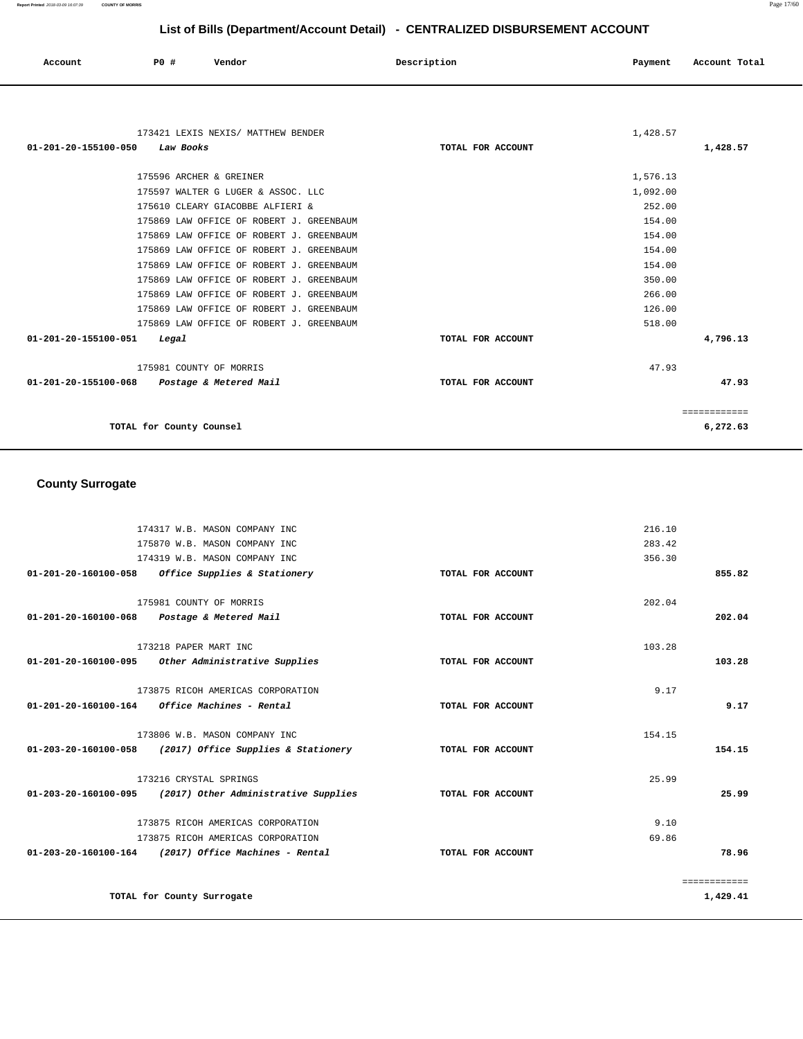# List of Bills (Department/Account Detail) - CENTRALIZED DISBURSEMENT ACCOUNT

| Account | PO # | Vendor | Description | Payment | Account Total |
|---|---|---|---|---|---|
| | 173421 | LEXIS NEXIS/ MATTHEW BENDER | | 1,428.57 | |
| 01-201-20-155100-050 | | *Law Books* | TOTAL FOR ACCOUNT | | 1,428.57 |
| | 175596 | ARCHER & GREINER | | 1,576.13 | |
| | 175597 | WALTER G LUGER & ASSOC. LLC | | 1,092.00 | |
| | 175610 | CLEARY GIACOBBE ALFIERI & | | 252.00 | |
| | 175869 | LAW OFFICE OF ROBERT J. GREENBAUM | | 154.00 | |
| | 175869 | LAW OFFICE OF ROBERT J. GREENBAUM | | 154.00 | |
| | 175869 | LAW OFFICE OF ROBERT J. GREENBAUM | | 154.00 | |
| | 175869 | LAW OFFICE OF ROBERT J. GREENBAUM | | 154.00 | |
| | 175869 | LAW OFFICE OF ROBERT J. GREENBAUM | | 350.00 | |
| | 175869 | LAW OFFICE OF ROBERT J. GREENBAUM | | 266.00 | |
| | 175869 | LAW OFFICE OF ROBERT J. GREENBAUM | | 126.00 | |
| | 175869 | LAW OFFICE OF ROBERT J. GREENBAUM | | 518.00 | |
| 01-201-20-155100-051 | | *Legal* | TOTAL FOR ACCOUNT | | 4,796.13 |
| | 175981 | COUNTY OF MORRIS | | 47.93 | |
| 01-201-20-155100-068 | | *Postage & Metered Mail* | TOTAL FOR ACCOUNT | | 47.93 |
| | | | | | ============ |
| | | TOTAL for County Counsel | | | 6,272.63 |

## County Surrogate

| Account | PO # | Vendor | Description | Payment | Account Total |
|---|---|---|---|---|---|
| | 174317 | W.B. MASON COMPANY INC | | 216.10 | |
| | 175870 | W.B. MASON COMPANY INC | | 283.42 | |
| | 174319 | W.B. MASON COMPANY INC | | 356.30 | |
| 01-201-20-160100-058 | | *Office Supplies & Stationery* | TOTAL FOR ACCOUNT | | 855.82 |
| | 175981 | COUNTY OF MORRIS | | 202.04 | |
| 01-201-20-160100-068 | | *Postage & Metered Mail* | TOTAL FOR ACCOUNT | | 202.04 |
| | 173218 | PAPER MART INC | | 103.28 | |
| 01-201-20-160100-095 | | *Other Administrative Supplies* | TOTAL FOR ACCOUNT | | 103.28 |
| | 173875 | RICOH AMERICAS CORPORATION | | 9.17 | |
| 01-201-20-160100-164 | | *Office Machines - Rental* | TOTAL FOR ACCOUNT | | 9.17 |
| | 173806 | W.B. MASON COMPANY INC | | 154.15 | |
| 01-203-20-160100-058 | | *(2017) Office Supplies & Stationery* | TOTAL FOR ACCOUNT | | 154.15 |
| | 173216 | CRYSTAL SPRINGS | | 25.99 | |
| 01-203-20-160100-095 | | *(2017) Other Administrative Supplies* | TOTAL FOR ACCOUNT | | 25.99 |
| | 173875 | RICOH AMERICAS CORPORATION | | 9.10 | |
| | 173875 | RICOH AMERICAS CORPORATION | | 69.86 | |
| 01-203-20-160100-164 | | *(2017) Office Machines - Rental* | TOTAL FOR ACCOUNT | | 78.96 |
| | | | | | ============ |
| | | TOTAL for County Surrogate | | | 1,429.41 |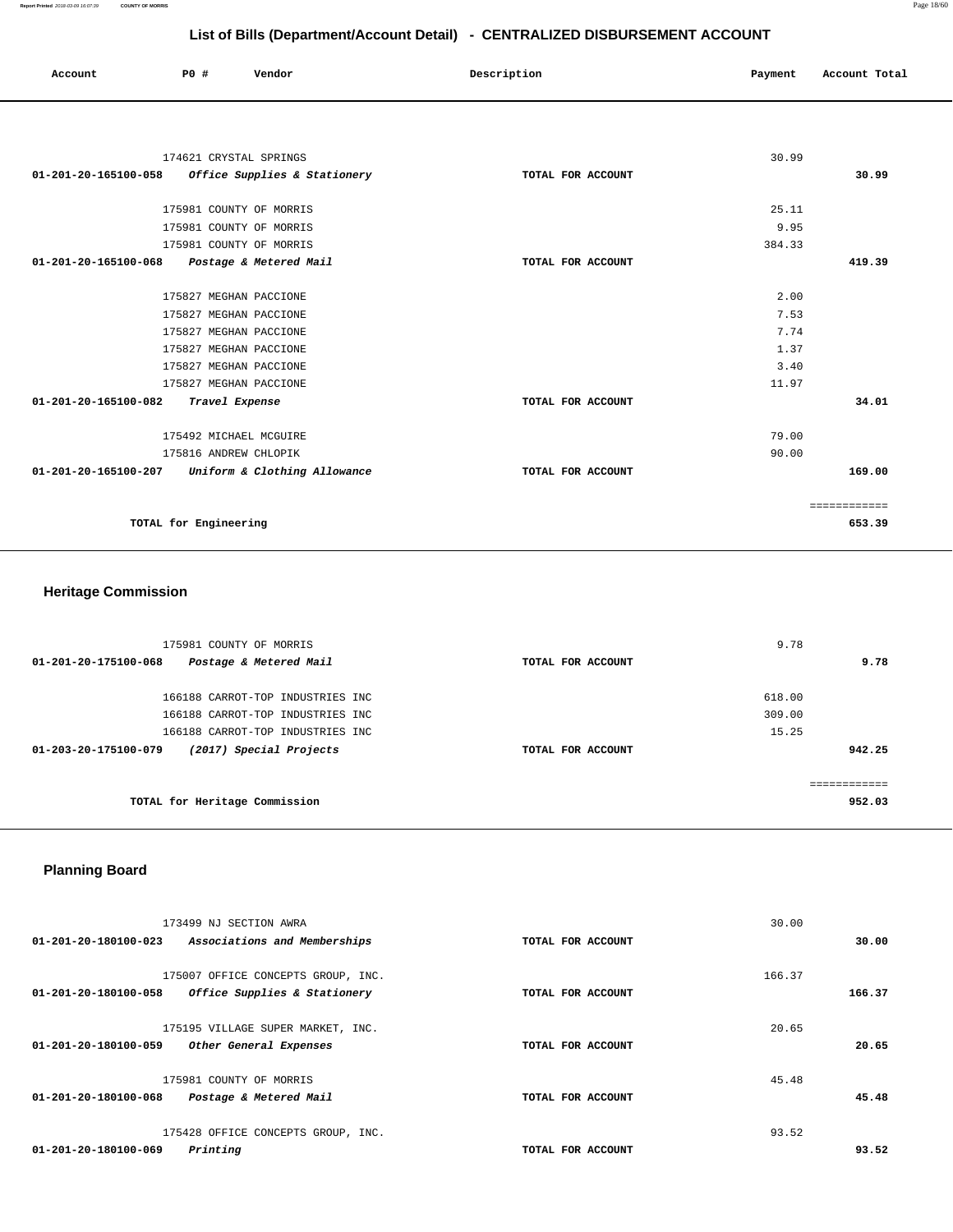## List of Bills (Department/Account Detail) - CENTRALIZED DISBURSEMENT ACCOUNT

| Account | PO # | Vendor | Description | Payment | Account Total |
|---|---|---|---|---|---|
| | 174621 | CRYSTAL SPRINGS | | 30.99 | |
| 01-201-20-165100-058 | | *Office Supplies & Stationery* | TOTAL FOR ACCOUNT | | 30.99 |
| | 175981 | COUNTY OF MORRIS | | 25.11 | |
| | 175981 | COUNTY OF MORRIS | | 9.95 | |
| | 175981 | COUNTY OF MORRIS | | 384.33 | |
| 01-201-20-165100-068 | | *Postage & Metered Mail* | TOTAL FOR ACCOUNT | | 419.39 |
| | 175827 | MEGHAN PACCIONE | | 2.00 | |
| | 175827 | MEGHAN PACCIONE | | 7.53 | |
| | 175827 | MEGHAN PACCIONE | | 7.74 | |
| | 175827 | MEGHAN PACCIONE | | 1.37 | |
| | 175827 | MEGHAN PACCIONE | | 3.40 | |
| | 175827 | MEGHAN PACCIONE | | 11.97 | |
| 01-201-20-165100-082 | | *Travel Expense* | TOTAL FOR ACCOUNT | | 34.01 |
| | 175492 | MICHAEL MCGUIRE | | 79.00 | |
| | 175816 | ANDREW CHLOPIK | | 90.00 | |
| 01-201-20-165100-207 | | *Uniform & Clothing Allowance* | TOTAL FOR ACCOUNT | | 169.00 |
| | | | | | ============ |
| | TOTAL for Engineering | | | | 653.39 |

### Heritage Commission

| Account | PO # | Vendor | Description | Payment | Account Total |
|---|---|---|---|---|---|
| | 175981 | COUNTY OF MORRIS | | 9.78 | |
| 01-201-20-175100-068 | | *Postage & Metered Mail* | TOTAL FOR ACCOUNT | | 9.78 |
| | 166188 | CARROT-TOP INDUSTRIES INC | | 618.00 | |
| | 166188 | CARROT-TOP INDUSTRIES INC | | 309.00 | |
| | 166188 | CARROT-TOP INDUSTRIES INC | | 15.25 | |
| 01-203-20-175100-079 | | *(2017) Special Projects* | TOTAL FOR ACCOUNT | | 942.25 |
| | | | | | ============ |
| | TOTAL for Heritage Commission | | | | 952.03 |

### Planning Board

| Account | PO # | Vendor | Description | Payment | Account Total |
|---|---|---|---|---|---|
| | 173499 | NJ SECTION AWRA | | 30.00 | |
| 01-201-20-180100-023 | | *Associations and Memberships* | TOTAL FOR ACCOUNT | | 30.00 |
| | 175007 | OFFICE CONCEPTS GROUP, INC. | | 166.37 | |
| 01-201-20-180100-058 | | *Office Supplies & Stationery* | TOTAL FOR ACCOUNT | | 166.37 |
| | 175195 | VILLAGE SUPER MARKET, INC. | | 20.65 | |
| 01-201-20-180100-059 | | *Other General Expenses* | TOTAL FOR ACCOUNT | | 20.65 |
| | 175981 | COUNTY OF MORRIS | | 45.48 | |
| 01-201-20-180100-068 | | *Postage & Metered Mail* | TOTAL FOR ACCOUNT | | 45.48 |
| | 175428 | OFFICE CONCEPTS GROUP, INC. | | 93.52 | |
| 01-201-20-180100-069 | | *Printing* | TOTAL FOR ACCOUNT | | 93.52 |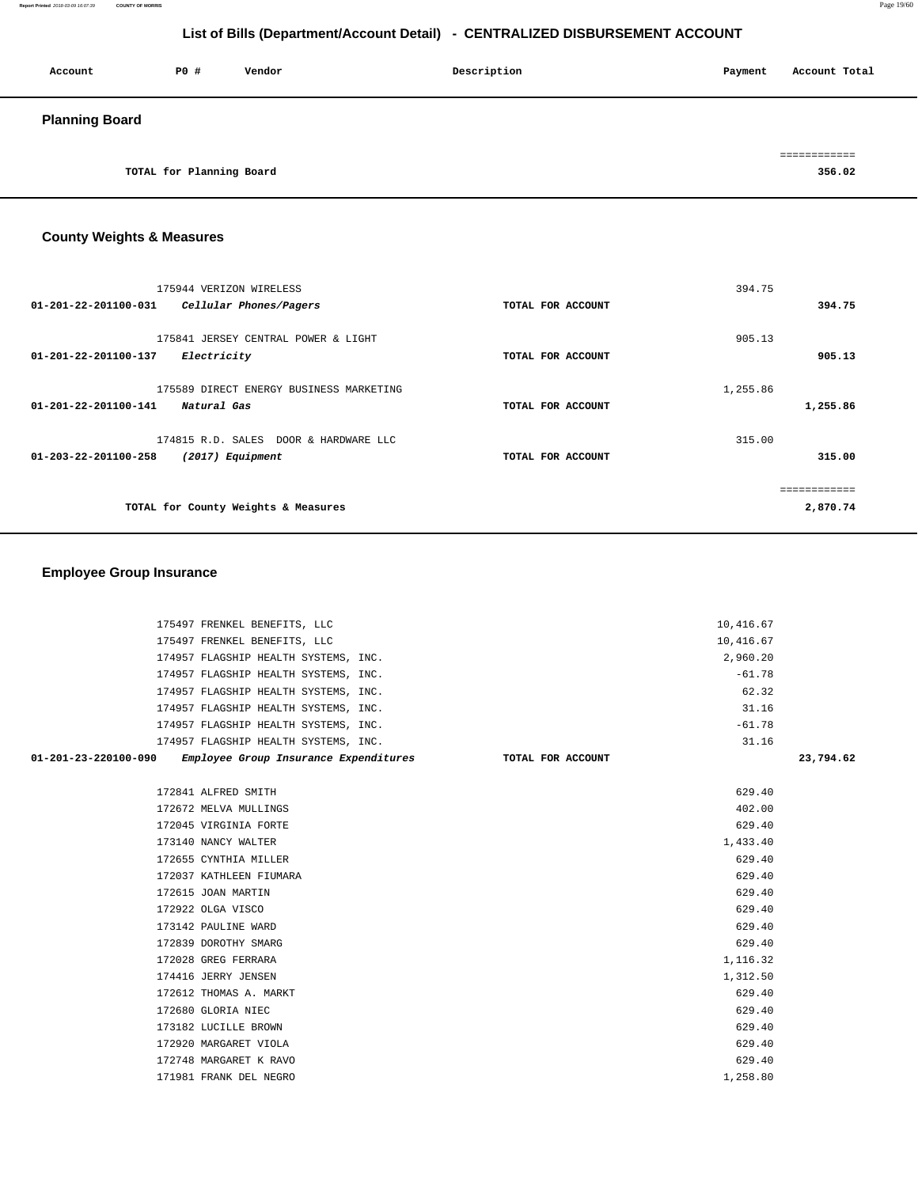# List of Bills (Department/Account Detail) - CENTRALIZED DISBURSEMENT ACCOUNT

| Account | PO # | Vendor | Description | Payment | Account Total |
|---|---|---|---|---|---|

## Planning Board

| | | | | | |
|---|---|---|---|---|---|
| | | | | | ============ |
| TOTAL for Planning Board | | | | | 356.02 |

## County Weights & Measures

| Account | PO # | Vendor | Description | Payment | Account Total |
|---|---|---|---|---|---|
| | 175944 | VERIZON WIRELESS | | 394.75 | |
| 01-201-22-201100-031 | | *Cellular Phones/Pagers* | TOTAL FOR ACCOUNT | | 394.75 |
| | 175841 | JERSEY CENTRAL POWER & LIGHT | | 905.13 | |
| 01-201-22-201100-137 | | *Electricity* | TOTAL FOR ACCOUNT | | 905.13 |
| | 175589 | DIRECT ENERGY BUSINESS MARKETING | | 1,255.86 | |
| 01-201-22-201100-141 | | *Natural Gas* | TOTAL FOR ACCOUNT | | 1,255.86 |
| | 174815 | R.D. SALES DOOR & HARDWARE LLC | | 315.00 | |
| 01-203-22-201100-258 | | *(2017) Equipment* | TOTAL FOR ACCOUNT | | 315.00 |
| | | | | | ============ |
| TOTAL for County Weights & Measures | | | | | 2,870.74 |

## Employee Group Insurance

| Account | PO # | Vendor | Description | Payment | Account Total |
|---|---|---|---|---|---|
| | 175497 | FRENKEL BENEFITS, LLC | | 10,416.67 | |
| | 175497 | FRENKEL BENEFITS, LLC | | 10,416.67 | |
| | 174957 | FLAGSHIP HEALTH SYSTEMS, INC. | | 2,960.20 | |
| | 174957 | FLAGSHIP HEALTH SYSTEMS, INC. | | -61.78 | |
| | 174957 | FLAGSHIP HEALTH SYSTEMS, INC. | | 62.32 | |
| | 174957 | FLAGSHIP HEALTH SYSTEMS, INC. | | 31.16 | |
| | 174957 | FLAGSHIP HEALTH SYSTEMS, INC. | | -61.78 | |
| | 174957 | FLAGSHIP HEALTH SYSTEMS, INC. | | 31.16 | |
| 01-201-23-220100-090 | | *Employee Group Insurance Expenditures* | TOTAL FOR ACCOUNT | | 23,794.62 |
| | 172841 | ALFRED SMITH | | 629.40 | |
| | 172672 | MELVA MULLINGS | | 402.00 | |
| | 172045 | VIRGINIA FORTE | | 629.40 | |
| | 173140 | NANCY WALTER | | 1,433.40 | |
| | 172655 | CYNTHIA MILLER | | 629.40 | |
| | 172037 | KATHLEEN FIUMARA | | 629.40 | |
| | 172615 | JOAN MARTIN | | 629.40 | |
| | 172922 | OLGA VISCO | | 629.40 | |
| | 173142 | PAULINE WARD | | 629.40 | |
| | 172839 | DOROTHY SMARG | | 629.40 | |
| | 172028 | GREG FERRARA | | 1,116.32 | |
| | 174416 | JERRY JENSEN | | 1,312.50 | |
| | 172612 | THOMAS A. MARKT | | 629.40 | |
| | 172680 | GLORIA NIEC | | 629.40 | |
| | 173182 | LUCILLE BROWN | | 629.40 | |
| | 172920 | MARGARET VIOLA | | 629.40 | |
| | 172748 | MARGARET K RAVO | | 629.40 | |
| | 171981 | FRANK DEL NEGRO | | 1,258.80 | |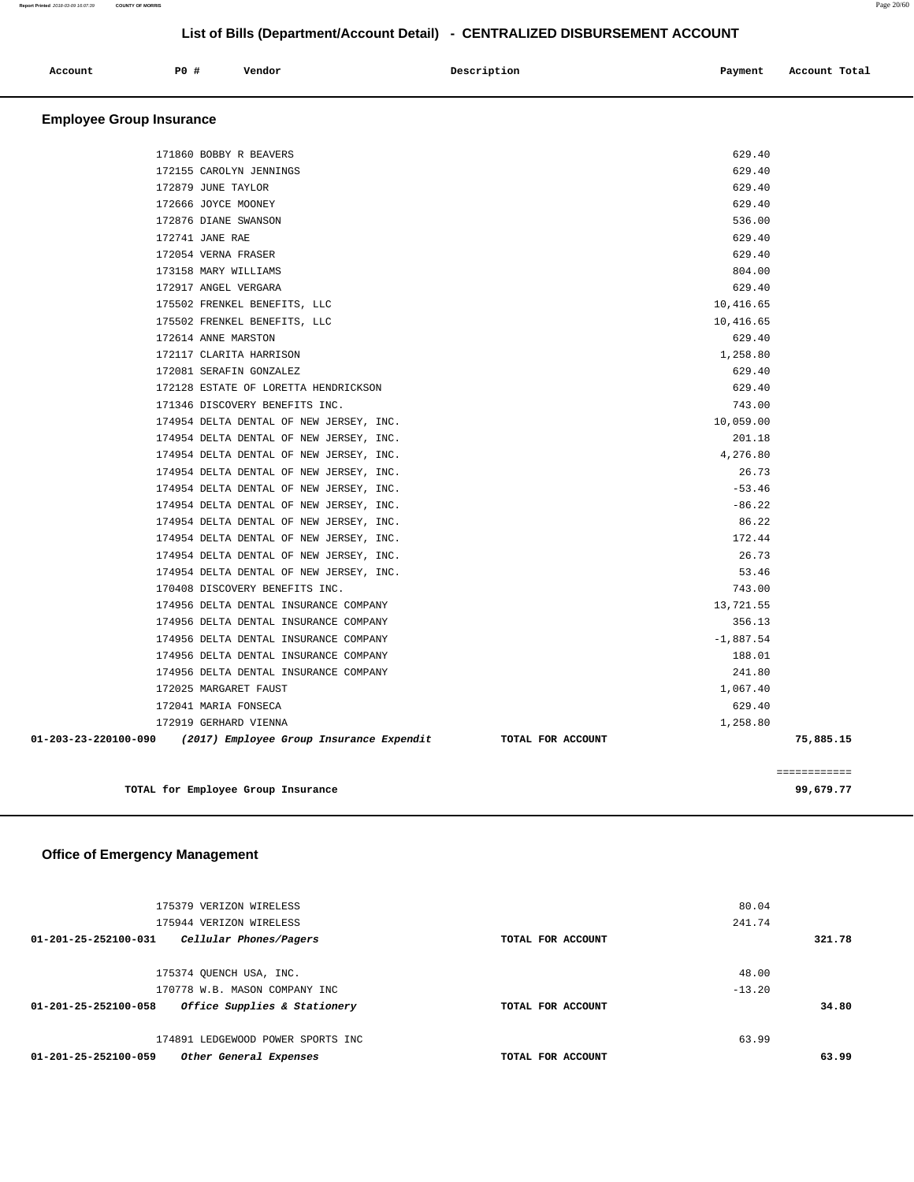## List of Bills (Department/Account Detail) - CENTRALIZED DISBURSEMENT ACCOUNT

| Account | PO # | Vendor | Description | Payment | Account Total |
|---|---|---|---|---|---|

### Employee Group Insurance

| Account | PO # | Vendor | Description | Payment | Account Total |
|---|---|---|---|---|---|
| | 171860 | BOBBY R BEAVERS | | 629.40 | |
| | 172155 | CAROLYN JENNINGS | | 629.40 | |
| | 172879 | JUNE TAYLOR | | 629.40 | |
| | 172666 | JOYCE MOONEY | | 629.40 | |
| | 172876 | DIANE SWANSON | | 536.00 | |
| | 172741 | JANE RAE | | 629.40 | |
| | 172054 | VERNA FRASER | | 629.40 | |
| | 173158 | MARY WILLIAMS | | 804.00 | |
| | 172917 | ANGEL VERGARA | | 629.40 | |
| | 175502 | FRENKEL BENEFITS, LLC | | 10,416.65 | |
| | 175502 | FRENKEL BENEFITS, LLC | | 10,416.65 | |
| | 172614 | ANNE MARSTON | | 629.40 | |
| | 172117 | CLARITA HARRISON | | 1,258.80 | |
| | 172081 | SERAFIN GONZALEZ | | 629.40 | |
| | 172128 | ESTATE OF LORETTA HENDRICKSON | | 629.40 | |
| | 171346 | DISCOVERY BENEFITS INC. | | 743.00 | |
| | 174954 | DELTA DENTAL OF NEW JERSEY, INC. | | 10,059.00 | |
| | 174954 | DELTA DENTAL OF NEW JERSEY, INC. | | 201.18 | |
| | 174954 | DELTA DENTAL OF NEW JERSEY, INC. | | 4,276.80 | |
| | 174954 | DELTA DENTAL OF NEW JERSEY, INC. | | 26.73 | |
| | 174954 | DELTA DENTAL OF NEW JERSEY, INC. | | -53.46 | |
| | 174954 | DELTA DENTAL OF NEW JERSEY, INC. | | -86.22 | |
| | 174954 | DELTA DENTAL OF NEW JERSEY, INC. | | 86.22 | |
| | 174954 | DELTA DENTAL OF NEW JERSEY, INC. | | 172.44 | |
| | 174954 | DELTA DENTAL OF NEW JERSEY, INC. | | 26.73 | |
| | 174954 | DELTA DENTAL OF NEW JERSEY, INC. | | 53.46 | |
| | 170408 | DISCOVERY BENEFITS INC. | | 743.00 | |
| | 174956 | DELTA DENTAL INSURANCE COMPANY | | 13,721.55 | |
| | 174956 | DELTA DENTAL INSURANCE COMPANY | | 356.13 | |
| | 174956 | DELTA DENTAL INSURANCE COMPANY | | -1,887.54 | |
| | 174956 | DELTA DENTAL INSURANCE COMPANY | | 188.01 | |
| | 174956 | DELTA DENTAL INSURANCE COMPANY | | 241.80 | |
| | 172025 | MARGARET FAUST | | 1,067.40 | |
| | 172041 | MARIA FONSECA | | 629.40 | |
| | 172919 | GERHARD VIENNA | | 1,258.80 | |
| **01-203-23-220100-090** | | ***(2017) Employee Group Insurance Expendit*** | **TOTAL FOR ACCOUNT** | | **75,885.15** |

============

**TOTAL for Employee Group Insurance** **99,679.77**

### Office of Emergency Management

| Account | PO # | Vendor | Description | Payment | Account Total |
|---|---|---|---|---|---|
| | 175379 | VERIZON WIRELESS | | 80.04 | |
| | 175944 | VERIZON WIRELESS | | 241.74 | |
| **01-201-25-252100-031** | | ***Cellular Phones/Pagers*** | **TOTAL FOR ACCOUNT** | | **321.78** |
| | 175374 | QUENCH USA, INC. | | 48.00 | |
| | 170778 | W.B. MASON COMPANY INC | | -13.20 | |
| **01-201-25-252100-058** | | ***Office Supplies & Stationery*** | **TOTAL FOR ACCOUNT** | | **34.80** |
| | 174891 | LEDGEWOOD POWER SPORTS INC | | 63.99 | |
| **01-201-25-252100-059** | | ***Other General Expenses*** | **TOTAL FOR ACCOUNT** | | **63.99** |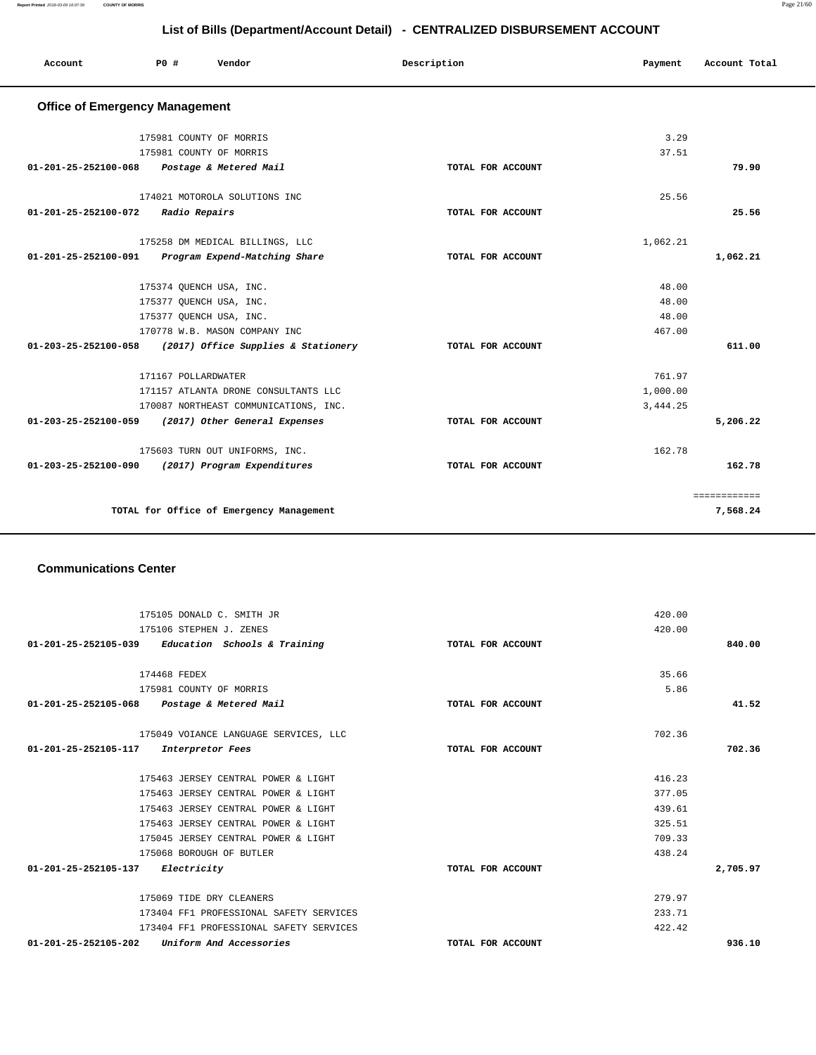# List of Bills (Department/Account Detail) - CENTRALIZED DISBURSEMENT ACCOUNT

| Account | PO # | Vendor | Description | Payment | Account Total |
|---|---|---|---|---|---|

## Office of Emergency Management

| Account | PO # | Vendor | Description | Payment | Account Total |
|---|---|---|---|---|---|
| | 175981 | COUNTY OF MORRIS | | 3.29 | |
| | 175981 | COUNTY OF MORRIS | | 37.51 | |
| 01-201-25-252100-068 | | *Postage & Metered Mail* | TOTAL FOR ACCOUNT | | 79.90 |
| | 174021 | MOTOROLA SOLUTIONS INC | | 25.56 | |
| 01-201-25-252100-072 | | *Radio Repairs* | TOTAL FOR ACCOUNT | | 25.56 |
| | 175258 | DM MEDICAL BILLINGS, LLC | | 1,062.21 | |
| 01-201-25-252100-091 | | *Program Expend-Matching Share* | TOTAL FOR ACCOUNT | | 1,062.21 |
| | 175374 | QUENCH USA, INC. | | 48.00 | |
| | 175377 | QUENCH USA, INC. | | 48.00 | |
| | 175377 | QUENCH USA, INC. | | 48.00 | |
| | 170778 | W.B. MASON COMPANY INC | | 467.00 | |
| 01-203-25-252100-058 | | *(2017) Office Supplies & Stationery* | TOTAL FOR ACCOUNT | | 611.00 |
| | 171167 | POLLARDWATER | | 761.97 | |
| | 171157 | ATLANTA DRONE CONSULTANTS LLC | | 1,000.00 | |
| | 170087 | NORTHEAST COMMUNICATIONS, INC. | | 3,444.25 | |
| 01-203-25-252100-059 | | *(2017) Other General Expenses* | TOTAL FOR ACCOUNT | | 5,206.22 |
| | 175603 | TURN OUT UNIFORMS, INC. | | 162.78 | |
| 01-203-25-252100-090 | | *(2017) Program Expenditures* | TOTAL FOR ACCOUNT | | 162.78 |
| | | | | | ============ |
| | | TOTAL for Office of Emergency Management | | | 7,568.24 |

## Communications Center

| Account | PO # | Vendor | Description | Payment | Account Total |
|---|---|---|---|---|---|
| | 175105 | DONALD C. SMITH JR | | 420.00 | |
| | 175106 | STEPHEN J. ZENES | | 420.00 | |
| 01-201-25-252105-039 | | *Education Schools & Training* | TOTAL FOR ACCOUNT | | 840.00 |
| | 174468 | FEDEX | | 35.66 | |
| | 175981 | COUNTY OF MORRIS | | 5.86 | |
| 01-201-25-252105-068 | | *Postage & Metered Mail* | TOTAL FOR ACCOUNT | | 41.52 |
| | 175049 | VOIANCE LANGUAGE SERVICES, LLC | | 702.36 | |
| 01-201-25-252105-117 | | *Interpretor Fees* | TOTAL FOR ACCOUNT | | 702.36 |
| | 175463 | JERSEY CENTRAL POWER & LIGHT | | 416.23 | |
| | 175463 | JERSEY CENTRAL POWER & LIGHT | | 377.05 | |
| | 175463 | JERSEY CENTRAL POWER & LIGHT | | 439.61 | |
| | 175463 | JERSEY CENTRAL POWER & LIGHT | | 325.51 | |
| | 175045 | JERSEY CENTRAL POWER & LIGHT | | 709.33 | |
| | 175068 | BOROUGH OF BUTLER | | 438.24 | |
| 01-201-25-252105-137 | | *Electricity* | TOTAL FOR ACCOUNT | | 2,705.97 |
| | 175069 | TIDE DRY CLEANERS | | 279.97 | |
| | 173404 | FF1 PROFESSIONAL SAFETY SERVICES | | 233.71 | |
| | 173404 | FF1 PROFESSIONAL SAFETY SERVICES | | 422.42 | |
| 01-201-25-252105-202 | | *Uniform And Accessories* | TOTAL FOR ACCOUNT | | 936.10 |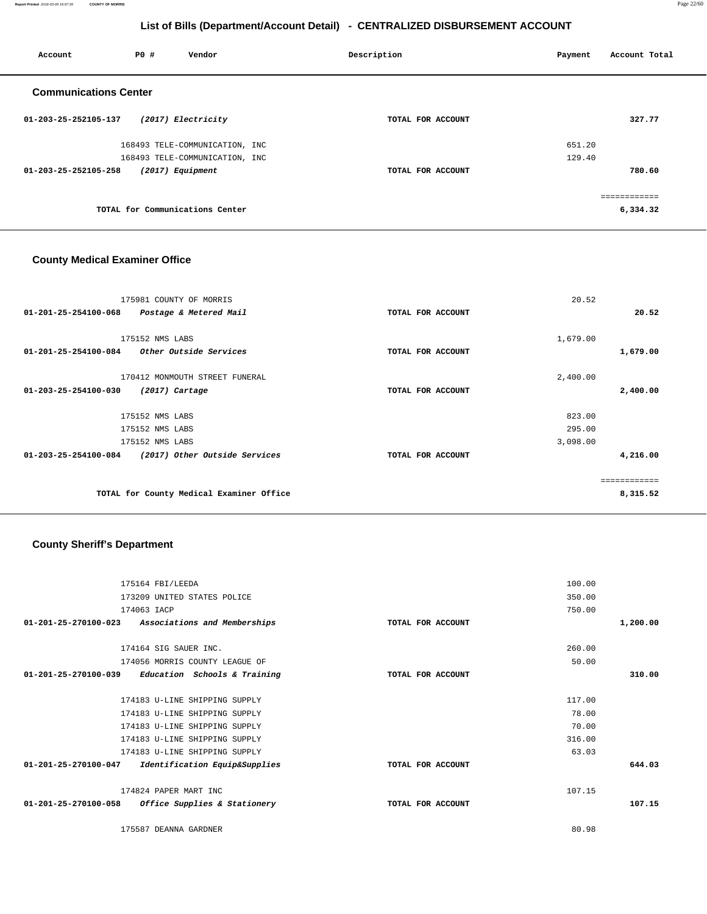# List of Bills (Department/Account Detail) - CENTRALIZED DISBURSEMENT ACCOUNT

| Account | PO # | Vendor | Description | Payment | Account Total |
|---|---|---|---|---|---|

## Communications Center

| | | | | |
|---|---|---|---|---|
| 01-203-25-252105-137 | *(2017) Electricity* | TOTAL FOR ACCOUNT | | 327.77 |
| | 168493 TELE-COMMUNICATION, INC | | 651.20 | |
| | 168493 TELE-COMMUNICATION, INC | | 129.40 | |
| 01-203-25-252105-258 | *(2017) Equipment* | TOTAL FOR ACCOUNT | | 780.60 |
| | | | | ============ |
| | TOTAL for Communications Center | | | 6,334.32 |

## County Medical Examiner Office

| | | | | |
|---|---|---|---|---|
| | 175981 COUNTY OF MORRIS | | 20.52 | |
| 01-201-25-254100-068 | *Postage & Metered Mail* | TOTAL FOR ACCOUNT | | 20.52 |
| | 175152 NMS LABS | | 1,679.00 | |
| 01-201-25-254100-084 | *Other Outside Services* | TOTAL FOR ACCOUNT | | 1,679.00 |
| | 170412 MONMOUTH STREET FUNERAL | | 2,400.00 | |
| 01-203-25-254100-030 | *(2017) Cartage* | TOTAL FOR ACCOUNT | | 2,400.00 |
| | 175152 NMS LABS | | 823.00 | |
| | 175152 NMS LABS | | 295.00 | |
| | 175152 NMS LABS | | 3,098.00 | |
| 01-203-25-254100-084 | *(2017) Other Outside Services* | TOTAL FOR ACCOUNT | | 4,216.00 |
| | | | | ============ |
| | TOTAL for County Medical Examiner Office | | | 8,315.52 |

## County Sheriff's Department

| | | | | |
|---|---|---|---|---|
| | 175164 FBI/LEEDA | | 100.00 | |
| | 173209 UNITED STATES POLICE | | 350.00 | |
| | 174063 IACP | | 750.00 | |
| 01-201-25-270100-023 | *Associations and Memberships* | TOTAL FOR ACCOUNT | | 1,200.00 |
| | 174164 SIG SAUER INC. | | 260.00 | |
| | 174056 MORRIS COUNTY LEAGUE OF | | 50.00 | |
| 01-201-25-270100-039 | *Education Schools & Training* | TOTAL FOR ACCOUNT | | 310.00 |
| | 174183 U-LINE SHIPPING SUPPLY | | 117.00 | |
| | 174183 U-LINE SHIPPING SUPPLY | | 78.00 | |
| | 174183 U-LINE SHIPPING SUPPLY | | 70.00 | |
| | 174183 U-LINE SHIPPING SUPPLY | | 316.00 | |
| | 174183 U-LINE SHIPPING SUPPLY | | 63.03 | |
| 01-201-25-270100-047 | *Identification Equip&Supplies* | TOTAL FOR ACCOUNT | | 644.03 |
| | 174824 PAPER MART INC | | 107.15 | |
| 01-201-25-270100-058 | *Office Supplies & Stationery* | TOTAL FOR ACCOUNT | | 107.15 |
| | 175587 DEANNA GARDNER | | 80.98 | |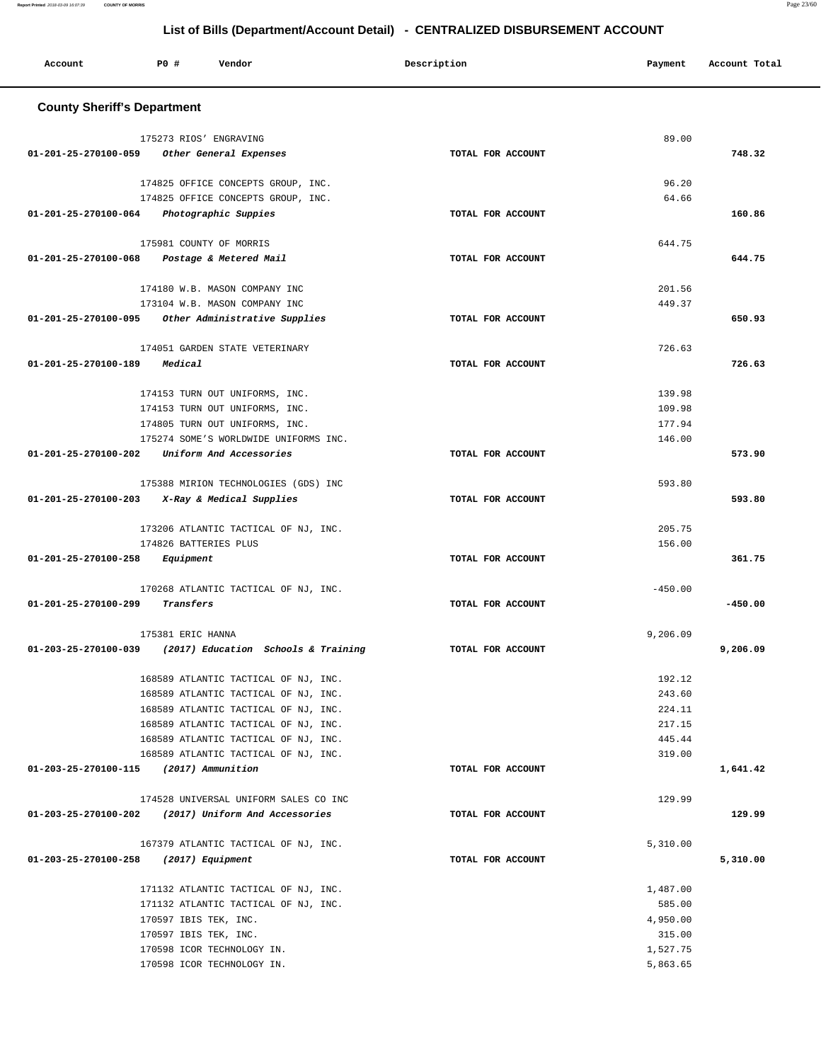## List of Bills (Department/Account Detail) - CENTRALIZED DISBURSEMENT ACCOUNT

| Account | PO # | Vendor | Description | Payment | Account Total |
|---|---|---|---|---|---|

### County Sheriff's Department

| Account | PO # | Vendor | Description | Payment | Account Total |
|---|---|---|---|---|---|
| | 175273 | RIOS' ENGRAVING | | 89.00 | |
| 01-201-25-270100-059 | | *Other General Expenses* | TOTAL FOR ACCOUNT | | 748.32 |
| | 174825 | OFFICE CONCEPTS GROUP, INC. | | 96.20 | |
| | 174825 | OFFICE CONCEPTS GROUP, INC. | | 64.66 | |
| 01-201-25-270100-064 | | *Photographic Suppies* | TOTAL FOR ACCOUNT | | 160.86 |
| | 175981 | COUNTY OF MORRIS | | 644.75 | |
| 01-201-25-270100-068 | | *Postage & Metered Mail* | TOTAL FOR ACCOUNT | | 644.75 |
| | 174180 | W.B. MASON COMPANY INC | | 201.56 | |
| | 173104 | W.B. MASON COMPANY INC | | 449.37 | |
| 01-201-25-270100-095 | | *Other Administrative Supplies* | TOTAL FOR ACCOUNT | | 650.93 |
| | 174051 | GARDEN STATE VETERINARY | | 726.63 | |
| 01-201-25-270100-189 | | *Medical* | TOTAL FOR ACCOUNT | | 726.63 |
| | 174153 | TURN OUT UNIFORMS, INC. | | 139.98 | |
| | 174153 | TURN OUT UNIFORMS, INC. | | 109.98 | |
| | 174805 | TURN OUT UNIFORMS, INC. | | 177.94 | |
| | 175274 | SOME'S WORLDWIDE UNIFORMS INC. | | 146.00 | |
| 01-201-25-270100-202 | | *Uniform And Accessories* | TOTAL FOR ACCOUNT | | 573.90 |
| | 175388 | MIRION TECHNOLOGIES (GDS) INC | | 593.80 | |
| 01-201-25-270100-203 | | *X-Ray & Medical Supplies* | TOTAL FOR ACCOUNT | | 593.80 |
| | 173206 | ATLANTIC TACTICAL OF NJ, INC. | | 205.75 | |
| | 174826 | BATTERIES PLUS | | 156.00 | |
| 01-201-25-270100-258 | | *Equipment* | TOTAL FOR ACCOUNT | | 361.75 |
| | 170268 | ATLANTIC TACTICAL OF NJ, INC. | | -450.00 | |
| 01-201-25-270100-299 | | *Transfers* | TOTAL FOR ACCOUNT | | -450.00 |
| | 175381 | ERIC HANNA | | 9,206.09 | |
| 01-203-25-270100-039 | | *(2017) Education Schools & Training* | TOTAL FOR ACCOUNT | | 9,206.09 |
| | 168589 | ATLANTIC TACTICAL OF NJ, INC. | | 192.12 | |
| | 168589 | ATLANTIC TACTICAL OF NJ, INC. | | 243.60 | |
| | 168589 | ATLANTIC TACTICAL OF NJ, INC. | | 224.11 | |
| | 168589 | ATLANTIC TACTICAL OF NJ, INC. | | 217.15 | |
| | 168589 | ATLANTIC TACTICAL OF NJ, INC. | | 445.44 | |
| | 168589 | ATLANTIC TACTICAL OF NJ, INC. | | 319.00 | |
| 01-203-25-270100-115 | | *(2017) Ammunition* | TOTAL FOR ACCOUNT | | 1,641.42 |
| | 174528 | UNIVERSAL UNIFORM SALES CO INC | | 129.99 | |
| 01-203-25-270100-202 | | *(2017) Uniform And Accessories* | TOTAL FOR ACCOUNT | | 129.99 |
| | 167379 | ATLANTIC TACTICAL OF NJ, INC. | | 5,310.00 | |
| 01-203-25-270100-258 | | *(2017) Equipment* | TOTAL FOR ACCOUNT | | 5,310.00 |
| | 171132 | ATLANTIC TACTICAL OF NJ, INC. | | 1,487.00 | |
| | 171132 | ATLANTIC TACTICAL OF NJ, INC. | | 585.00 | |
| | 170597 | IBIS TEK, INC. | | 4,950.00 | |
| | 170597 | IBIS TEK, INC. | | 315.00 | |
| | 170598 | ICOR TECHNOLOGY IN. | | 1,527.75 | |
| | 170598 | ICOR TECHNOLOGY IN. | | 5,863.65 | |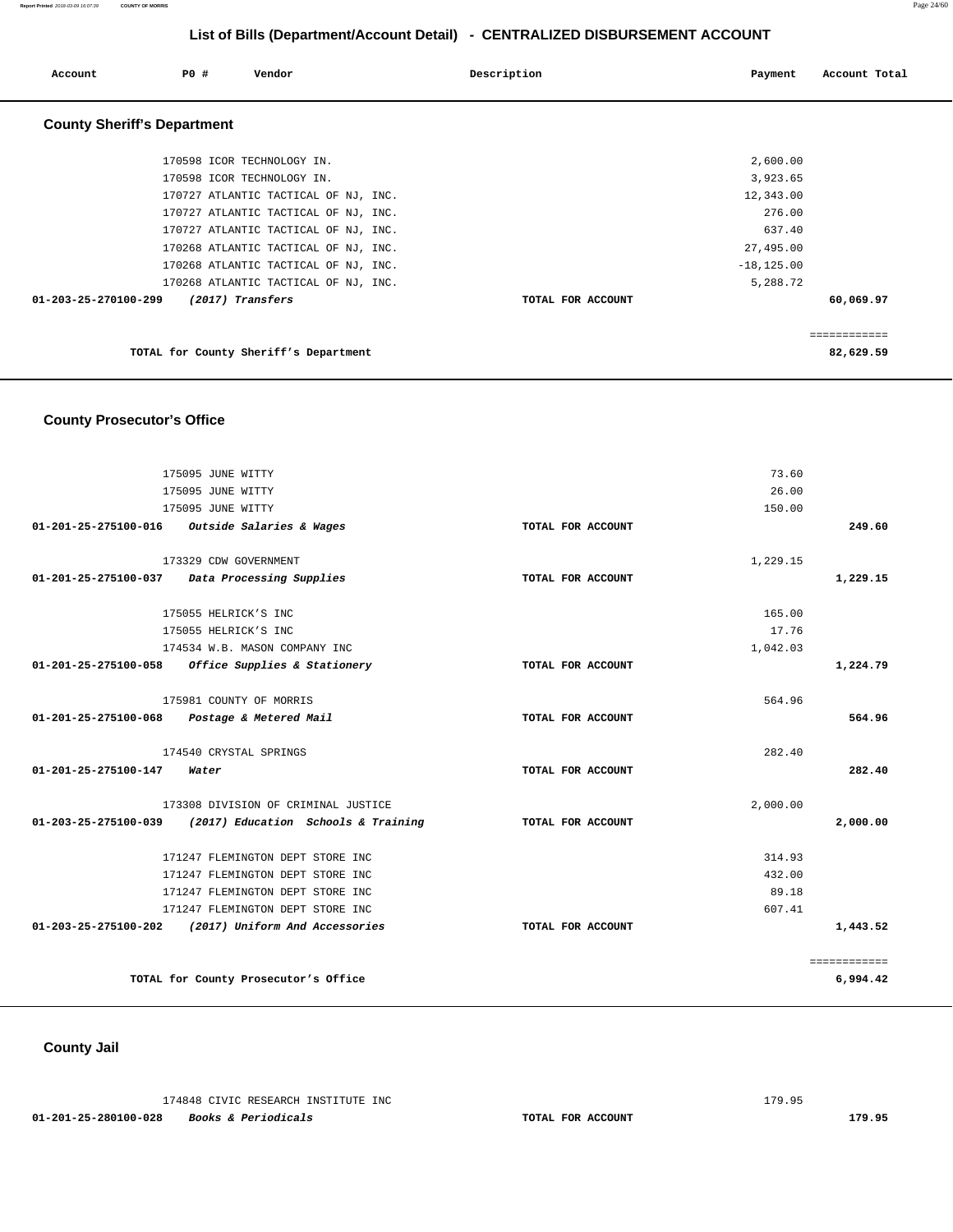# List of Bills (Department/Account Detail) - CENTRALIZED DISBURSEMENT ACCOUNT

| Account | PO # | Vendor | Description | Payment | Account Total |
|---|---|---|---|---|---|

## County Sheriff's Department

| Account | PO # | Vendor | Description | Payment | Account Total |
|---|---|---|---|---|---|
| | 170598 | ICOR TECHNOLOGY IN. | | 2,600.00 | |
| | 170598 | ICOR TECHNOLOGY IN. | | 3,923.65 | |
| | 170727 | ATLANTIC TACTICAL OF NJ, INC. | | 12,343.00 | |
| | 170727 | ATLANTIC TACTICAL OF NJ, INC. | | 276.00 | |
| | 170727 | ATLANTIC TACTICAL OF NJ, INC. | | 637.40 | |
| | 170268 | ATLANTIC TACTICAL OF NJ, INC. | | 27,495.00 | |
| | 170268 | ATLANTIC TACTICAL OF NJ, INC. | | -18,125.00 | |
| | 170268 | ATLANTIC TACTICAL OF NJ, INC. | | 5,288.72 | |
| **01-203-25-270100-299** | | ***(2017) Transfers*** | **TOTAL FOR ACCOUNT** | | **60,069.97** |
| | | **TOTAL for County Sheriff's Department** | | | **82,629.59** |

## County Prosecutor's Office

| Account | PO # | Vendor | Description | Payment | Account Total |
|---|---|---|---|---|---|
| | 175095 | JUNE WITTY | | 73.60 | |
| | 175095 | JUNE WITTY | | 26.00 | |
| | 175095 | JUNE WITTY | | 150.00 | |
| **01-201-25-275100-016** | | ***Outside Salaries & Wages*** | **TOTAL FOR ACCOUNT** | | **249.60** |
| | 173329 | CDW GOVERNMENT | | 1,229.15 | |
| **01-201-25-275100-037** | | ***Data Processing Supplies*** | **TOTAL FOR ACCOUNT** | | **1,229.15** |
| | 175055 | HELRICK'S INC | | 165.00 | |
| | 175055 | HELRICK'S INC | | 17.76 | |
| | 174534 | W.B. MASON COMPANY INC | | 1,042.03 | |
| **01-201-25-275100-058** | | ***Office Supplies & Stationery*** | **TOTAL FOR ACCOUNT** | | **1,224.79** |
| | 175981 | COUNTY OF MORRIS | | 564.96 | |
| **01-201-25-275100-068** | | ***Postage & Metered Mail*** | **TOTAL FOR ACCOUNT** | | **564.96** |
| | 174540 | CRYSTAL SPRINGS | | 282.40 | |
| **01-201-25-275100-147** | | ***Water*** | **TOTAL FOR ACCOUNT** | | **282.40** |
| | 173308 | DIVISION OF CRIMINAL JUSTICE | | 2,000.00 | |
| **01-203-25-275100-039** | | ***(2017) Education Schools & Training*** | **TOTAL FOR ACCOUNT** | | **2,000.00** |
| | 171247 | FLEMINGTON DEPT STORE INC | | 314.93 | |
| | 171247 | FLEMINGTON DEPT STORE INC | | 432.00 | |
| | 171247 | FLEMINGTON DEPT STORE INC | | 89.18 | |
| | 171247 | FLEMINGTON DEPT STORE INC | | 607.41 | |
| **01-203-25-275100-202** | | ***(2017) Uniform And Accessories*** | **TOTAL FOR ACCOUNT** | | **1,443.52** |
| | | **TOTAL for County Prosecutor's Office** | | | **6,994.42** |

## County Jail

| Account | PO # | Vendor | Description | Payment | Account Total |
|---|---|---|---|---|---|
| | 174848 | CIVIC RESEARCH INSTITUTE INC | | 179.95 | |
| **01-201-25-280100-028** | | ***Books & Periodicals*** | **TOTAL FOR ACCOUNT** | | **179.95** |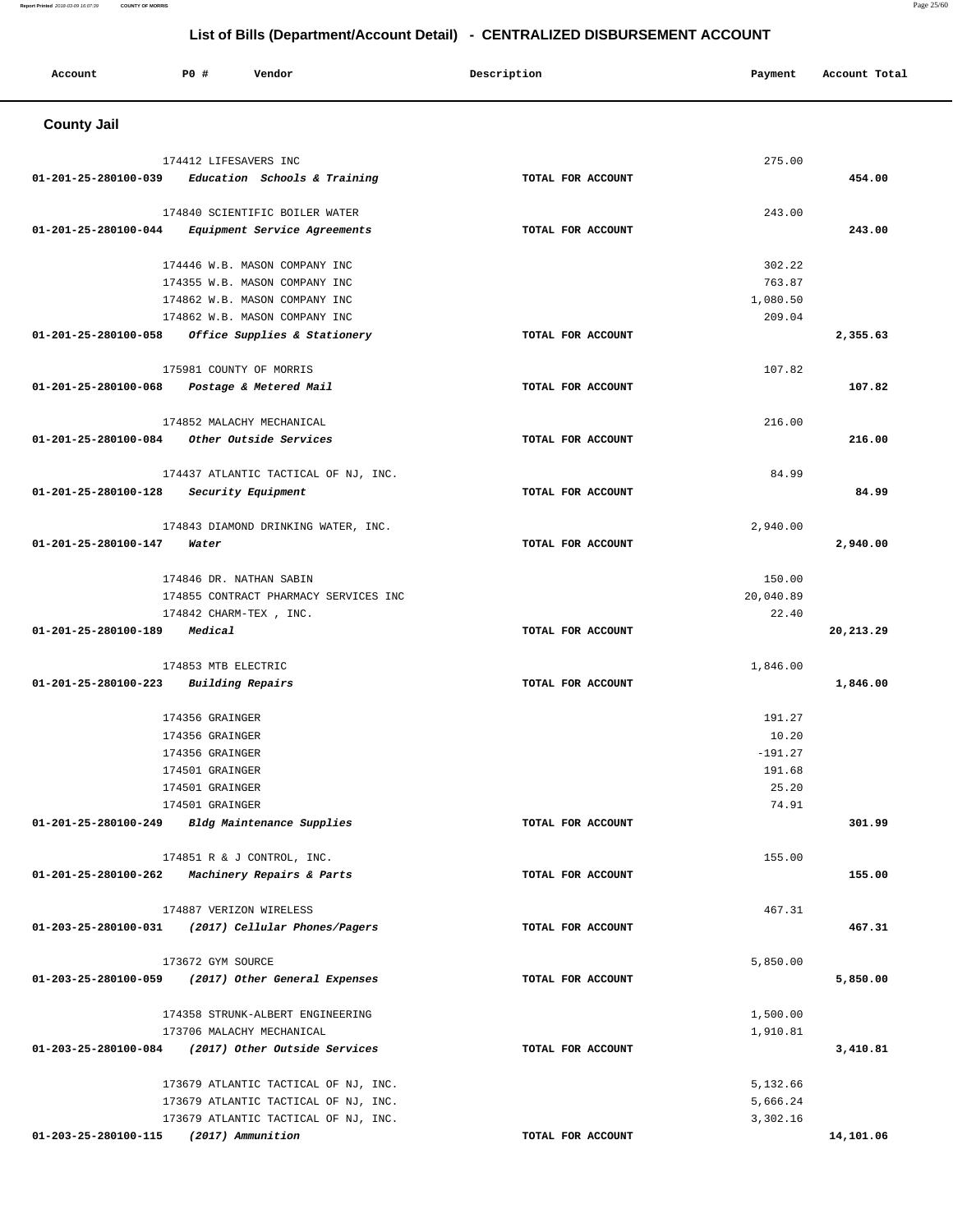## List of Bills (Department/Account Detail) - CENTRALIZED DISBURSEMENT ACCOUNT

| Account | PO # | Vendor | Description | Payment | Account Total |
|---|---|---|---|---|---|

### County Jail

| Account | PO # | Vendor | Description | Payment | Account Total |
|---|---|---|---|---|---|
| | 174412 | LIFESAVERS INC | | 275.00 | |
| 01-201-25-280100-039 | | *Education Schools & Training* | TOTAL FOR ACCOUNT | | 454.00 |
| | 174840 | SCIENTIFIC BOILER WATER | | 243.00 | |
| 01-201-25-280100-044 | | *Equipment Service Agreements* | TOTAL FOR ACCOUNT | | 243.00 |
| | 174446 | W.B. MASON COMPANY INC | | 302.22 | |
| | 174355 | W.B. MASON COMPANY INC | | 763.87 | |
| | 174862 | W.B. MASON COMPANY INC | | 1,080.50 | |
| | 174862 | W.B. MASON COMPANY INC | | 209.04 | |
| 01-201-25-280100-058 | | *Office Supplies & Stationery* | TOTAL FOR ACCOUNT | | 2,355.63 |
| | 175981 | COUNTY OF MORRIS | | 107.82 | |
| 01-201-25-280100-068 | | *Postage & Metered Mail* | TOTAL FOR ACCOUNT | | 107.82 |
| | 174852 | MALACHY MECHANICAL | | 216.00 | |
| 01-201-25-280100-084 | | *Other Outside Services* | TOTAL FOR ACCOUNT | | 216.00 |
| | 174437 | ATLANTIC TACTICAL OF NJ, INC. | | 84.99 | |
| 01-201-25-280100-128 | | *Security Equipment* | TOTAL FOR ACCOUNT | | 84.99 |
| | 174843 | DIAMOND DRINKING WATER, INC. | | 2,940.00 | |
| 01-201-25-280100-147 | | *Water* | TOTAL FOR ACCOUNT | | 2,940.00 |
| | 174846 | DR. NATHAN SABIN | | 150.00 | |
| | 174855 | CONTRACT PHARMACY SERVICES INC | | 20,040.89 | |
| | 174842 | CHARM-TEX , INC. | | 22.40 | |
| 01-201-25-280100-189 | | *Medical* | TOTAL FOR ACCOUNT | | 20,213.29 |
| | 174853 | MTB ELECTRIC | | 1,846.00 | |
| 01-201-25-280100-223 | | *Building Repairs* | TOTAL FOR ACCOUNT | | 1,846.00 |
| | 174356 | GRAINGER | | 191.27 | |
| | 174356 | GRAINGER | | 10.20 | |
| | 174356 | GRAINGER | | -191.27 | |
| | 174501 | GRAINGER | | 191.68 | |
| | 174501 | GRAINGER | | 25.20 | |
| | 174501 | GRAINGER | | 74.91 | |
| 01-201-25-280100-249 | | *Bldg Maintenance Supplies* | TOTAL FOR ACCOUNT | | 301.99 |
| | 174851 | R & J CONTROL, INC. | | 155.00 | |
| 01-201-25-280100-262 | | *Machinery Repairs & Parts* | TOTAL FOR ACCOUNT | | 155.00 |
| | 174887 | VERIZON WIRELESS | | 467.31 | |
| 01-203-25-280100-031 | | *(2017) Cellular Phones/Pagers* | TOTAL FOR ACCOUNT | | 467.31 |
| | 173672 | GYM SOURCE | | 5,850.00 | |
| 01-203-25-280100-059 | | *(2017) Other General Expenses* | TOTAL FOR ACCOUNT | | 5,850.00 |
| | 174358 | STRUNK-ALBERT ENGINEERING | | 1,500.00 | |
| | 173706 | MALACHY MECHANICAL | | 1,910.81 | |
| 01-203-25-280100-084 | | *(2017) Other Outside Services* | TOTAL FOR ACCOUNT | | 3,410.81 |
| | 173679 | ATLANTIC TACTICAL OF NJ, INC. | | 5,132.66 | |
| | 173679 | ATLANTIC TACTICAL OF NJ, INC. | | 5,666.24 | |
| | 173679 | ATLANTIC TACTICAL OF NJ, INC. | | 3,302.16 | |
| 01-203-25-280100-115 | | *(2017) Ammunition* | TOTAL FOR ACCOUNT | | 14,101.06 |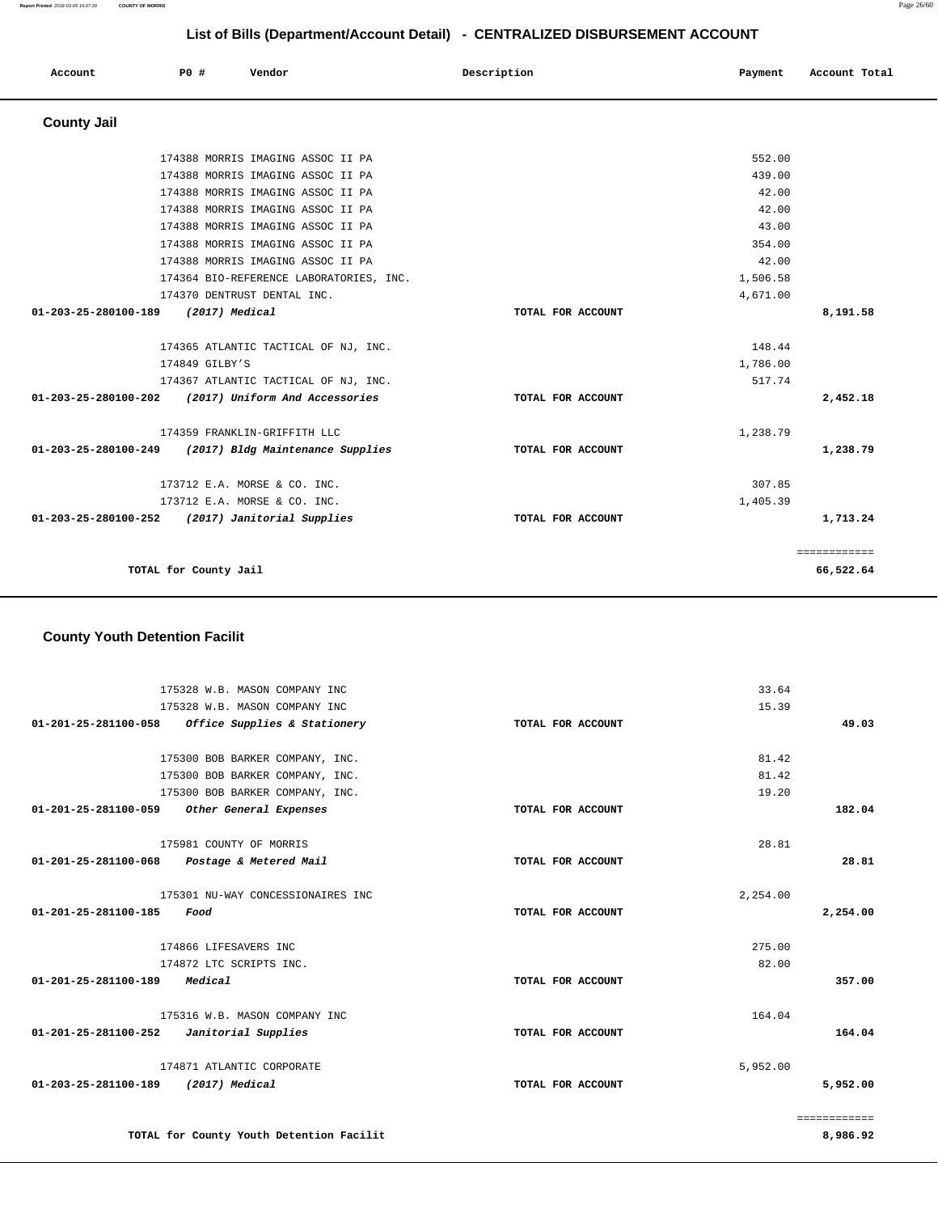# List of Bills (Department/Account Detail) - CENTRALIZED DISBURSEMENT ACCOUNT

| Account | PO # | Vendor | Description | Payment | Account Total |
|---|---|---|---|---|---|

## County Jail

| Account | PO # | Vendor | Description | Payment | Account Total |
|---|---|---|---|---|---|
| | 174388 | MORRIS IMAGING ASSOC II PA | | 552.00 | |
| | 174388 | MORRIS IMAGING ASSOC II PA | | 439.00 | |
| | 174388 | MORRIS IMAGING ASSOC II PA | | 42.00 | |
| | 174388 | MORRIS IMAGING ASSOC II PA | | 42.00 | |
| | 174388 | MORRIS IMAGING ASSOC II PA | | 43.00 | |
| | 174388 | MORRIS IMAGING ASSOC II PA | | 354.00 | |
| | 174388 | MORRIS IMAGING ASSOC II PA | | 42.00 | |
| | 174364 | BIO-REFERENCE LABORATORIES, INC. | | 1,506.58 | |
| | 174370 | DENTRUST DENTAL INC. | | 4,671.00 | |
| 01-203-25-280100-189 | | *(2017) Medical* | TOTAL FOR ACCOUNT | | 8,191.58 |
| | 174365 | ATLANTIC TACTICAL OF NJ, INC. | | 148.44 | |
| | 174849 | GILBY'S | | 1,786.00 | |
| | 174367 | ATLANTIC TACTICAL OF NJ, INC. | | 517.74 | |
| 01-203-25-280100-202 | | *(2017) Uniform And Accessories* | TOTAL FOR ACCOUNT | | 2,452.18 |
| | 174359 | FRANKLIN-GRIFFITH LLC | | 1,238.79 | |
| 01-203-25-280100-249 | | *(2017) Bldg Maintenance Supplies* | TOTAL FOR ACCOUNT | | 1,238.79 |
| | 173712 | E.A. MORSE & CO. INC. | | 307.85 | |
| | 173712 | E.A. MORSE & CO. INC. | | 1,405.39 | |
| 01-203-25-280100-252 | | *(2017) Janitorial Supplies* | TOTAL FOR ACCOUNT | | 1,713.24 |
| | | | | | ============ |
| | | TOTAL for County Jail | | | 66,522.64 |

## County Youth Detention Facilit

| Account | PO # | Vendor | Description | Payment | Account Total |
|---|---|---|---|---|---|
| | 175328 | W.B. MASON COMPANY INC | | 33.64 | |
| | 175328 | W.B. MASON COMPANY INC | | 15.39 | |
| 01-201-25-281100-058 | | *Office Supplies & Stationery* | TOTAL FOR ACCOUNT | | 49.03 |
| | 175300 | BOB BARKER COMPANY, INC. | | 81.42 | |
| | 175300 | BOB BARKER COMPANY, INC. | | 81.42 | |
| | 175300 | BOB BARKER COMPANY, INC. | | 19.20 | |
| 01-201-25-281100-059 | | *Other General Expenses* | TOTAL FOR ACCOUNT | | 182.04 |
| | 175981 | COUNTY OF MORRIS | | 28.81 | |
| 01-201-25-281100-068 | | *Postage & Metered Mail* | TOTAL FOR ACCOUNT | | 28.81 |
| | 175301 | NU-WAY CONCESSIONAIRES INC | | 2,254.00 | |
| 01-201-25-281100-185 | | *Food* | TOTAL FOR ACCOUNT | | 2,254.00 |
| | 174866 | LIFESAVERS INC | | 275.00 | |
| | 174872 | LTC SCRIPTS INC. | | 82.00 | |
| 01-201-25-281100-189 | | *Medical* | TOTAL FOR ACCOUNT | | 357.00 |
| | 175316 | W.B. MASON COMPANY INC | | 164.04 | |
| 01-201-25-281100-252 | | *Janitorial Supplies* | TOTAL FOR ACCOUNT | | 164.04 |
| | 174871 | ATLANTIC CORPORATE | | 5,952.00 | |
| 01-203-25-281100-189 | | *(2017) Medical* | TOTAL FOR ACCOUNT | | 5,952.00 |
| | | | | | ============ |
| | | TOTAL for County Youth Detention Facilit | | | 8,986.92 |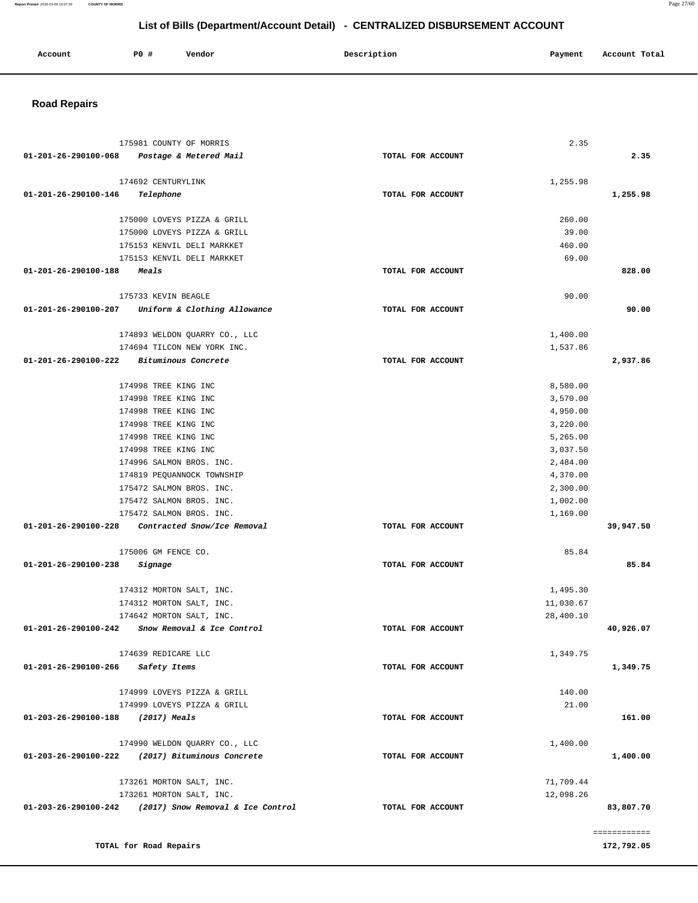## List of Bills (Department/Account Detail) - CENTRALIZED DISBURSEMENT ACCOUNT

| Account | PO # | Vendor | Description | Payment | Account Total |
|---|---|---|---|---|---|

### Road Repairs

| Account | PO # / Vendor | Description | Payment | Account Total |
|---|---|---|---|---|
| | 175981 COUNTY OF MORRIS | | 2.35 | |
| 01-201-26-290100-068 | *Postage & Metered Mail* | TOTAL FOR ACCOUNT | | 2.35 |
| | 174692 CENTURYLINK | | 1,255.98 | |
| 01-201-26-290100-146 | *Telephone* | TOTAL FOR ACCOUNT | | 1,255.98 |
| | 175000 LOVEYS PIZZA & GRILL | | 260.00 | |
| | 175000 LOVEYS PIZZA & GRILL | | 39.00 | |
| | 175153 KENVIL DELI MARKKET | | 460.00 | |
| | 175153 KENVIL DELI MARKKET | | 69.00 | |
| 01-201-26-290100-188 | *Meals* | TOTAL FOR ACCOUNT | | 828.00 |
| | 175733 KEVIN BEAGLE | | 90.00 | |
| 01-201-26-290100-207 | *Uniform & Clothing Allowance* | TOTAL FOR ACCOUNT | | 90.00 |
| | 174893 WELDON QUARRY CO., LLC | | 1,400.00 | |
| | 174694 TILCON NEW YORK INC. | | 1,537.86 | |
| 01-201-26-290100-222 | *Bituminous Concrete* | TOTAL FOR ACCOUNT | | 2,937.86 |
| | 174998 TREE KING INC | | 8,580.00 | |
| | 174998 TREE KING INC | | 3,570.00 | |
| | 174998 TREE KING INC | | 4,950.00 | |
| | 174998 TREE KING INC | | 3,220.00 | |
| | 174998 TREE KING INC | | 5,265.00 | |
| | 174998 TREE KING INC | | 3,037.50 | |
| | 174996 SALMON BROS. INC. | | 2,484.00 | |
| | 174819 PEQUANNOCK TOWNSHIP | | 4,370.00 | |
| | 175472 SALMON BROS. INC. | | 2,300.00 | |
| | 175472 SALMON BROS. INC. | | 1,002.00 | |
| | 175472 SALMON BROS. INC. | | 1,169.00 | |
| 01-201-26-290100-228 | *Contracted Snow/Ice Removal* | TOTAL FOR ACCOUNT | | 39,947.50 |
| | 175006 GM FENCE CO. | | 85.84 | |
| 01-201-26-290100-238 | *Signage* | TOTAL FOR ACCOUNT | | 85.84 |
| | 174312 MORTON SALT, INC. | | 1,495.30 | |
| | 174312 MORTON SALT, INC. | | 11,030.67 | |
| | 174642 MORTON SALT, INC. | | 28,400.10 | |
| 01-201-26-290100-242 | *Snow Removal & Ice Control* | TOTAL FOR ACCOUNT | | 40,926.07 |
| | 174639 REDICARE LLC | | 1,349.75 | |
| 01-201-26-290100-266 | *Safety Items* | TOTAL FOR ACCOUNT | | 1,349.75 |
| | 174999 LOVEYS PIZZA & GRILL | | 140.00 | |
| | 174999 LOVEYS PIZZA & GRILL | | 21.00 | |
| 01-203-26-290100-188 | *(2017) Meals* | TOTAL FOR ACCOUNT | | 161.00 |
| | 174990 WELDON QUARRY CO., LLC | | 1,400.00 | |
| 01-203-26-290100-222 | *(2017) Bituminous Concrete* | TOTAL FOR ACCOUNT | | 1,400.00 |
| | 173261 MORTON SALT, INC. | | 71,709.44 | |
| | 173261 MORTON SALT, INC. | | 12,098.26 | |
| 01-203-26-290100-242 | *(2017) Snow Removal & Ice Control* | TOTAL FOR ACCOUNT | | 83,807.70 |
| | | | | ============ |
| | TOTAL for Road Repairs | | | 172,792.05 |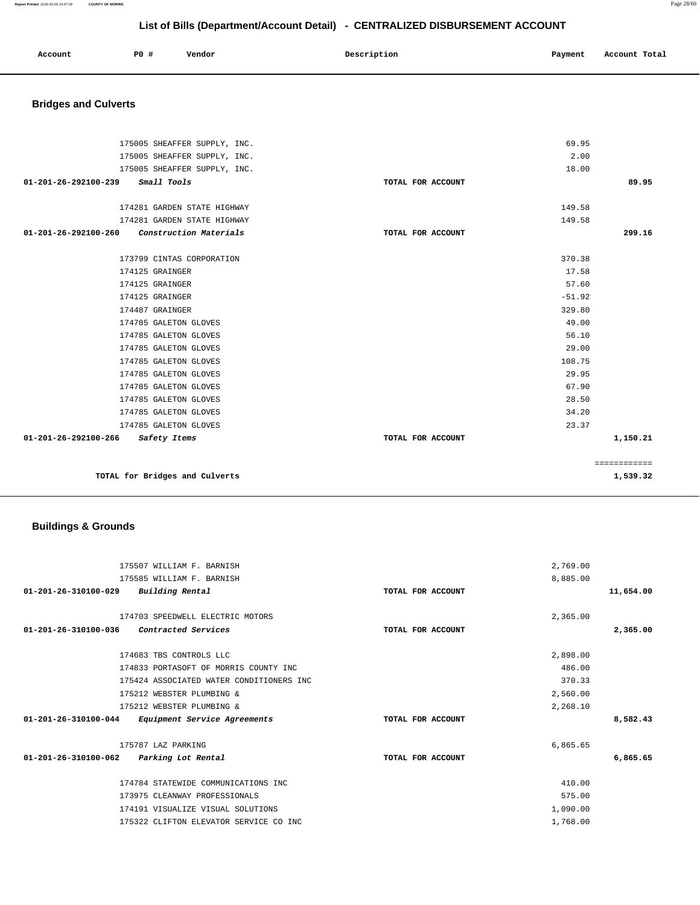# List of Bills (Department/Account Detail) - CENTRALIZED DISBURSEMENT ACCOUNT

| Account | PO # | Vendor | Description | Payment | Account Total |
|---|---|---|---|---|---|

## Bridges and Culverts

| Account | PO # | Vendor | Description | Payment | Account Total |
|---|---|---|---|---|---|
| | 175005 | SHEAFFER SUPPLY, INC. | | 69.95 | |
| | 175005 | SHEAFFER SUPPLY, INC. | | 2.00 | |
| | 175005 | SHEAFFER SUPPLY, INC. | | 18.00 | |
| 01-201-26-292100-239 | | *Small Tools* | TOTAL FOR ACCOUNT | | 89.95 |
| | 174281 | GARDEN STATE HIGHWAY | | 149.58 | |
| | 174281 | GARDEN STATE HIGHWAY | | 149.58 | |
| 01-201-26-292100-260 | | *Construction Materials* | TOTAL FOR ACCOUNT | | 299.16 |
| | 173799 | CINTAS CORPORATION | | 370.38 | |
| | 174125 | GRAINGER | | 17.58 | |
| | 174125 | GRAINGER | | 57.60 | |
| | 174125 | GRAINGER | | -51.92 | |
| | 174487 | GRAINGER | | 329.80 | |
| | 174785 | GALETON GLOVES | | 49.00 | |
| | 174785 | GALETON GLOVES | | 56.10 | |
| | 174785 | GALETON GLOVES | | 29.00 | |
| | 174785 | GALETON GLOVES | | 108.75 | |
| | 174785 | GALETON GLOVES | | 29.95 | |
| | 174785 | GALETON GLOVES | | 67.90 | |
| | 174785 | GALETON GLOVES | | 28.50 | |
| | 174785 | GALETON GLOVES | | 34.20 | |
| | 174785 | GALETON GLOVES | | 23.37 | |
| 01-201-26-292100-266 | | *Safety Items* | TOTAL FOR ACCOUNT | | 1,150.21 |
| | | | | | ============ |
| | | TOTAL for Bridges and Culverts | | | 1,539.32 |

## Buildings & Grounds

| Account | PO # | Vendor | Description | Payment | Account Total |
|---|---|---|---|---|---|
| | 175507 | WILLIAM F. BARNISH | | 2,769.00 | |
| | 175585 | WILLIAM F. BARNISH | | 8,885.00 | |
| 01-201-26-310100-029 | | *Building Rental* | TOTAL FOR ACCOUNT | | 11,654.00 |
| | 174703 | SPEEDWELL ELECTRIC MOTORS | | 2,365.00 | |
| 01-201-26-310100-036 | | *Contracted Services* | TOTAL FOR ACCOUNT | | 2,365.00 |
| | 174683 | TBS CONTROLS LLC | | 2,898.00 | |
| | 174833 | PORTASOFT OF MORRIS COUNTY INC | | 486.00 | |
| | 175424 | ASSOCIATED WATER CONDITIONERS INC | | 370.33 | |
| | 175212 | WEBSTER PLUMBING & | | 2,560.00 | |
| | 175212 | WEBSTER PLUMBING & | | 2,268.10 | |
| 01-201-26-310100-044 | | *Equipment Service Agreements* | TOTAL FOR ACCOUNT | | 8,582.43 |
| | 175787 | LAZ PARKING | | 6,865.65 | |
| 01-201-26-310100-062 | | *Parking Lot Rental* | TOTAL FOR ACCOUNT | | 6,865.65 |
| | 174784 | STATEWIDE COMMUNICATIONS INC | | 410.00 | |
| | 173975 | CLEANWAY PROFESSIONALS | | 575.00 | |
| | 174191 | VISUALIZE VISUAL SOLUTIONS | | 1,090.00 | |
| | 175322 | CLIFTON ELEVATOR SERVICE CO INC | | 1,768.00 | |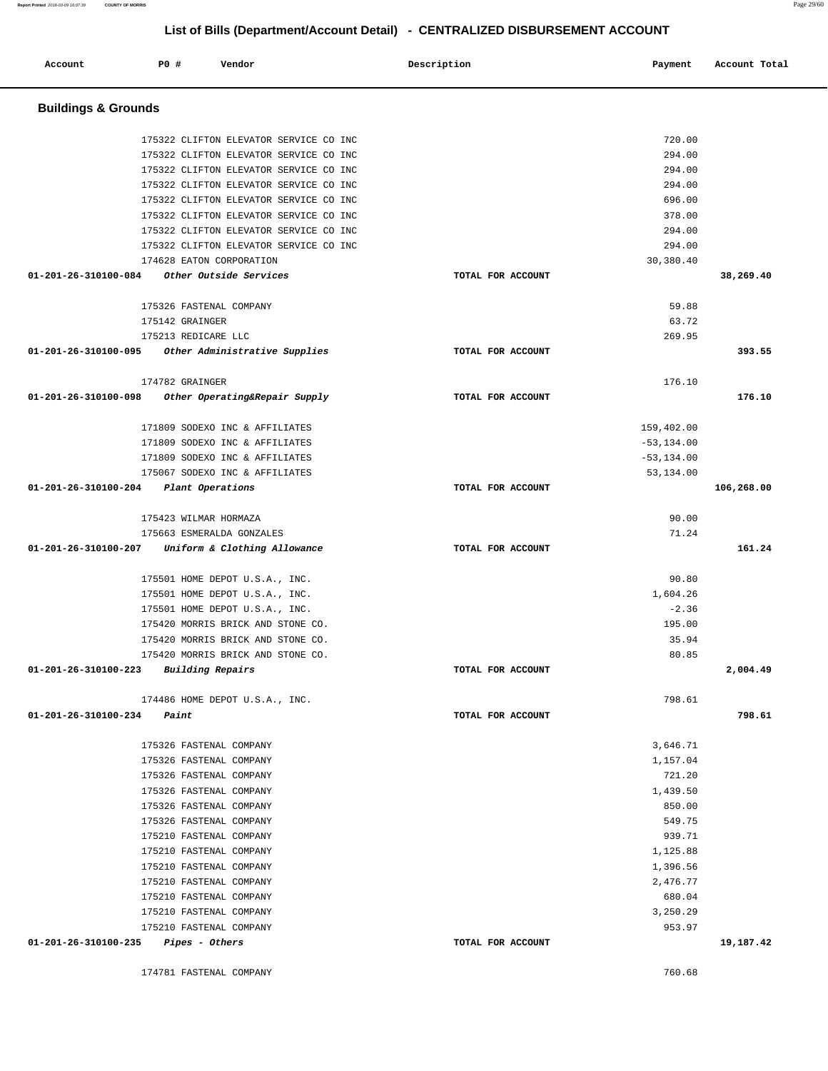# List of Bills (Department/Account Detail) - CENTRALIZED DISBURSEMENT ACCOUNT

| Account | PO # | Vendor | Description | Payment | Account Total |
|---|---|---|---|---|---|

## Buildings & Grounds

| Account | PO # | Vendor | Description | Payment | Account Total |
|---|---|---|---|---|---|
| | 175322 | CLIFTON ELEVATOR SERVICE CO INC | | 720.00 | |
| | 175322 | CLIFTON ELEVATOR SERVICE CO INC | | 294.00 | |
| | 175322 | CLIFTON ELEVATOR SERVICE CO INC | | 294.00 | |
| | 175322 | CLIFTON ELEVATOR SERVICE CO INC | | 294.00 | |
| | 175322 | CLIFTON ELEVATOR SERVICE CO INC | | 696.00 | |
| | 175322 | CLIFTON ELEVATOR SERVICE CO INC | | 378.00 | |
| | 175322 | CLIFTON ELEVATOR SERVICE CO INC | | 294.00 | |
| | 175322 | CLIFTON ELEVATOR SERVICE CO INC | | 294.00 | |
| | 174628 | EATON CORPORATION | | 30,380.40 | |
| **01-201-26-310100-084** | | ***Other Outside Services*** | TOTAL FOR ACCOUNT | | **38,269.40** |
| | 175326 | FASTENAL COMPANY | | 59.88 | |
| | 175142 | GRAINGER | | 63.72 | |
| | 175213 | REDICARE LLC | | 269.95 | |
| **01-201-26-310100-095** | | ***Other Administrative Supplies*** | TOTAL FOR ACCOUNT | | **393.55** |
| | 174782 | GRAINGER | | 176.10 | |
| **01-201-26-310100-098** | | ***Other Operating&Repair Supply*** | TOTAL FOR ACCOUNT | | **176.10** |
| | 171809 | SODEXO INC & AFFILIATES | | 159,402.00 | |
| | 171809 | SODEXO INC & AFFILIATES | | -53,134.00 | |
| | 171809 | SODEXO INC & AFFILIATES | | -53,134.00 | |
| | 175067 | SODEXO INC & AFFILIATES | | 53,134.00 | |
| **01-201-26-310100-204** | | ***Plant Operations*** | TOTAL FOR ACCOUNT | | **106,268.00** |
| | 175423 | WILMAR HORMAZA | | 90.00 | |
| | 175663 | ESMERALDA GONZALES | | 71.24 | |
| **01-201-26-310100-207** | | ***Uniform & Clothing Allowance*** | TOTAL FOR ACCOUNT | | **161.24** |
| | 175501 | HOME DEPOT U.S.A., INC. | | 90.80 | |
| | 175501 | HOME DEPOT U.S.A., INC. | | 1,604.26 | |
| | 175501 | HOME DEPOT U.S.A., INC. | | -2.36 | |
| | 175420 | MORRIS BRICK AND STONE CO. | | 195.00 | |
| | 175420 | MORRIS BRICK AND STONE CO. | | 35.94 | |
| | 175420 | MORRIS BRICK AND STONE CO. | | 80.85 | |
| **01-201-26-310100-223** | | ***Building Repairs*** | TOTAL FOR ACCOUNT | | **2,004.49** |
| | 174486 | HOME DEPOT U.S.A., INC. | | 798.61 | |
| **01-201-26-310100-234** | | ***Paint*** | TOTAL FOR ACCOUNT | | **798.61** |
| | 175326 | FASTENAL COMPANY | | 3,646.71 | |
| | 175326 | FASTENAL COMPANY | | 1,157.04 | |
| | 175326 | FASTENAL COMPANY | | 721.20 | |
| | 175326 | FASTENAL COMPANY | | 1,439.50 | |
| | 175326 | FASTENAL COMPANY | | 850.00 | |
| | 175326 | FASTENAL COMPANY | | 549.75 | |
| | 175210 | FASTENAL COMPANY | | 939.71 | |
| | 175210 | FASTENAL COMPANY | | 1,125.88 | |
| | 175210 | FASTENAL COMPANY | | 1,396.56 | |
| | 175210 | FASTENAL COMPANY | | 2,476.77 | |
| | 175210 | FASTENAL COMPANY | | 680.04 | |
| | 175210 | FASTENAL COMPANY | | 3,250.29 | |
| | 175210 | FASTENAL COMPANY | | 953.97 | |
| **01-201-26-310100-235** | | ***Pipes - Others*** | TOTAL FOR ACCOUNT | | **19,187.42** |
| | 174781 | FASTENAL COMPANY | | 760.68 | |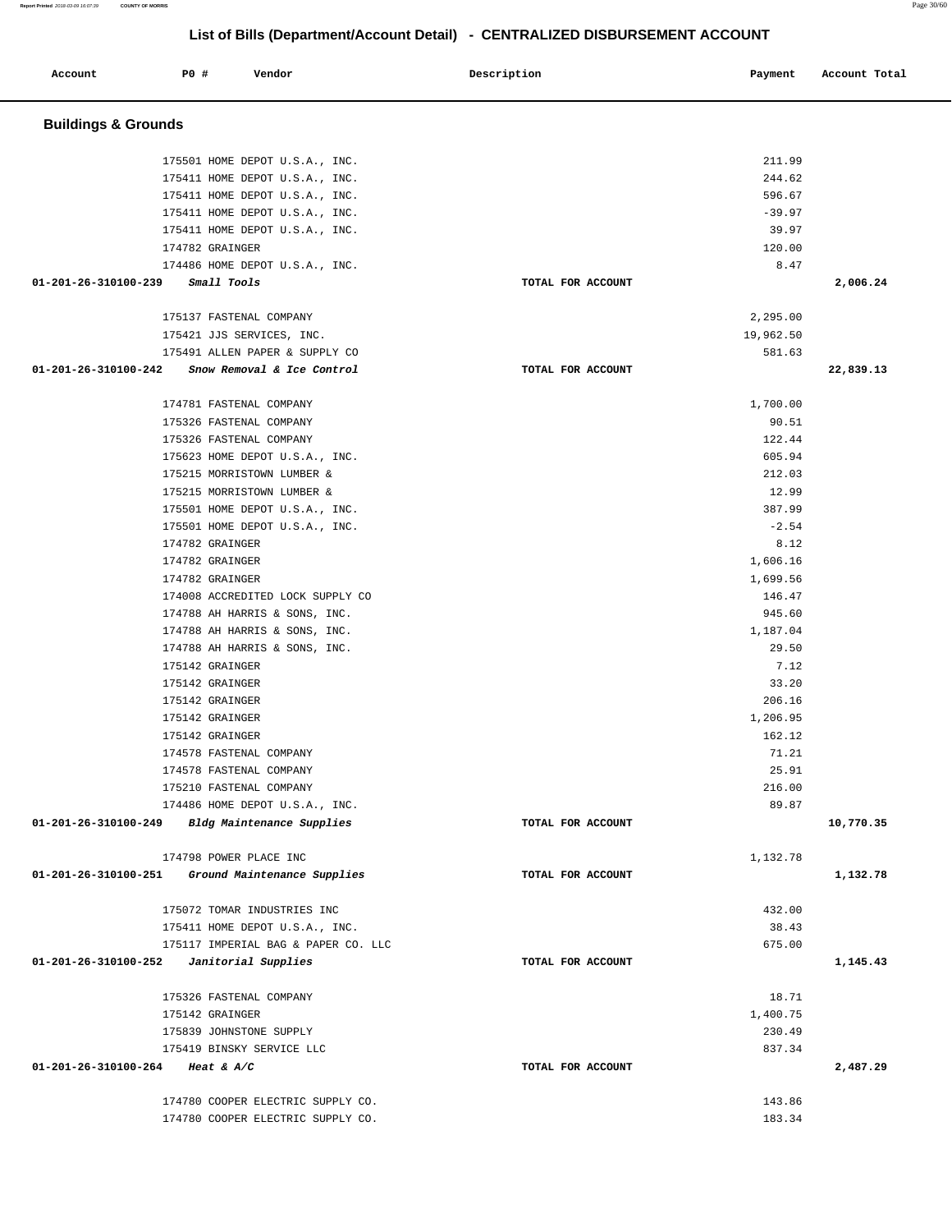## List of Bills (Department/Account Detail) - CENTRALIZED DISBURSEMENT ACCOUNT

| Account | PO # | Vendor | Description | Payment | Account Total |
|---|---|---|---|---|---|

### Buildings & Grounds

| Account | PO # | Vendor | Description | Payment | Account Total |
|---|---|---|---|---|---|
| | 175501 | HOME DEPOT U.S.A., INC. | | 211.99 | |
| | 175411 | HOME DEPOT U.S.A., INC. | | 244.62 | |
| | 175411 | HOME DEPOT U.S.A., INC. | | 596.67 | |
| | 175411 | HOME DEPOT U.S.A., INC. | | -39.97 | |
| | 175411 | HOME DEPOT U.S.A., INC. | | 39.97 | |
| | 174782 | GRAINGER | | 120.00 | |
| | 174486 | HOME DEPOT U.S.A., INC. | | 8.47 | |
| 01-201-26-310100-239 | | *Small Tools* | TOTAL FOR ACCOUNT | | 2,006.24 |
| | 175137 | FASTENAL COMPANY | | 2,295.00 | |
| | 175421 | JJS SERVICES, INC. | | 19,962.50 | |
| | 175491 | ALLEN PAPER & SUPPLY CO | | 581.63 | |
| 01-201-26-310100-242 | | *Snow Removal & Ice Control* | TOTAL FOR ACCOUNT | | 22,839.13 |
| | 174781 | FASTENAL COMPANY | | 1,700.00 | |
| | 175326 | FASTENAL COMPANY | | 90.51 | |
| | 175326 | FASTENAL COMPANY | | 122.44 | |
| | 175623 | HOME DEPOT U.S.A., INC. | | 605.94 | |
| | 175215 | MORRISTOWN LUMBER & | | 212.03 | |
| | 175215 | MORRISTOWN LUMBER & | | 12.99 | |
| | 175501 | HOME DEPOT U.S.A., INC. | | 387.99 | |
| | 175501 | HOME DEPOT U.S.A., INC. | | -2.54 | |
| | 174782 | GRAINGER | | 8.12 | |
| | 174782 | GRAINGER | | 1,606.16 | |
| | 174782 | GRAINGER | | 1,699.56 | |
| | 174008 | ACCREDITED LOCK SUPPLY CO | | 146.47 | |
| | 174788 | AH HARRIS & SONS, INC. | | 945.60 | |
| | 174788 | AH HARRIS & SONS, INC. | | 1,187.04 | |
| | 174788 | AH HARRIS & SONS, INC. | | 29.50 | |
| | 175142 | GRAINGER | | 7.12 | |
| | 175142 | GRAINGER | | 33.20 | |
| | 175142 | GRAINGER | | 206.16 | |
| | 175142 | GRAINGER | | 1,206.95 | |
| | 175142 | GRAINGER | | 162.12 | |
| | 174578 | FASTENAL COMPANY | | 71.21 | |
| | 174578 | FASTENAL COMPANY | | 25.91 | |
| | 175210 | FASTENAL COMPANY | | 216.00 | |
| | 174486 | HOME DEPOT U.S.A., INC. | | 89.87 | |
| 01-201-26-310100-249 | | *Bldg Maintenance Supplies* | TOTAL FOR ACCOUNT | | 10,770.35 |
| | 174798 | POWER PLACE INC | | 1,132.78 | |
| 01-201-26-310100-251 | | *Ground Maintenance Supplies* | TOTAL FOR ACCOUNT | | 1,132.78 |
| | 175072 | TOMAR INDUSTRIES INC | | 432.00 | |
| | 175411 | HOME DEPOT U.S.A., INC. | | 38.43 | |
| | 175117 | IMPERIAL BAG & PAPER CO. LLC | | 675.00 | |
| 01-201-26-310100-252 | | *Janitorial Supplies* | TOTAL FOR ACCOUNT | | 1,145.43 |
| | 175326 | FASTENAL COMPANY | | 18.71 | |
| | 175142 | GRAINGER | | 1,400.75 | |
| | 175839 | JOHNSTONE SUPPLY | | 230.49 | |
| | 175419 | BINSKY SERVICE LLC | | 837.34 | |
| 01-201-26-310100-264 | | *Heat & A/C* | TOTAL FOR ACCOUNT | | 2,487.29 |
| | 174780 | COOPER ELECTRIC SUPPLY CO. | | 143.86 | |
| | 174780 | COOPER ELECTRIC SUPPLY CO. | | 183.34 | |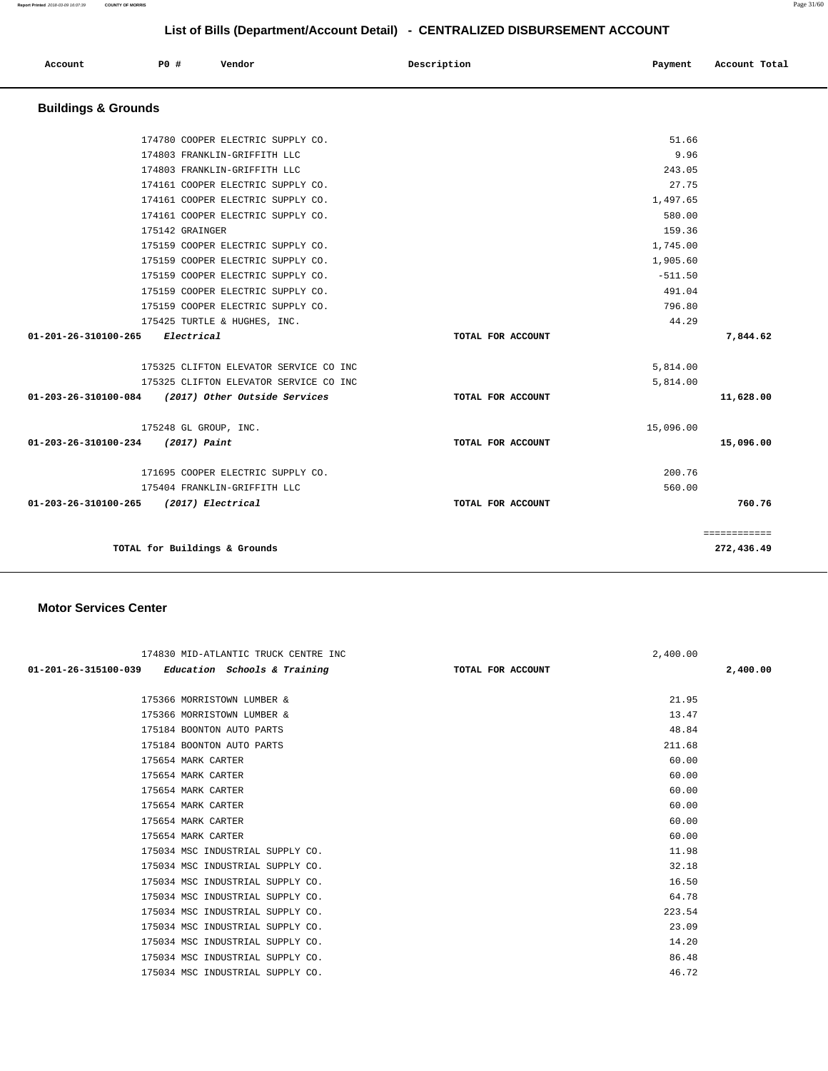## List of Bills (Department/Account Detail) - CENTRALIZED DISBURSEMENT ACCOUNT

| Account | P0 # | Vendor | Description | Payment | Account Total |
|---|---|---|---|---|---|

### Buildings & Grounds

| Account | P0 # | Vendor | Description | Payment | Account Total |
|---|---|---|---|---|---|
| | 174780 | COOPER ELECTRIC SUPPLY CO. | | 51.66 | |
| | 174803 | FRANKLIN-GRIFFITH LLC | | 9.96 | |
| | 174803 | FRANKLIN-GRIFFITH LLC | | 243.05 | |
| | 174161 | COOPER ELECTRIC SUPPLY CO. | | 27.75 | |
| | 174161 | COOPER ELECTRIC SUPPLY CO. | | 1,497.65 | |
| | 174161 | COOPER ELECTRIC SUPPLY CO. | | 580.00 | |
| | 175142 | GRAINGER | | 159.36 | |
| | 175159 | COOPER ELECTRIC SUPPLY CO. | | 1,745.00 | |
| | 175159 | COOPER ELECTRIC SUPPLY CO. | | 1,905.60 | |
| | 175159 | COOPER ELECTRIC SUPPLY CO. | | -511.50 | |
| | 175159 | COOPER ELECTRIC SUPPLY CO. | | 491.04 | |
| | 175159 | COOPER ELECTRIC SUPPLY CO. | | 796.80 | |
| | 175425 | TURTLE & HUGHES, INC. | | 44.29 | |
| **01-201-26-310100-265** | | ***Electrical*** | TOTAL FOR ACCOUNT | | **7,844.62** |
| | 175325 | CLIFTON ELEVATOR SERVICE CO INC | | 5,814.00 | |
| | 175325 | CLIFTON ELEVATOR SERVICE CO INC | | 5,814.00 | |
| **01-203-26-310100-084** | | ***(2017) Other Outside Services*** | TOTAL FOR ACCOUNT | | **11,628.00** |
| | 175248 | GL GROUP, INC. | | 15,096.00 | |
| **01-203-26-310100-234** | | ***(2017) Paint*** | TOTAL FOR ACCOUNT | | **15,096.00** |
| | 171695 | COOPER ELECTRIC SUPPLY CO. | | 200.76 | |
| | 175404 | FRANKLIN-GRIFFITH LLC | | 560.00 | |
| **01-203-26-310100-265** | | ***(2017) Electrical*** | TOTAL FOR ACCOUNT | | **760.76** |
| | | | | | ============ |
| | | **TOTAL for Buildings & Grounds** | | | **272,436.49** |

### Motor Services Center

| Account | P0 # | Vendor | Description | Payment | Account Total |
|---|---|---|---|---|---|
| | 174830 | MID-ATLANTIC TRUCK CENTRE INC | | 2,400.00 | |
| **01-201-26-315100-039** | | ***Education Schools & Training*** | TOTAL FOR ACCOUNT | | **2,400.00** |
| | 175366 | MORRISTOWN LUMBER & | | 21.95 | |
| | 175366 | MORRISTOWN LUMBER & | | 13.47 | |
| | 175184 | BOONTON AUTO PARTS | | 48.84 | |
| | 175184 | BOONTON AUTO PARTS | | 211.68 | |
| | 175654 | MARK CARTER | | 60.00 | |
| | 175654 | MARK CARTER | | 60.00 | |
| | 175654 | MARK CARTER | | 60.00 | |
| | 175654 | MARK CARTER | | 60.00 | |
| | 175654 | MARK CARTER | | 60.00 | |
| | 175654 | MARK CARTER | | 60.00 | |
| | 175034 | MSC INDUSTRIAL SUPPLY CO. | | 11.98 | |
| | 175034 | MSC INDUSTRIAL SUPPLY CO. | | 32.18 | |
| | 175034 | MSC INDUSTRIAL SUPPLY CO. | | 16.50 | |
| | 175034 | MSC INDUSTRIAL SUPPLY CO. | | 64.78 | |
| | 175034 | MSC INDUSTRIAL SUPPLY CO. | | 223.54 | |
| | 175034 | MSC INDUSTRIAL SUPPLY CO. | | 23.09 | |
| | 175034 | MSC INDUSTRIAL SUPPLY CO. | | 14.20 | |
| | 175034 | MSC INDUSTRIAL SUPPLY CO. | | 86.48 | |
| | 175034 | MSC INDUSTRIAL SUPPLY CO. | | 46.72 | |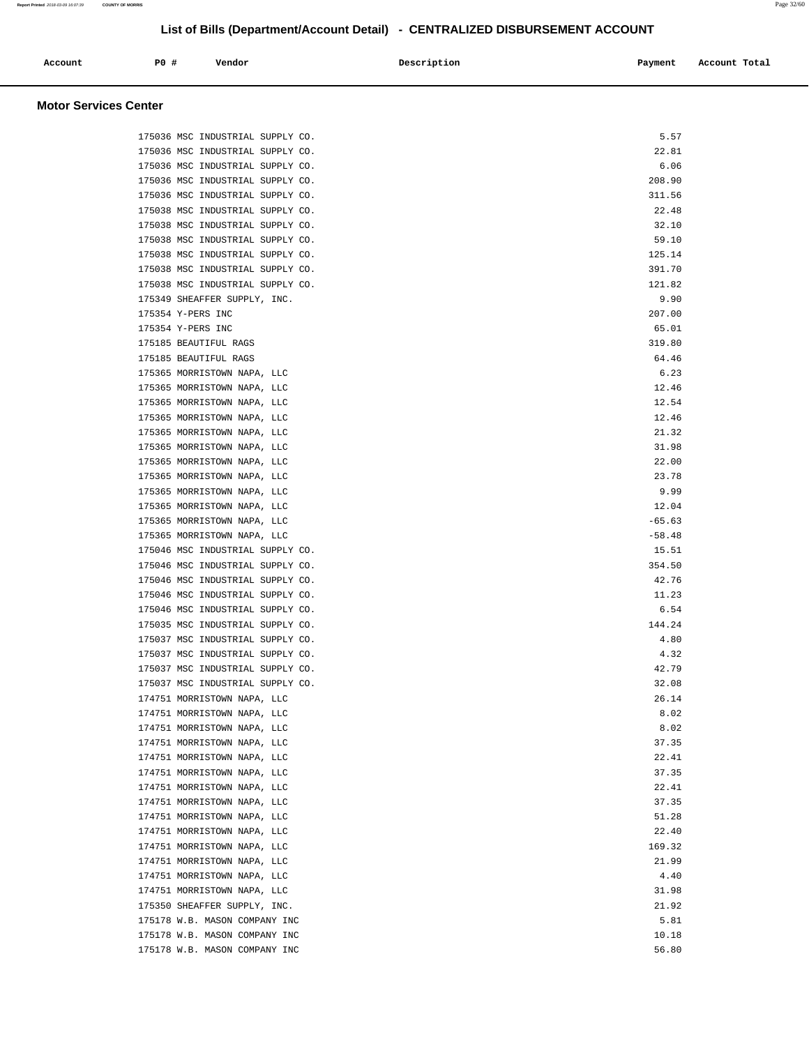## List of Bills (Department/Account Detail) - CENTRALIZED DISBURSEMENT ACCOUNT

### Motor Services Center

| Account | PO # | Vendor | Description | Payment | Account Total |
|---|---|---|---|---|---|
| | 175036 | MSC INDUSTRIAL SUPPLY CO. | | 5.57 | |
| | 175036 | MSC INDUSTRIAL SUPPLY CO. | | 22.81 | |
| | 175036 | MSC INDUSTRIAL SUPPLY CO. | | 6.06 | |
| | 175036 | MSC INDUSTRIAL SUPPLY CO. | | 208.90 | |
| | 175036 | MSC INDUSTRIAL SUPPLY CO. | | 311.56 | |
| | 175038 | MSC INDUSTRIAL SUPPLY CO. | | 22.48 | |
| | 175038 | MSC INDUSTRIAL SUPPLY CO. | | 32.10 | |
| | 175038 | MSC INDUSTRIAL SUPPLY CO. | | 59.10 | |
| | 175038 | MSC INDUSTRIAL SUPPLY CO. | | 125.14 | |
| | 175038 | MSC INDUSTRIAL SUPPLY CO. | | 391.70 | |
| | 175038 | MSC INDUSTRIAL SUPPLY CO. | | 121.82 | |
| | 175349 | SHEAFFER SUPPLY, INC. | | 9.90 | |
| | 175354 | Y-PERS INC | | 207.00 | |
| | 175354 | Y-PERS INC | | 65.01 | |
| | 175185 | BEAUTIFUL RAGS | | 319.80 | |
| | 175185 | BEAUTIFUL RAGS | | 64.46 | |
| | 175365 | MORRISTOWN NAPA, LLC | | 6.23 | |
| | 175365 | MORRISTOWN NAPA, LLC | | 12.46 | |
| | 175365 | MORRISTOWN NAPA, LLC | | 12.54 | |
| | 175365 | MORRISTOWN NAPA, LLC | | 12.46 | |
| | 175365 | MORRISTOWN NAPA, LLC | | 21.32 | |
| | 175365 | MORRISTOWN NAPA, LLC | | 31.98 | |
| | 175365 | MORRISTOWN NAPA, LLC | | 22.00 | |
| | 175365 | MORRISTOWN NAPA, LLC | | 23.78 | |
| | 175365 | MORRISTOWN NAPA, LLC | | 9.99 | |
| | 175365 | MORRISTOWN NAPA, LLC | | 12.04 | |
| | 175365 | MORRISTOWN NAPA, LLC | | -65.63 | |
| | 175365 | MORRISTOWN NAPA, LLC | | -58.48 | |
| | 175046 | MSC INDUSTRIAL SUPPLY CO. | | 15.51 | |
| | 175046 | MSC INDUSTRIAL SUPPLY CO. | | 354.50 | |
| | 175046 | MSC INDUSTRIAL SUPPLY CO. | | 42.76 | |
| | 175046 | MSC INDUSTRIAL SUPPLY CO. | | 11.23 | |
| | 175046 | MSC INDUSTRIAL SUPPLY CO. | | 6.54 | |
| | 175035 | MSC INDUSTRIAL SUPPLY CO. | | 144.24 | |
| | 175037 | MSC INDUSTRIAL SUPPLY CO. | | 4.80 | |
| | 175037 | MSC INDUSTRIAL SUPPLY CO. | | 4.32 | |
| | 175037 | MSC INDUSTRIAL SUPPLY CO. | | 42.79 | |
| | 175037 | MSC INDUSTRIAL SUPPLY CO. | | 32.08 | |
| | 174751 | MORRISTOWN NAPA, LLC | | 26.14 | |
| | 174751 | MORRISTOWN NAPA, LLC | | 8.02 | |
| | 174751 | MORRISTOWN NAPA, LLC | | 8.02 | |
| | 174751 | MORRISTOWN NAPA, LLC | | 37.35 | |
| | 174751 | MORRISTOWN NAPA, LLC | | 22.41 | |
| | 174751 | MORRISTOWN NAPA, LLC | | 37.35 | |
| | 174751 | MORRISTOWN NAPA, LLC | | 22.41 | |
| | 174751 | MORRISTOWN NAPA, LLC | | 37.35 | |
| | 174751 | MORRISTOWN NAPA, LLC | | 51.28 | |
| | 174751 | MORRISTOWN NAPA, LLC | | 22.40 | |
| | 174751 | MORRISTOWN NAPA, LLC | | 169.32 | |
| | 174751 | MORRISTOWN NAPA, LLC | | 21.99 | |
| | 174751 | MORRISTOWN NAPA, LLC | | 4.40 | |
| | 174751 | MORRISTOWN NAPA, LLC | | 31.98 | |
| | 175350 | SHEAFFER SUPPLY, INC. | | 21.92 | |
| | 175178 | W.B. MASON COMPANY INC | | 5.81 | |
| | 175178 | W.B. MASON COMPANY INC | | 10.18 | |
| | 175178 | W.B. MASON COMPANY INC | | 56.80 | |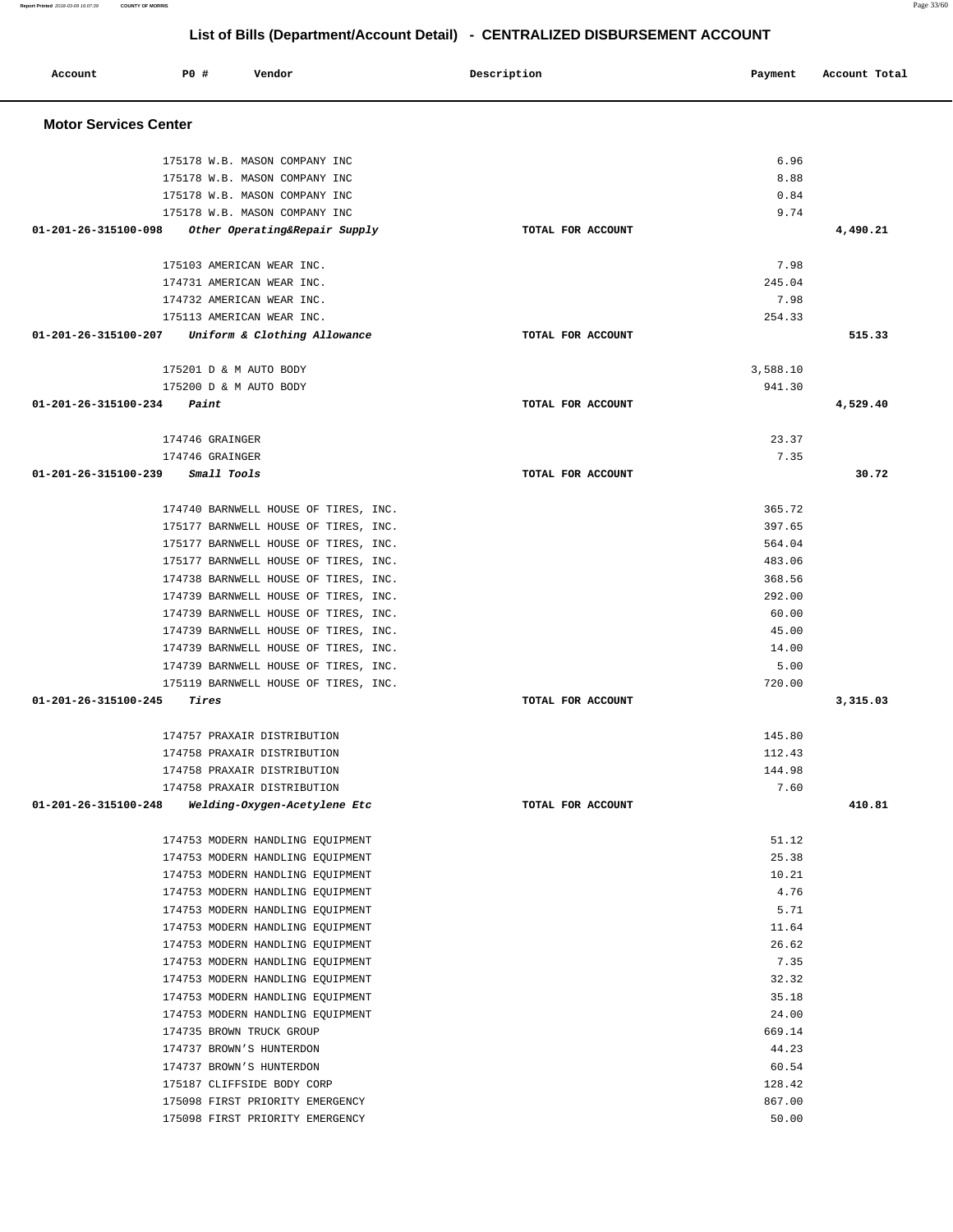## List of Bills (Department/Account Detail) - CENTRALIZED DISBURSEMENT ACCOUNT

| Account | PO # | Vendor | Description | Payment | Account Total |
|---|---|---|---|---|---|
| **Motor Services Center** | | | | | |
| | 175178 | W.B. MASON COMPANY INC | | 6.96 | |
| | 175178 | W.B. MASON COMPANY INC | | 8.88 | |
| | 175178 | W.B. MASON COMPANY INC | | 0.84 | |
| | 175178 | W.B. MASON COMPANY INC | | 9.74 | |
| **01-201-26-315100-098** | | ***Other Operating&Repair Supply*** | **TOTAL FOR ACCOUNT** | | **4,490.21** |
| | 175103 | AMERICAN WEAR INC. | | 7.98 | |
| | 174731 | AMERICAN WEAR INC. | | 245.04 | |
| | 174732 | AMERICAN WEAR INC. | | 7.98 | |
| | 175113 | AMERICAN WEAR INC. | | 254.33 | |
| **01-201-26-315100-207** | | ***Uniform & Clothing Allowance*** | **TOTAL FOR ACCOUNT** | | **515.33** |
| | 175201 | D & M AUTO BODY | | 3,588.10 | |
| | 175200 | D & M AUTO BODY | | 941.30 | |
| **01-201-26-315100-234** | | ***Paint*** | **TOTAL FOR ACCOUNT** | | **4,529.40** |
| | 174746 | GRAINGER | | 23.37 | |
| | 174746 | GRAINGER | | 7.35 | |
| **01-201-26-315100-239** | | ***Small Tools*** | **TOTAL FOR ACCOUNT** | | **30.72** |
| | 174740 | BARNWELL HOUSE OF TIRES, INC. | | 365.72 | |
| | 175177 | BARNWELL HOUSE OF TIRES, INC. | | 397.65 | |
| | 175177 | BARNWELL HOUSE OF TIRES, INC. | | 564.04 | |
| | 175177 | BARNWELL HOUSE OF TIRES, INC. | | 483.06 | |
| | 174738 | BARNWELL HOUSE OF TIRES, INC. | | 368.56 | |
| | 174739 | BARNWELL HOUSE OF TIRES, INC. | | 292.00 | |
| | 174739 | BARNWELL HOUSE OF TIRES, INC. | | 60.00 | |
| | 174739 | BARNWELL HOUSE OF TIRES, INC. | | 45.00 | |
| | 174739 | BARNWELL HOUSE OF TIRES, INC. | | 14.00 | |
| | 174739 | BARNWELL HOUSE OF TIRES, INC. | | 5.00 | |
| | 175119 | BARNWELL HOUSE OF TIRES, INC. | | 720.00 | |
| **01-201-26-315100-245** | | ***Tires*** | **TOTAL FOR ACCOUNT** | | **3,315.03** |
| | 174757 | PRAXAIR DISTRIBUTION | | 145.80 | |
| | 174758 | PRAXAIR DISTRIBUTION | | 112.43 | |
| | 174758 | PRAXAIR DISTRIBUTION | | 144.98 | |
| | 174758 | PRAXAIR DISTRIBUTION | | 7.60 | |
| **01-201-26-315100-248** | | ***Welding-Oxygen-Acetylene Etc*** | **TOTAL FOR ACCOUNT** | | **410.81** |
| | 174753 | MODERN HANDLING EQUIPMENT | | 51.12 | |
| | 174753 | MODERN HANDLING EQUIPMENT | | 25.38 | |
| | 174753 | MODERN HANDLING EQUIPMENT | | 10.21 | |
| | 174753 | MODERN HANDLING EQUIPMENT | | 4.76 | |
| | 174753 | MODERN HANDLING EQUIPMENT | | 5.71 | |
| | 174753 | MODERN HANDLING EQUIPMENT | | 11.64 | |
| | 174753 | MODERN HANDLING EQUIPMENT | | 26.62 | |
| | 174753 | MODERN HANDLING EQUIPMENT | | 7.35 | |
| | 174753 | MODERN HANDLING EQUIPMENT | | 32.32 | |
| | 174753 | MODERN HANDLING EQUIPMENT | | 35.18 | |
| | 174753 | MODERN HANDLING EQUIPMENT | | 24.00 | |
| | 174735 | BROWN TRUCK GROUP | | 669.14 | |
| | 174737 | BROWN'S HUNTERDON | | 44.23 | |
| | 174737 | BROWN'S HUNTERDON | | 60.54 | |
| | 175187 | CLIFFSIDE BODY CORP | | 128.42 | |
| | 175098 | FIRST PRIORITY EMERGENCY | | 867.00 | |
| | 175098 | FIRST PRIORITY EMERGENCY | | 50.00 | |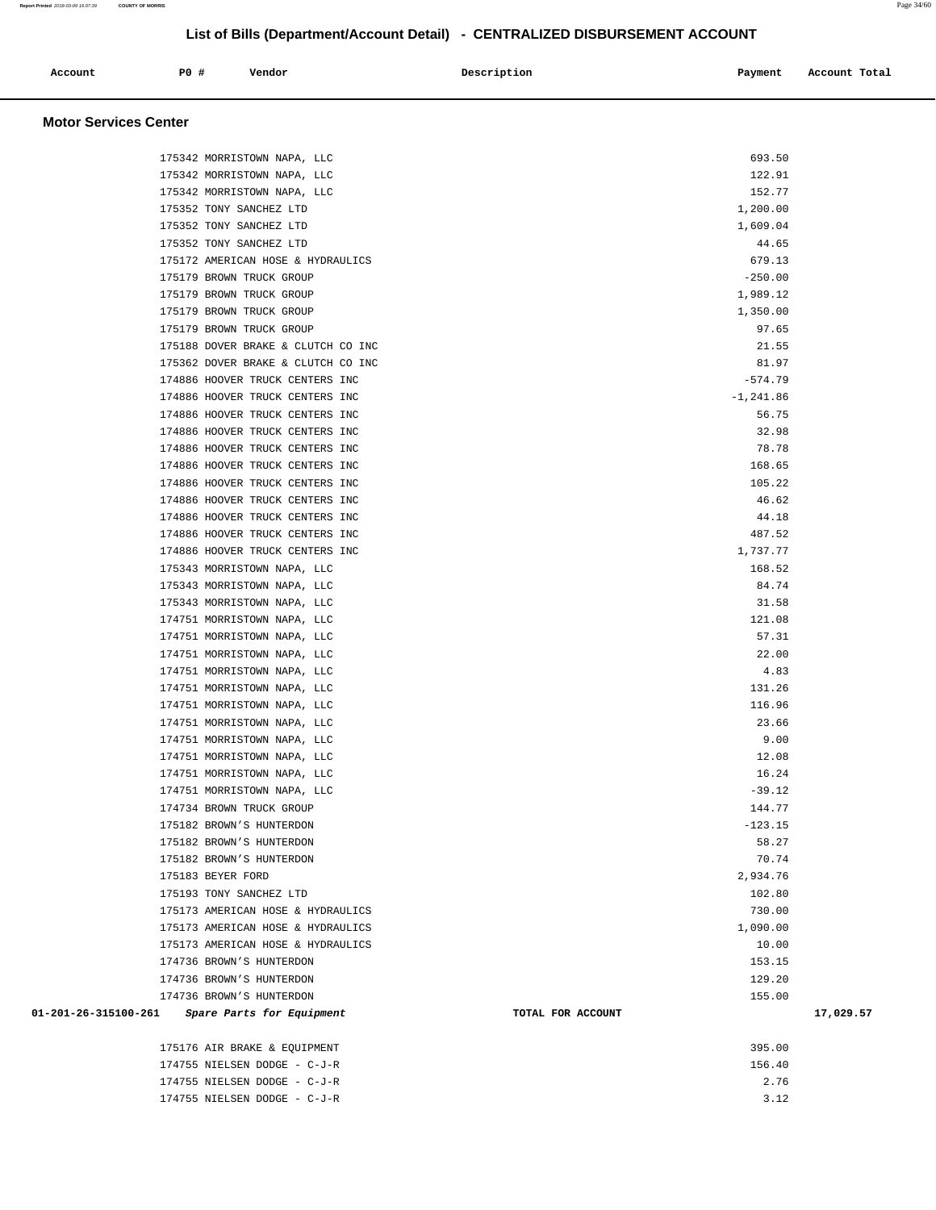## List of Bills (Department/Account Detail) - CENTRALIZED DISBURSEMENT ACCOUNT

| Account | PO # | Vendor | Description | Payment | Account Total |
|---|---|---|---|---|---|

### Motor Services Center

| Account | PO # | Vendor | Description | Payment | Account Total |
|---|---|---|---|---|---|
| | 175342 | MORRISTOWN NAPA, LLC | | 693.50 | |
| | 175342 | MORRISTOWN NAPA, LLC | | 122.91 | |
| | 175342 | MORRISTOWN NAPA, LLC | | 152.77 | |
| | 175352 | TONY SANCHEZ LTD | | 1,200.00 | |
| | 175352 | TONY SANCHEZ LTD | | 1,609.04 | |
| | 175352 | TONY SANCHEZ LTD | | 44.65 | |
| | 175172 | AMERICAN HOSE & HYDRAULICS | | 679.13 | |
| | 175179 | BROWN TRUCK GROUP | | -250.00 | |
| | 175179 | BROWN TRUCK GROUP | | 1,989.12 | |
| | 175179 | BROWN TRUCK GROUP | | 1,350.00 | |
| | 175179 | BROWN TRUCK GROUP | | 97.65 | |
| | 175188 | DOVER BRAKE & CLUTCH CO INC | | 21.55 | |
| | 175362 | DOVER BRAKE & CLUTCH CO INC | | 81.97 | |
| | 174886 | HOOVER TRUCK CENTERS INC | | -574.79 | |
| | 174886 | HOOVER TRUCK CENTERS INC | | -1,241.86 | |
| | 174886 | HOOVER TRUCK CENTERS INC | | 56.75 | |
| | 174886 | HOOVER TRUCK CENTERS INC | | 32.98 | |
| | 174886 | HOOVER TRUCK CENTERS INC | | 78.78 | |
| | 174886 | HOOVER TRUCK CENTERS INC | | 168.65 | |
| | 174886 | HOOVER TRUCK CENTERS INC | | 105.22 | |
| | 174886 | HOOVER TRUCK CENTERS INC | | 46.62 | |
| | 174886 | HOOVER TRUCK CENTERS INC | | 44.18 | |
| | 174886 | HOOVER TRUCK CENTERS INC | | 487.52 | |
| | 174886 | HOOVER TRUCK CENTERS INC | | 1,737.77 | |
| | 175343 | MORRISTOWN NAPA, LLC | | 168.52 | |
| | 175343 | MORRISTOWN NAPA, LLC | | 84.74 | |
| | 175343 | MORRISTOWN NAPA, LLC | | 31.58 | |
| | 174751 | MORRISTOWN NAPA, LLC | | 121.08 | |
| | 174751 | MORRISTOWN NAPA, LLC | | 57.31 | |
| | 174751 | MORRISTOWN NAPA, LLC | | 22.00 | |
| | 174751 | MORRISTOWN NAPA, LLC | | 4.83 | |
| | 174751 | MORRISTOWN NAPA, LLC | | 131.26 | |
| | 174751 | MORRISTOWN NAPA, LLC | | 116.96 | |
| | 174751 | MORRISTOWN NAPA, LLC | | 23.66 | |
| | 174751 | MORRISTOWN NAPA, LLC | | 9.00 | |
| | 174751 | MORRISTOWN NAPA, LLC | | 12.08 | |
| | 174751 | MORRISTOWN NAPA, LLC | | 16.24 | |
| | 174751 | MORRISTOWN NAPA, LLC | | -39.12 | |
| | 174734 | BROWN TRUCK GROUP | | 144.77 | |
| | 175182 | BROWN'S HUNTERDON | | -123.15 | |
| | 175182 | BROWN'S HUNTERDON | | 58.27 | |
| | 175182 | BROWN'S HUNTERDON | | 70.74 | |
| | 175183 | BEYER FORD | | 2,934.76 | |
| | 175193 | TONY SANCHEZ LTD | | 102.80 | |
| | 175173 | AMERICAN HOSE & HYDRAULICS | | 730.00 | |
| | 175173 | AMERICAN HOSE & HYDRAULICS | | 1,090.00 | |
| | 175173 | AMERICAN HOSE & HYDRAULICS | | 10.00 | |
| | 174736 | BROWN'S HUNTERDON | | 153.15 | |
| | 174736 | BROWN'S HUNTERDON | | 129.20 | |
| | 174736 | BROWN'S HUNTERDON | | 155.00 | |
| **01-201-26-315100-261** | | *Spare Parts for Equipment* | **TOTAL FOR ACCOUNT** | | **17,029.57** |
| | 175176 | AIR BRAKE & EQUIPMENT | | 395.00 | |
| | 174755 | NIELSEN DODGE - C-J-R | | 156.40 | |
| | 174755 | NIELSEN DODGE - C-J-R | | 2.76 | |
| | 174755 | NIELSEN DODGE - C-J-R | | 3.12 | |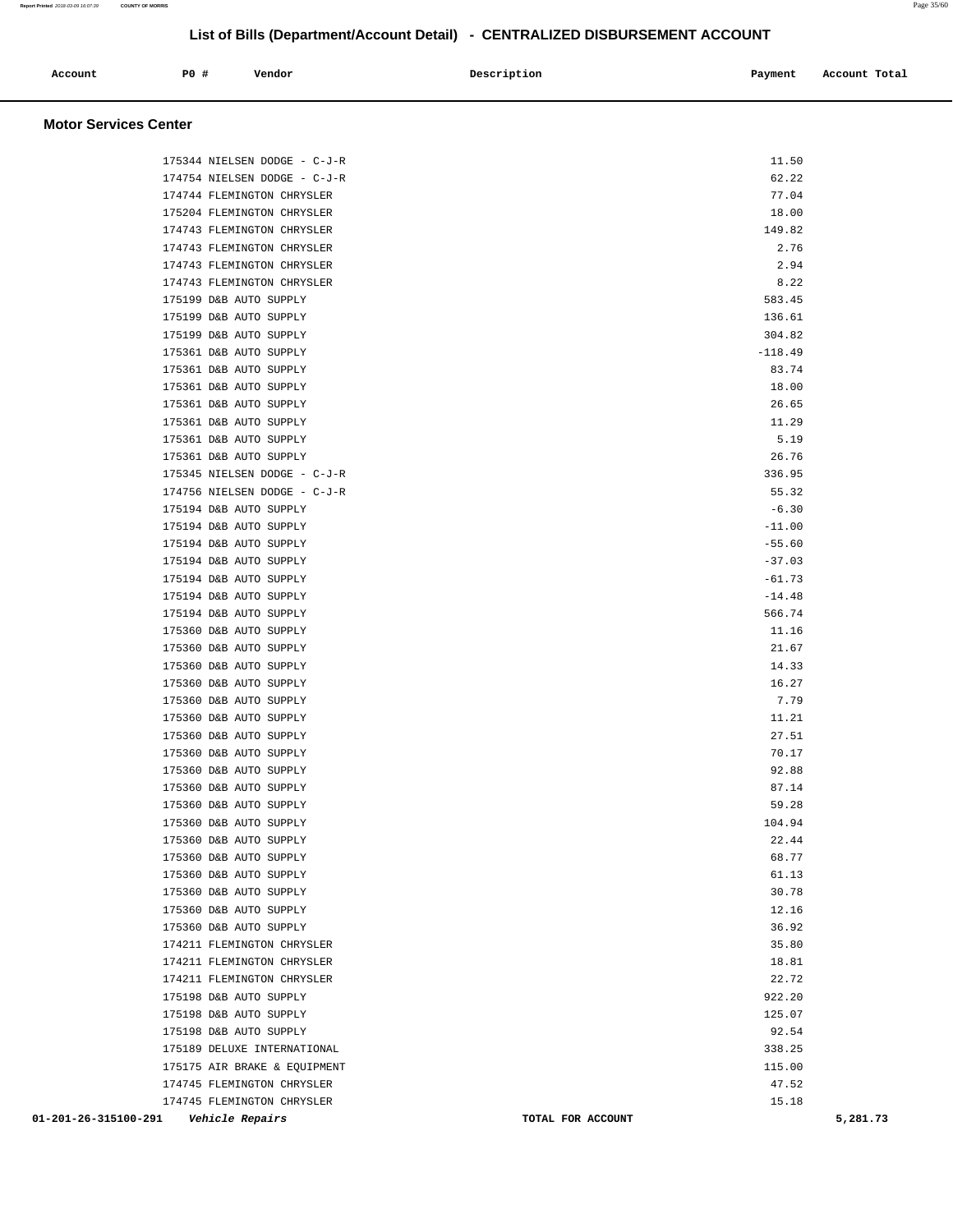## List of Bills (Department/Account Detail) - CENTRALIZED DISBURSEMENT ACCOUNT

### Motor Services Center

| Account | PO # | Vendor | Description | Payment | Account Total |
|---|---|---|---|---|---|
| | 175344 | NIELSEN DODGE - C-J-R | | 11.50 | |
| | 174754 | NIELSEN DODGE - C-J-R | | 62.22 | |
| | 174744 | FLEMINGTON CHRYSLER | | 77.04 | |
| | 175204 | FLEMINGTON CHRYSLER | | 18.00 | |
| | 174743 | FLEMINGTON CHRYSLER | | 149.82 | |
| | 174743 | FLEMINGTON CHRYSLER | | 2.76 | |
| | 174743 | FLEMINGTON CHRYSLER | | 2.94 | |
| | 174743 | FLEMINGTON CHRYSLER | | 8.22 | |
| | 175199 | D&B AUTO SUPPLY | | 583.45 | |
| | 175199 | D&B AUTO SUPPLY | | 136.61 | |
| | 175199 | D&B AUTO SUPPLY | | 304.82 | |
| | 175361 | D&B AUTO SUPPLY | | -118.49 | |
| | 175361 | D&B AUTO SUPPLY | | 83.74 | |
| | 175361 | D&B AUTO SUPPLY | | 18.00 | |
| | 175361 | D&B AUTO SUPPLY | | 26.65 | |
| | 175361 | D&B AUTO SUPPLY | | 11.29 | |
| | 175361 | D&B AUTO SUPPLY | | 5.19 | |
| | 175361 | D&B AUTO SUPPLY | | 26.76 | |
| | 175345 | NIELSEN DODGE - C-J-R | | 336.95 | |
| | 174756 | NIELSEN DODGE - C-J-R | | 55.32 | |
| | 175194 | D&B AUTO SUPPLY | | -6.30 | |
| | 175194 | D&B AUTO SUPPLY | | -11.00 | |
| | 175194 | D&B AUTO SUPPLY | | -55.60 | |
| | 175194 | D&B AUTO SUPPLY | | -37.03 | |
| | 175194 | D&B AUTO SUPPLY | | -61.73 | |
| | 175194 | D&B AUTO SUPPLY | | -14.48 | |
| | 175194 | D&B AUTO SUPPLY | | 566.74 | |
| | 175360 | D&B AUTO SUPPLY | | 11.16 | |
| | 175360 | D&B AUTO SUPPLY | | 21.67 | |
| | 175360 | D&B AUTO SUPPLY | | 14.33 | |
| | 175360 | D&B AUTO SUPPLY | | 16.27 | |
| | 175360 | D&B AUTO SUPPLY | | 7.79 | |
| | 175360 | D&B AUTO SUPPLY | | 11.21 | |
| | 175360 | D&B AUTO SUPPLY | | 27.51 | |
| | 175360 | D&B AUTO SUPPLY | | 70.17 | |
| | 175360 | D&B AUTO SUPPLY | | 92.88 | |
| | 175360 | D&B AUTO SUPPLY | | 87.14 | |
| | 175360 | D&B AUTO SUPPLY | | 59.28 | |
| | 175360 | D&B AUTO SUPPLY | | 104.94 | |
| | 175360 | D&B AUTO SUPPLY | | 22.44 | |
| | 175360 | D&B AUTO SUPPLY | | 68.77 | |
| | 175360 | D&B AUTO SUPPLY | | 61.13 | |
| | 175360 | D&B AUTO SUPPLY | | 30.78 | |
| | 175360 | D&B AUTO SUPPLY | | 12.16 | |
| | 175360 | D&B AUTO SUPPLY | | 36.92 | |
| | 174211 | FLEMINGTON CHRYSLER | | 35.80 | |
| | 174211 | FLEMINGTON CHRYSLER | | 18.81 | |
| | 174211 | FLEMINGTON CHRYSLER | | 22.72 | |
| | 175198 | D&B AUTO SUPPLY | | 922.20 | |
| | 175198 | D&B AUTO SUPPLY | | 125.07 | |
| | 175198 | D&B AUTO SUPPLY | | 92.54 | |
| | 175189 | DELUXE INTERNATIONAL | | 338.25 | |
| | 175175 | AIR BRAKE & EQUIPMENT | | 115.00 | |
| | 174745 | FLEMINGTON CHRYSLER | | 47.52 | |
| | 174745 | FLEMINGTON CHRYSLER | | 15.18 | |
| **01-201-26-315100-291** | | *Vehicle Repairs* | **TOTAL FOR ACCOUNT** | | **5,281.73** |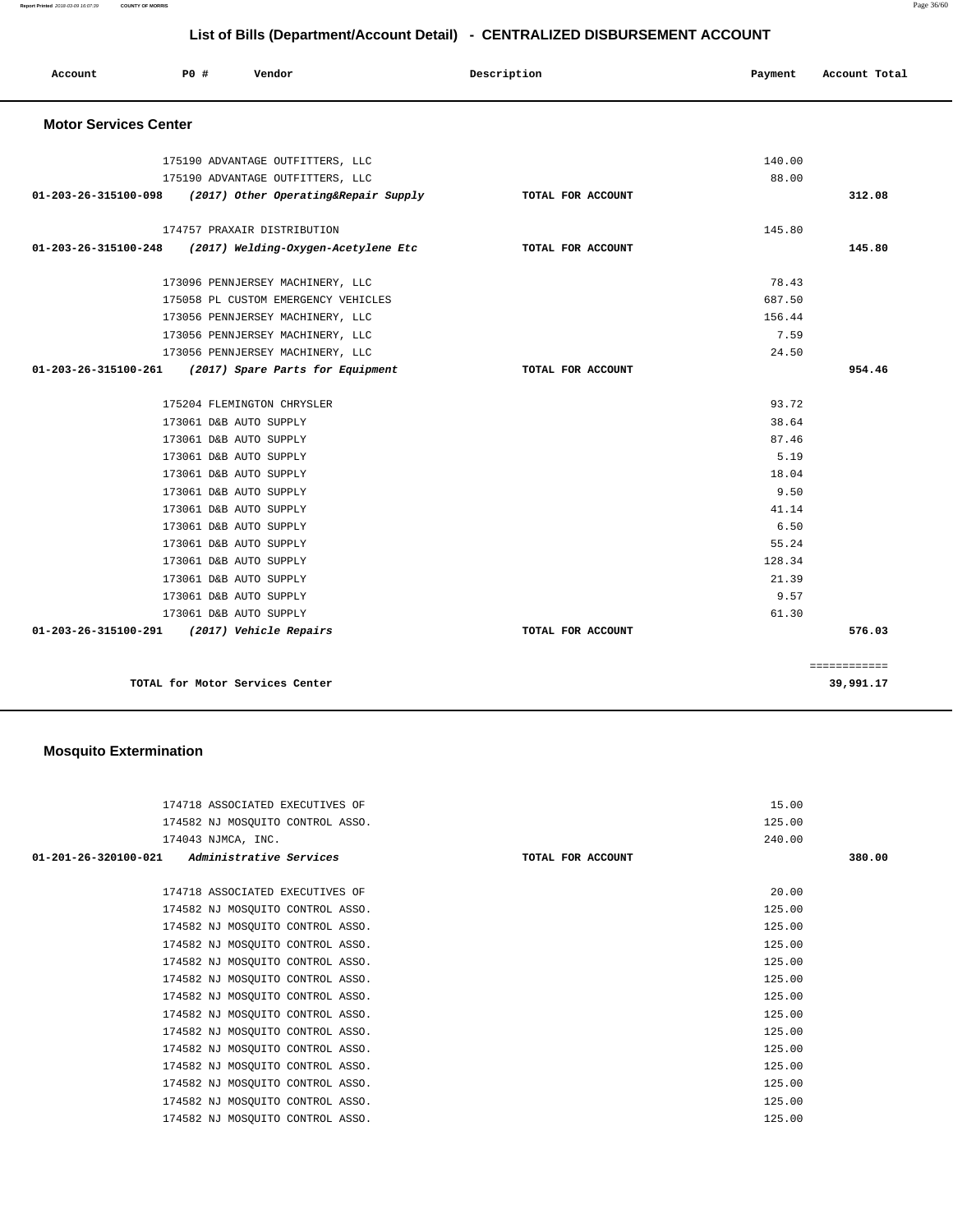# List of Bills (Department/Account Detail) - CENTRALIZED DISBURSEMENT ACCOUNT

| Account | PO # | Vendor | Description | Payment | Account Total |
|---|---|---|---|---|---|

## Motor Services Center

| Account | PO # | Vendor | Description | Payment | Account Total |
|---|---|---|---|---|---|
| | 175190 | ADVANTAGE OUTFITTERS, LLC | | 140.00 | |
| | 175190 | ADVANTAGE OUTFITTERS, LLC | | 88.00 | |
| **01-203-26-315100-098** | | ***(2017) Other Operating&Repair Supply*** | **TOTAL FOR ACCOUNT** | | **312.08** |
| | 174757 | PRAXAIR DISTRIBUTION | | 145.80 | |
| **01-203-26-315100-248** | | ***(2017) Welding-Oxygen-Acetylene Etc*** | **TOTAL FOR ACCOUNT** | | **145.80** |
| | 173096 | PENNJERSEY MACHINERY, LLC | | 78.43 | |
| | 175058 | PL CUSTOM EMERGENCY VEHICLES | | 687.50 | |
| | 173056 | PENNJERSEY MACHINERY, LLC | | 156.44 | |
| | 173056 | PENNJERSEY MACHINERY, LLC | | 7.59 | |
| | 173056 | PENNJERSEY MACHINERY, LLC | | 24.50 | |
| **01-203-26-315100-261** | | ***(2017) Spare Parts for Equipment*** | **TOTAL FOR ACCOUNT** | | **954.46** |
| | 175204 | FLEMINGTON CHRYSLER | | 93.72 | |
| | 173061 | D&B AUTO SUPPLY | | 38.64 | |
| | 173061 | D&B AUTO SUPPLY | | 87.46 | |
| | 173061 | D&B AUTO SUPPLY | | 5.19 | |
| | 173061 | D&B AUTO SUPPLY | | 18.04 | |
| | 173061 | D&B AUTO SUPPLY | | 9.50 | |
| | 173061 | D&B AUTO SUPPLY | | 41.14 | |
| | 173061 | D&B AUTO SUPPLY | | 6.50 | |
| | 173061 | D&B AUTO SUPPLY | | 55.24 | |
| | 173061 | D&B AUTO SUPPLY | | 128.34 | |
| | 173061 | D&B AUTO SUPPLY | | 21.39 | |
| | 173061 | D&B AUTO SUPPLY | | 9.57 | |
| | 173061 | D&B AUTO SUPPLY | | 61.30 | |
| **01-203-26-315100-291** | | ***(2017) Vehicle Repairs*** | **TOTAL FOR ACCOUNT** | | **576.03** |

**TOTAL for Motor Services Center** — **39,991.17**

## Mosquito Extermination

| Account | PO # | Vendor | Description | Payment | Account Total |
|---|---|---|---|---|---|
| | 174718 | ASSOCIATED EXECUTIVES OF | | 15.00 | |
| | 174582 | NJ MOSQUITO CONTROL ASSO. | | 125.00 | |
| | 174043 | NJMCA, INC. | | 240.00 | |
| **01-201-26-320100-021** | | ***Administrative Services*** | **TOTAL FOR ACCOUNT** | | **380.00** |
| | 174718 | ASSOCIATED EXECUTIVES OF | | 20.00 | |
| | 174582 | NJ MOSQUITO CONTROL ASSO. | | 125.00 | |
| | 174582 | NJ MOSQUITO CONTROL ASSO. | | 125.00 | |
| | 174582 | NJ MOSQUITO CONTROL ASSO. | | 125.00 | |
| | 174582 | NJ MOSQUITO CONTROL ASSO. | | 125.00 | |
| | 174582 | NJ MOSQUITO CONTROL ASSO. | | 125.00 | |
| | 174582 | NJ MOSQUITO CONTROL ASSO. | | 125.00 | |
| | 174582 | NJ MOSQUITO CONTROL ASSO. | | 125.00 | |
| | 174582 | NJ MOSQUITO CONTROL ASSO. | | 125.00 | |
| | 174582 | NJ MOSQUITO CONTROL ASSO. | | 125.00 | |
| | 174582 | NJ MOSQUITO CONTROL ASSO. | | 125.00 | |
| | 174582 | NJ MOSQUITO CONTROL ASSO. | | 125.00 | |
| | 174582 | NJ MOSQUITO CONTROL ASSO. | | 125.00 | |
| | 174582 | NJ MOSQUITO CONTROL ASSO. | | 125.00 | |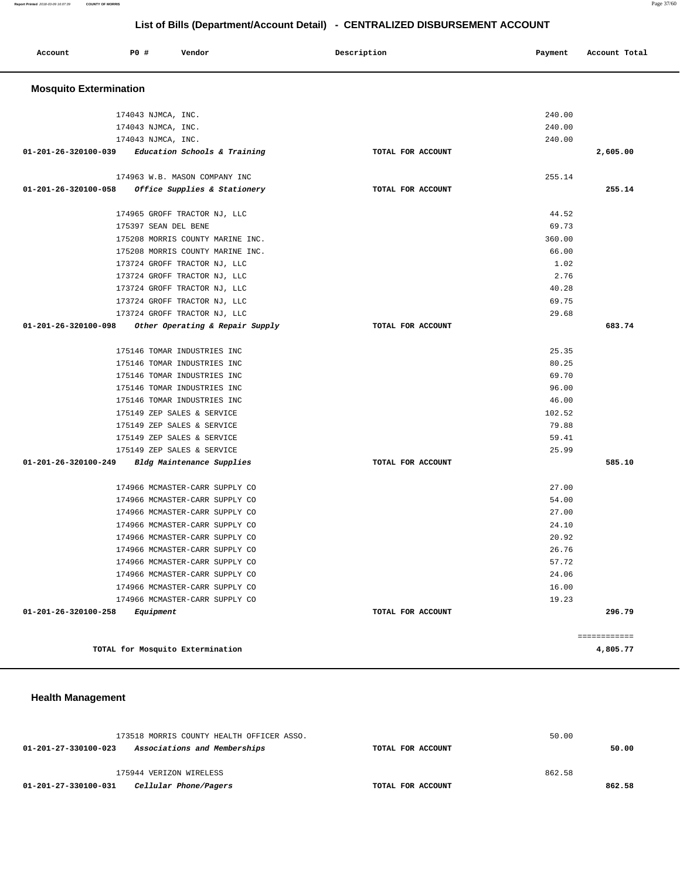## List of Bills (Department/Account Detail) - CENTRALIZED DISBURSEMENT ACCOUNT

| Account | PO # | Vendor | Description | Payment | Account Total |
|---|---|---|---|---|---|

### Mosquito Extermination

| Account | PO # | Vendor | Description | Payment | Account Total |
|---|---|---|---|---|---|
| | 174043 | NJMCA, INC. | | 240.00 | |
| | 174043 | NJMCA, INC. | | 240.00 | |
| | 174043 | NJMCA, INC. | | 240.00 | |
| 01-201-26-320100-039 | | *Education Schools & Training* | TOTAL FOR ACCOUNT | | 2,605.00 |
| | 174963 | W.B. MASON COMPANY INC | | 255.14 | |
| 01-201-26-320100-058 | | *Office Supplies & Stationery* | TOTAL FOR ACCOUNT | | 255.14 |
| | 174965 | GROFF TRACTOR NJ, LLC | | 44.52 | |
| | 175397 | SEAN DEL BENE | | 69.73 | |
| | 175208 | MORRIS COUNTY MARINE INC. | | 360.00 | |
| | 175208 | MORRIS COUNTY MARINE INC. | | 66.00 | |
| | 173724 | GROFF TRACTOR NJ, LLC | | 1.02 | |
| | 173724 | GROFF TRACTOR NJ, LLC | | 2.76 | |
| | 173724 | GROFF TRACTOR NJ, LLC | | 40.28 | |
| | 173724 | GROFF TRACTOR NJ, LLC | | 69.75 | |
| | 173724 | GROFF TRACTOR NJ, LLC | | 29.68 | |
| 01-201-26-320100-098 | | *Other Operating & Repair Supply* | TOTAL FOR ACCOUNT | | 683.74 |
| | 175146 | TOMAR INDUSTRIES INC | | 25.35 | |
| | 175146 | TOMAR INDUSTRIES INC | | 80.25 | |
| | 175146 | TOMAR INDUSTRIES INC | | 69.70 | |
| | 175146 | TOMAR INDUSTRIES INC | | 96.00 | |
| | 175146 | TOMAR INDUSTRIES INC | | 46.00 | |
| | 175149 | ZEP SALES & SERVICE | | 102.52 | |
| | 175149 | ZEP SALES & SERVICE | | 79.88 | |
| | 175149 | ZEP SALES & SERVICE | | 59.41 | |
| | 175149 | ZEP SALES & SERVICE | | 25.99 | |
| 01-201-26-320100-249 | | *Bldg Maintenance Supplies* | TOTAL FOR ACCOUNT | | 585.10 |
| | 174966 | MCMASTER-CARR SUPPLY CO | | 27.00 | |
| | 174966 | MCMASTER-CARR SUPPLY CO | | 54.00 | |
| | 174966 | MCMASTER-CARR SUPPLY CO | | 27.00 | |
| | 174966 | MCMASTER-CARR SUPPLY CO | | 24.10 | |
| | 174966 | MCMASTER-CARR SUPPLY CO | | 20.92 | |
| | 174966 | MCMASTER-CARR SUPPLY CO | | 26.76 | |
| | 174966 | MCMASTER-CARR SUPPLY CO | | 57.72 | |
| | 174966 | MCMASTER-CARR SUPPLY CO | | 24.06 | |
| | 174966 | MCMASTER-CARR SUPPLY CO | | 16.00 | |
| | 174966 | MCMASTER-CARR SUPPLY CO | | 19.23 | |
| 01-201-26-320100-258 | | *Equipment* | TOTAL FOR ACCOUNT | | 296.79 |
| | | | | | ============ |
| | | TOTAL for Mosquito Extermination | | | 4,805.77 |

### Health Management

| Account | PO # | Vendor | Description | Payment | Account Total |
|---|---|---|---|---|---|
| | 173518 | MORRIS COUNTY HEALTH OFFICER ASSO. | | 50.00 | |
| 01-201-27-330100-023 | | *Associations and Memberships* | TOTAL FOR ACCOUNT | | 50.00 |
| | 175944 | VERIZON WIRELESS | | 862.58 | |
| 01-201-27-330100-031 | | *Cellular Phone/Pagers* | TOTAL FOR ACCOUNT | | 862.58 |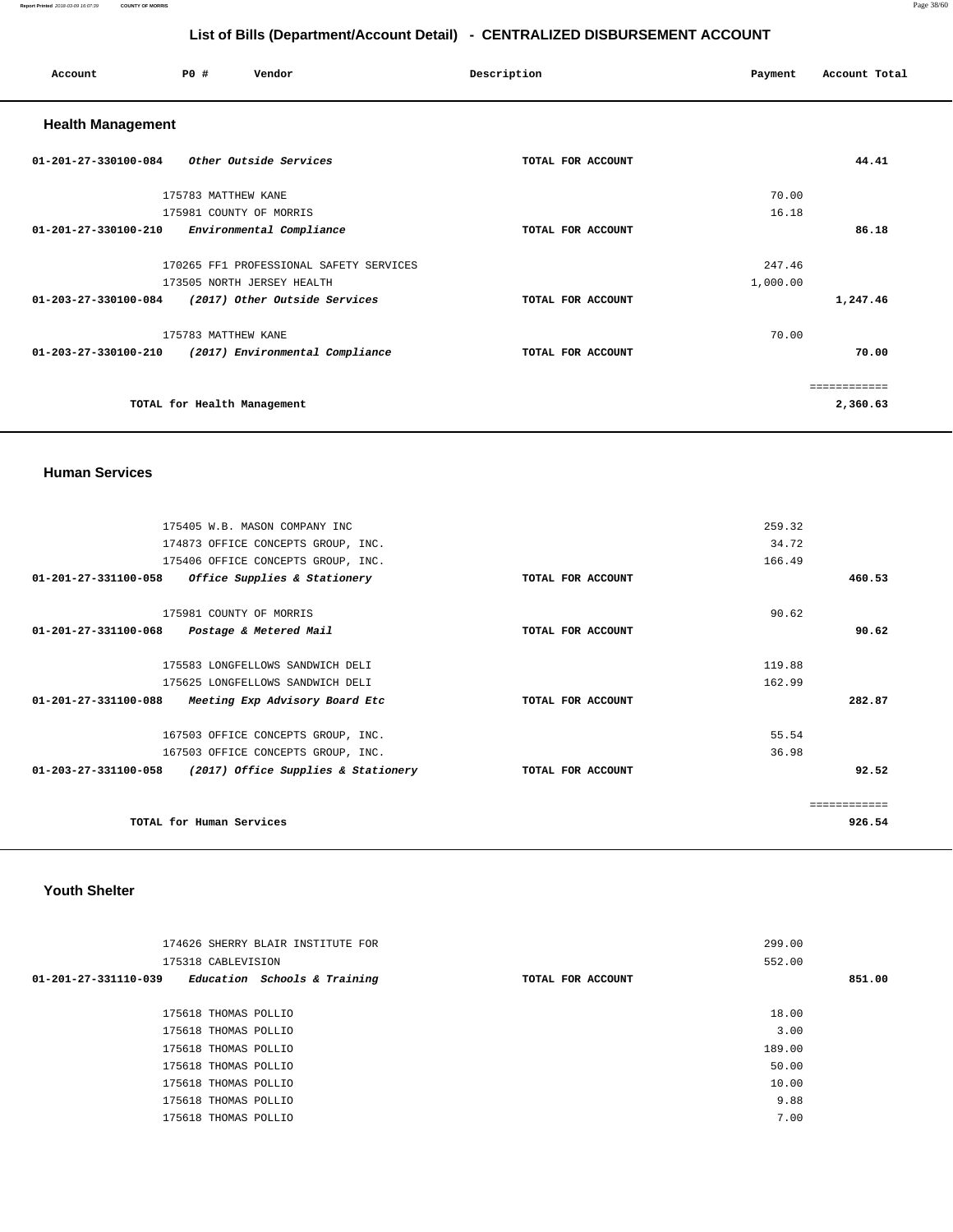## List of Bills (Department/Account Detail) - CENTRALIZED DISBURSEMENT ACCOUNT

| Account | PO # | Vendor | Description | Payment | Account Total |
|---|---|---|---|---|---|

### Health Management

| Account | PO # / Vendor | Description | Payment | Account Total |
|---|---|---|---|---|
| 01-201-27-330100-084 | *Other Outside Services* | TOTAL FOR ACCOUNT | | 44.41 |
| | 175783 MATTHEW KANE | | 70.00 | |
| | 175981 COUNTY OF MORRIS | | 16.18 | |
| 01-201-27-330100-210 | *Environmental Compliance* | TOTAL FOR ACCOUNT | | 86.18 |
| | 170265 FF1 PROFESSIONAL SAFETY SERVICES | | 247.46 | |
| | 173505 NORTH JERSEY HEALTH | | 1,000.00 | |
| 01-203-27-330100-084 | *(2017) Other Outside Services* | TOTAL FOR ACCOUNT | | 1,247.46 |
| | 175783 MATTHEW KANE | | 70.00 | |
| 01-203-27-330100-210 | *(2017) Environmental Compliance* | TOTAL FOR ACCOUNT | | 70.00 |
| | | | | ============ |
| | TOTAL for Health Management | | | 2,360.63 |

### Human Services

| Account | PO # / Vendor | Description | Payment | Account Total |
|---|---|---|---|---|
| | 175405 W.B. MASON COMPANY INC | | 259.32 | |
| | 174873 OFFICE CONCEPTS GROUP, INC. | | 34.72 | |
| | 175406 OFFICE CONCEPTS GROUP, INC. | | 166.49 | |
| 01-201-27-331100-058 | *Office Supplies & Stationery* | TOTAL FOR ACCOUNT | | 460.53 |
| | 175981 COUNTY OF MORRIS | | 90.62 | |
| 01-201-27-331100-068 | *Postage & Metered Mail* | TOTAL FOR ACCOUNT | | 90.62 |
| | 175583 LONGFELLOWS SANDWICH DELI | | 119.88 | |
| | 175625 LONGFELLOWS SANDWICH DELI | | 162.99 | |
| 01-201-27-331100-088 | *Meeting Exp Advisory Board Etc* | TOTAL FOR ACCOUNT | | 282.87 |
| | 167503 OFFICE CONCEPTS GROUP, INC. | | 55.54 | |
| | 167503 OFFICE CONCEPTS GROUP, INC. | | 36.98 | |
| 01-203-27-331100-058 | *(2017) Office Supplies & Stationery* | TOTAL FOR ACCOUNT | | 92.52 |
| | | | | ============ |
| | TOTAL for Human Services | | | 926.54 |

### Youth Shelter

| Account | PO # / Vendor | Description | Payment | Account Total |
|---|---|---|---|---|
| | 174626 SHERRY BLAIR INSTITUTE FOR | | 299.00 | |
| | 175318 CABLEVISION | | 552.00 | |
| 01-201-27-331110-039 | *Education Schools & Training* | TOTAL FOR ACCOUNT | | 851.00 |
| | 175618 THOMAS POLLIO | | 18.00 | |
| | 175618 THOMAS POLLIO | | 3.00 | |
| | 175618 THOMAS POLLIO | | 189.00 | |
| | 175618 THOMAS POLLIO | | 50.00 | |
| | 175618 THOMAS POLLIO | | 10.00 | |
| | 175618 THOMAS POLLIO | | 9.88 | |
| | 175618 THOMAS POLLIO | | 7.00 | |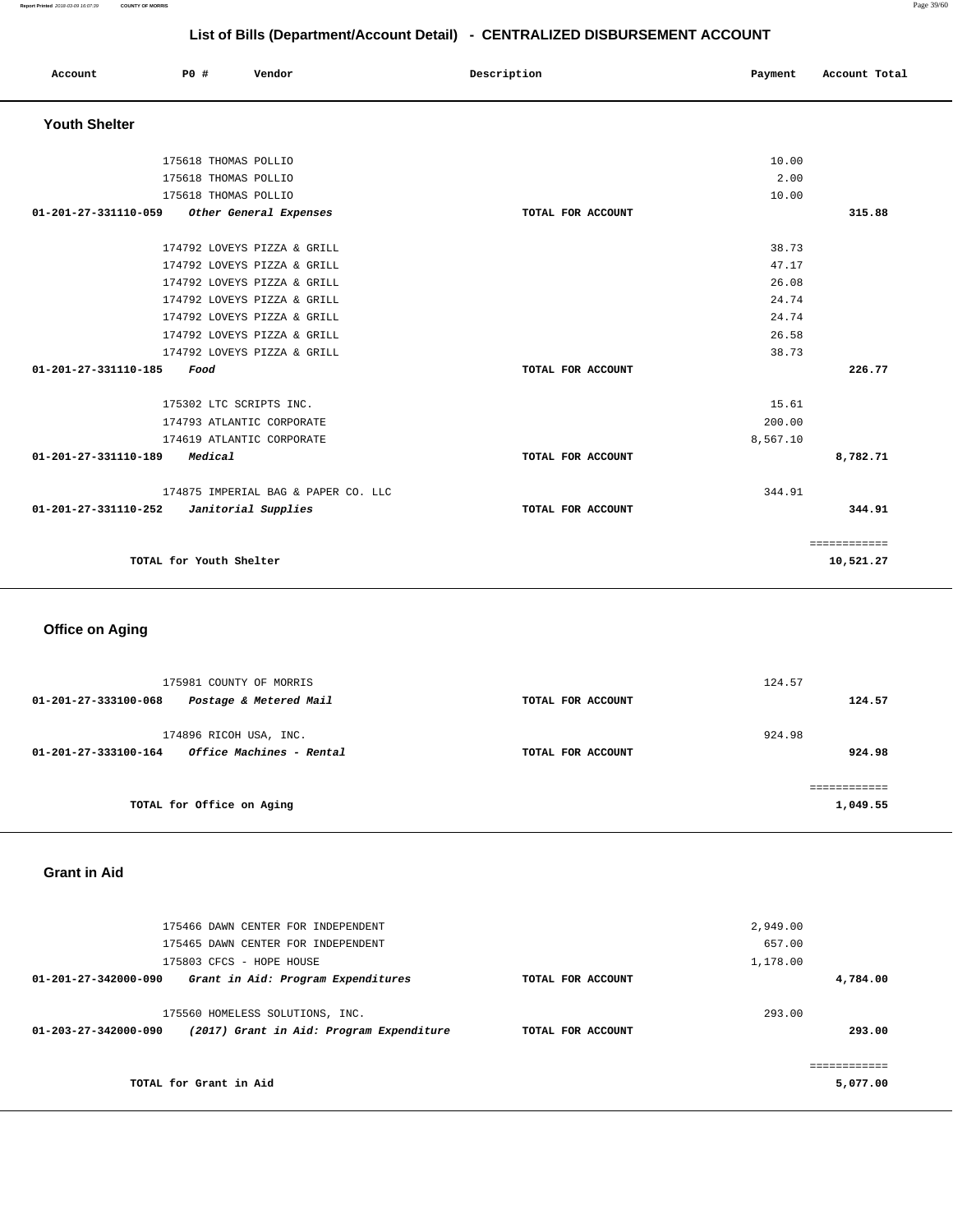## List of Bills (Department/Account Detail) - CENTRALIZED DISBURSEMENT ACCOUNT

| Account | PO # | Vendor | Description | Payment | Account Total |
|---|---|---|---|---|---|

### Youth Shelter

| Account | PO # | Vendor | Description | Payment | Account Total |
|---|---|---|---|---|---|
| | 175618 | THOMAS POLLIO | | 10.00 | |
| | 175618 | THOMAS POLLIO | | 2.00 | |
| | 175618 | THOMAS POLLIO | | 10.00 | |
| 01-201-27-331110-059 | | *Other General Expenses* | TOTAL FOR ACCOUNT | | 315.88 |
| | 174792 | LOVEYS PIZZA & GRILL | | 38.73 | |
| | 174792 | LOVEYS PIZZA & GRILL | | 47.17 | |
| | 174792 | LOVEYS PIZZA & GRILL | | 26.08 | |
| | 174792 | LOVEYS PIZZA & GRILL | | 24.74 | |
| | 174792 | LOVEYS PIZZA & GRILL | | 24.74 | |
| | 174792 | LOVEYS PIZZA & GRILL | | 26.58 | |
| | 174792 | LOVEYS PIZZA & GRILL | | 38.73 | |
| 01-201-27-331110-185 | | *Food* | TOTAL FOR ACCOUNT | | 226.77 |
| | 175302 | LTC SCRIPTS INC. | | 15.61 | |
| | 174793 | ATLANTIC CORPORATE | | 200.00 | |
| | 174619 | ATLANTIC CORPORATE | | 8,567.10 | |
| 01-201-27-331110-189 | | *Medical* | TOTAL FOR ACCOUNT | | 8,782.71 |
| | 174875 | IMPERIAL BAG & PAPER CO. LLC | | 344.91 | |
| 01-201-27-331110-252 | | *Janitorial Supplies* | TOTAL FOR ACCOUNT | | 344.91 |
| | | | | | ============ |
| | TOTAL for Youth Shelter | | | | 10,521.27 |

### Office on Aging

| Account | PO # | Vendor | Description | Payment | Account Total |
|---|---|---|---|---|---|
| | 175981 | COUNTY OF MORRIS | | 124.57 | |
| 01-201-27-333100-068 | | *Postage & Metered Mail* | TOTAL FOR ACCOUNT | | 124.57 |
| | 174896 | RICOH USA, INC. | | 924.98 | |
| 01-201-27-333100-164 | | *Office Machines - Rental* | TOTAL FOR ACCOUNT | | 924.98 |
| | | | | | ============ |
| | TOTAL for Office on Aging | | | | 1,049.55 |

### Grant in Aid

| Account | PO # | Vendor | Description | Payment | Account Total |
|---|---|---|---|---|---|
| | 175466 | DAWN CENTER FOR INDEPENDENT | | 2,949.00 | |
| | 175465 | DAWN CENTER FOR INDEPENDENT | | 657.00 | |
| | 175803 | CFCS - HOPE HOUSE | | 1,178.00 | |
| 01-201-27-342000-090 | | *Grant in Aid: Program Expenditures* | TOTAL FOR ACCOUNT | | 4,784.00 |
| | 175560 | HOMELESS SOLUTIONS, INC. | | 293.00 | |
| 01-203-27-342000-090 | | *(2017) Grant in Aid: Program Expenditure* | TOTAL FOR ACCOUNT | | 293.00 |
| | | | | | ============ |
| | TOTAL for Grant in Aid | | | | 5,077.00 |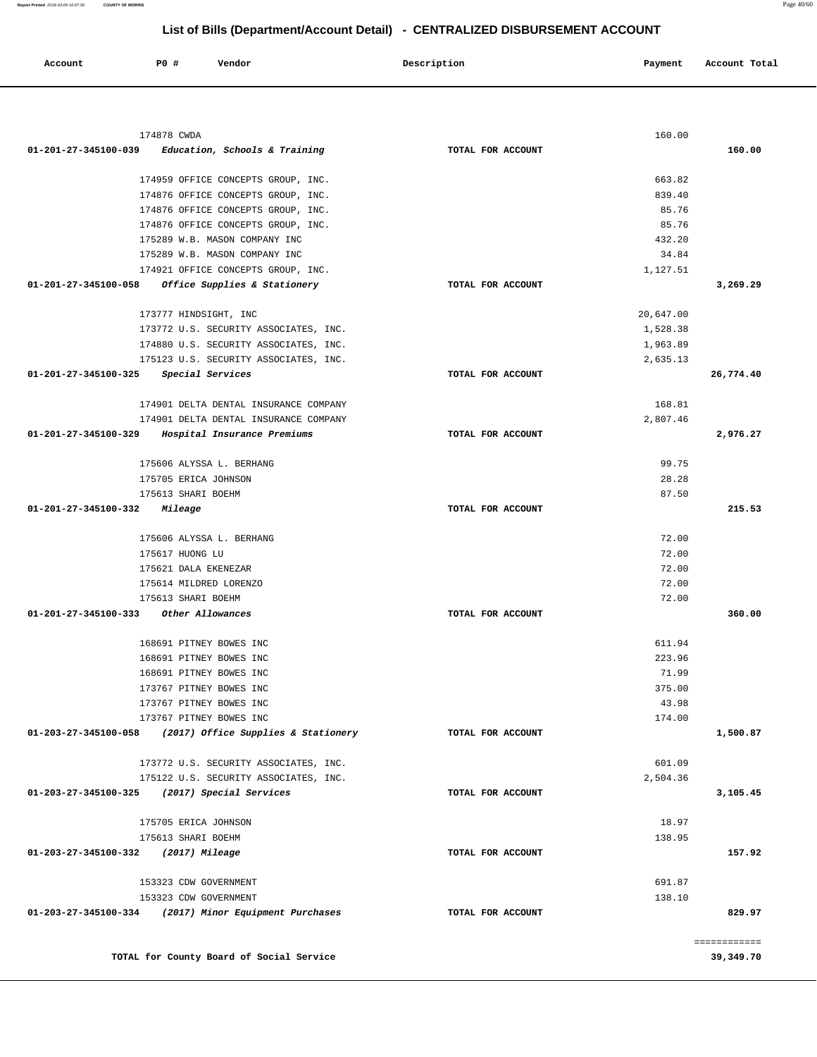# List of Bills (Department/Account Detail) - CENTRALIZED DISBURSEMENT ACCOUNT

| Account | PO # | Vendor | Description | Payment | Account Total |
|---|---|---|---|---|---|
| | 174878 | CWDA | | 160.00 | |
| 01-201-27-345100-039 | | *Education, Schools & Training* | TOTAL FOR ACCOUNT | | 160.00 |
| | 174959 | OFFICE CONCEPTS GROUP, INC. | | 663.82 | |
| | 174876 | OFFICE CONCEPTS GROUP, INC. | | 839.40 | |
| | 174876 | OFFICE CONCEPTS GROUP, INC. | | 85.76 | |
| | 174876 | OFFICE CONCEPTS GROUP, INC. | | 85.76 | |
| | 175289 | W.B. MASON COMPANY INC | | 432.20 | |
| | 175289 | W.B. MASON COMPANY INC | | 34.84 | |
| | 174921 | OFFICE CONCEPTS GROUP, INC. | | 1,127.51 | |
| 01-201-27-345100-058 | | *Office Supplies & Stationery* | TOTAL FOR ACCOUNT | | 3,269.29 |
| | 173777 | HINDSIGHT, INC | | 20,647.00 | |
| | 173772 | U.S. SECURITY ASSOCIATES, INC. | | 1,528.38 | |
| | 174880 | U.S. SECURITY ASSOCIATES, INC. | | 1,963.89 | |
| | 175123 | U.S. SECURITY ASSOCIATES, INC. | | 2,635.13 | |
| 01-201-27-345100-325 | | *Special Services* | TOTAL FOR ACCOUNT | | 26,774.40 |
| | 174901 | DELTA DENTAL INSURANCE COMPANY | | 168.81 | |
| | 174901 | DELTA DENTAL INSURANCE COMPANY | | 2,807.46 | |
| 01-201-27-345100-329 | | *Hospital Insurance Premiums* | TOTAL FOR ACCOUNT | | 2,976.27 |
| | 175606 | ALYSSA L. BERHANG | | 99.75 | |
| | 175705 | ERICA JOHNSON | | 28.28 | |
| | 175613 | SHARI BOEHM | | 87.50 | |
| 01-201-27-345100-332 | | *Mileage* | TOTAL FOR ACCOUNT | | 215.53 |
| | 175606 | ALYSSA L. BERHANG | | 72.00 | |
| | 175617 | HUONG LU | | 72.00 | |
| | 175621 | DALA EKENEZAR | | 72.00 | |
| | 175614 | MILDRED LORENZO | | 72.00 | |
| | 175613 | SHARI BOEHM | | 72.00 | |
| 01-201-27-345100-333 | | *Other Allowances* | TOTAL FOR ACCOUNT | | 360.00 |
| | 168691 | PITNEY BOWES INC | | 611.94 | |
| | 168691 | PITNEY BOWES INC | | 223.96 | |
| | 168691 | PITNEY BOWES INC | | 71.99 | |
| | 173767 | PITNEY BOWES INC | | 375.00 | |
| | 173767 | PITNEY BOWES INC | | 43.98 | |
| | 173767 | PITNEY BOWES INC | | 174.00 | |
| 01-203-27-345100-058 | | *(2017) Office Supplies & Stationery* | TOTAL FOR ACCOUNT | | 1,500.87 |
| | 173772 | U.S. SECURITY ASSOCIATES, INC. | | 601.09 | |
| | 175122 | U.S. SECURITY ASSOCIATES, INC. | | 2,504.36 | |
| 01-203-27-345100-325 | | *(2017) Special Services* | TOTAL FOR ACCOUNT | | 3,105.45 |
| | 175705 | ERICA JOHNSON | | 18.97 | |
| | 175613 | SHARI BOEHM | | 138.95 | |
| 01-203-27-345100-332 | | *(2017) Mileage* | TOTAL FOR ACCOUNT | | 157.92 |
| | 153323 | CDW GOVERNMENT | | 691.87 | |
| | 153323 | CDW GOVERNMENT | | 138.10 | |
| 01-203-27-345100-334 | | *(2017) Minor Equipment Purchases* | TOTAL FOR ACCOUNT | | 829.97 |
| | | | | | ============ |
| | | **TOTAL for County Board of Social Service** | | | **39,349.70** |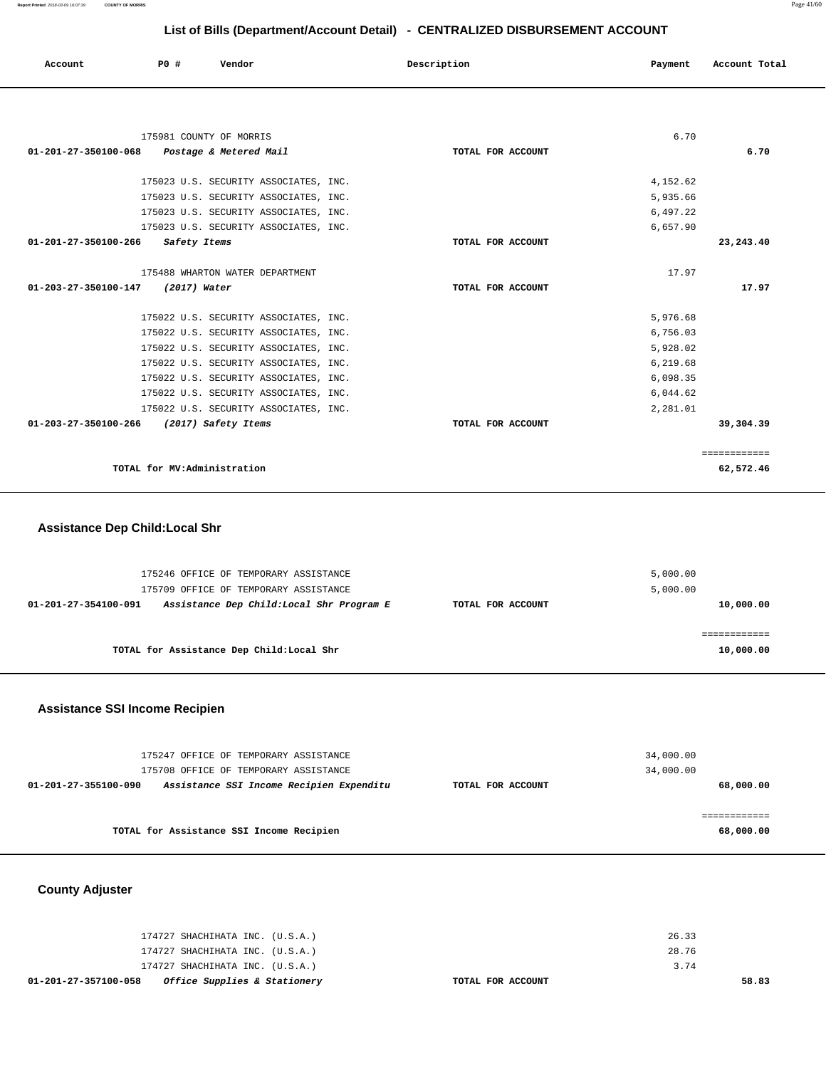# List of Bills (Department/Account Detail) - CENTRALIZED DISBURSEMENT ACCOUNT

| Account | PO # | Vendor | Description | Payment | Account Total |
|---|---|---|---|---|---|
| | 175981 | COUNTY OF MORRIS | | 6.70 | |
| 01-201-27-350100-068 | | *Postage & Metered Mail* | TOTAL FOR ACCOUNT | | 6.70 |
| | 175023 | U.S. SECURITY ASSOCIATES, INC. | | 4,152.62 | |
| | 175023 | U.S. SECURITY ASSOCIATES, INC. | | 5,935.66 | |
| | 175023 | U.S. SECURITY ASSOCIATES, INC. | | 6,497.22 | |
| | 175023 | U.S. SECURITY ASSOCIATES, INC. | | 6,657.90 | |
| 01-201-27-350100-266 | | *Safety Items* | TOTAL FOR ACCOUNT | | 23,243.40 |
| | 175488 | WHARTON WATER DEPARTMENT | | 17.97 | |
| 01-203-27-350100-147 | | *(2017) Water* | TOTAL FOR ACCOUNT | | 17.97 |
| | 175022 | U.S. SECURITY ASSOCIATES, INC. | | 5,976.68 | |
| | 175022 | U.S. SECURITY ASSOCIATES, INC. | | 6,756.03 | |
| | 175022 | U.S. SECURITY ASSOCIATES, INC. | | 5,928.02 | |
| | 175022 | U.S. SECURITY ASSOCIATES, INC. | | 6,219.68 | |
| | 175022 | U.S. SECURITY ASSOCIATES, INC. | | 6,098.35 | |
| | 175022 | U.S. SECURITY ASSOCIATES, INC. | | 6,044.62 | |
| | 175022 | U.S. SECURITY ASSOCIATES, INC. | | 2,281.01 | |
| 01-203-27-350100-266 | | *(2017) Safety Items* | TOTAL FOR ACCOUNT | | 39,304.39 |
| | | | | | ============ |
| | TOTAL for MV:Administration | | | | 62,572.46 |

## Assistance Dep Child:Local Shr

| Account | PO # | Vendor | Description | Payment | Account Total |
|---|---|---|---|---|---|
| | 175246 | OFFICE OF TEMPORARY ASSISTANCE | | 5,000.00 | |
| | 175709 | OFFICE OF TEMPORARY ASSISTANCE | | 5,000.00 | |
| 01-201-27-354100-091 | | *Assistance Dep Child:Local Shr Program E* | TOTAL FOR ACCOUNT | | 10,000.00 |
| | | | | | ============ |
| | TOTAL for Assistance Dep Child:Local Shr | | | | 10,000.00 |

## Assistance SSI Income Recipien

| Account | PO # | Vendor | Description | Payment | Account Total |
|---|---|---|---|---|---|
| | 175247 | OFFICE OF TEMPORARY ASSISTANCE | | 34,000.00 | |
| | 175708 | OFFICE OF TEMPORARY ASSISTANCE | | 34,000.00 | |
| 01-201-27-355100-090 | | *Assistance SSI Income Recipien Expenditu* | TOTAL FOR ACCOUNT | | 68,000.00 |
| | | | | | ============ |
| | TOTAL for Assistance SSI Income Recipien | | | | 68,000.00 |

## County Adjuster

| Account | PO # | Vendor | Description | Payment | Account Total |
|---|---|---|---|---|---|
| | 174727 | SHACHIHATA INC. (U.S.A.) | | 26.33 | |
| | 174727 | SHACHIHATA INC. (U.S.A.) | | 28.76 | |
| | 174727 | SHACHIHATA INC. (U.S.A.) | | 3.74 | |
| 01-201-27-357100-058 | | *Office Supplies & Stationery* | TOTAL FOR ACCOUNT | | 58.83 |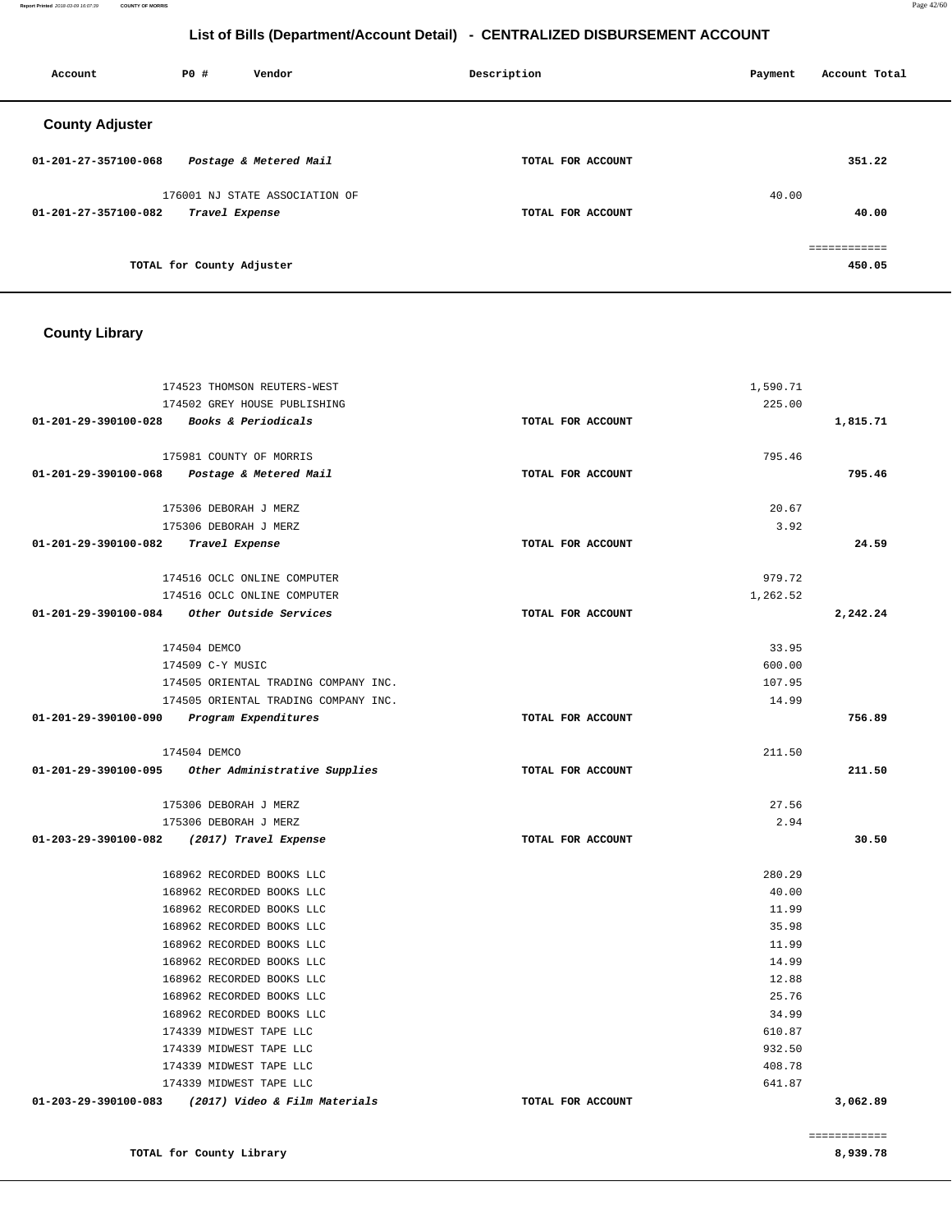# List of Bills (Department/Account Detail) - CENTRALIZED DISBURSEMENT ACCOUNT

| Account | PO # | Vendor | Description | Payment | Account Total |
|---|---|---|---|---|---|

## County Adjuster

| Account | PO # | Vendor | Description | Payment | Account Total |
|---|---|---|---|---|---|
| 01-201-27-357100-068 | | *Postage & Metered Mail* | TOTAL FOR ACCOUNT | | 351.22 |
| | 176001 | NJ STATE ASSOCIATION OF | | 40.00 | |
| 01-201-27-357100-082 | | *Travel Expense* | TOTAL FOR ACCOUNT | | 40.00 |
| | | | | | ============ |
| | | TOTAL for County Adjuster | | | 450.05 |

## County Library

| Account | PO # | Vendor | Description | Payment | Account Total |
|---|---|---|---|---|---|
| | 174523 | THOMSON REUTERS-WEST | | 1,590.71 | |
| | 174502 | GREY HOUSE PUBLISHING | | 225.00 | |
| 01-201-29-390100-028 | | *Books & Periodicals* | TOTAL FOR ACCOUNT | | 1,815.71 |
| | 175981 | COUNTY OF MORRIS | | 795.46 | |
| 01-201-29-390100-068 | | *Postage & Metered Mail* | TOTAL FOR ACCOUNT | | 795.46 |
| | 175306 | DEBORAH J MERZ | | 20.67 | |
| | 175306 | DEBORAH J MERZ | | 3.92 | |
| 01-201-29-390100-082 | | *Travel Expense* | TOTAL FOR ACCOUNT | | 24.59 |
| | 174516 | OCLC ONLINE COMPUTER | | 979.72 | |
| | 174516 | OCLC ONLINE COMPUTER | | 1,262.52 | |
| 01-201-29-390100-084 | | *Other Outside Services* | TOTAL FOR ACCOUNT | | 2,242.24 |
| | 174504 | DEMCO | | 33.95 | |
| | 174509 | C-Y MUSIC | | 600.00 | |
| | 174505 | ORIENTAL TRADING COMPANY INC. | | 107.95 | |
| | 174505 | ORIENTAL TRADING COMPANY INC. | | 14.99 | |
| 01-201-29-390100-090 | | *Program Expenditures* | TOTAL FOR ACCOUNT | | 756.89 |
| | 174504 | DEMCO | | 211.50 | |
| 01-201-29-390100-095 | | *Other Administrative Supplies* | TOTAL FOR ACCOUNT | | 211.50 |
| | 175306 | DEBORAH J MERZ | | 27.56 | |
| | 175306 | DEBORAH J MERZ | | 2.94 | |
| 01-203-29-390100-082 | | *(2017) Travel Expense* | TOTAL FOR ACCOUNT | | 30.50 |
| | 168962 | RECORDED BOOKS LLC | | 280.29 | |
| | 168962 | RECORDED BOOKS LLC | | 40.00 | |
| | 168962 | RECORDED BOOKS LLC | | 11.99 | |
| | 168962 | RECORDED BOOKS LLC | | 35.98 | |
| | 168962 | RECORDED BOOKS LLC | | 11.99 | |
| | 168962 | RECORDED BOOKS LLC | | 14.99 | |
| | 168962 | RECORDED BOOKS LLC | | 12.88 | |
| | 168962 | RECORDED BOOKS LLC | | 25.76 | |
| | 168962 | RECORDED BOOKS LLC | | 34.99 | |
| | 174339 | MIDWEST TAPE LLC | | 610.87 | |
| | 174339 | MIDWEST TAPE LLC | | 932.50 | |
| | 174339 | MIDWEST TAPE LLC | | 408.78 | |
| | 174339 | MIDWEST TAPE LLC | | 641.87 | |
| 01-203-29-390100-083 | | *(2017) Video & Film Materials* | TOTAL FOR ACCOUNT | | 3,062.89 |
| | | | | | ============ |
| | | TOTAL for County Library | | | 8,939.78 |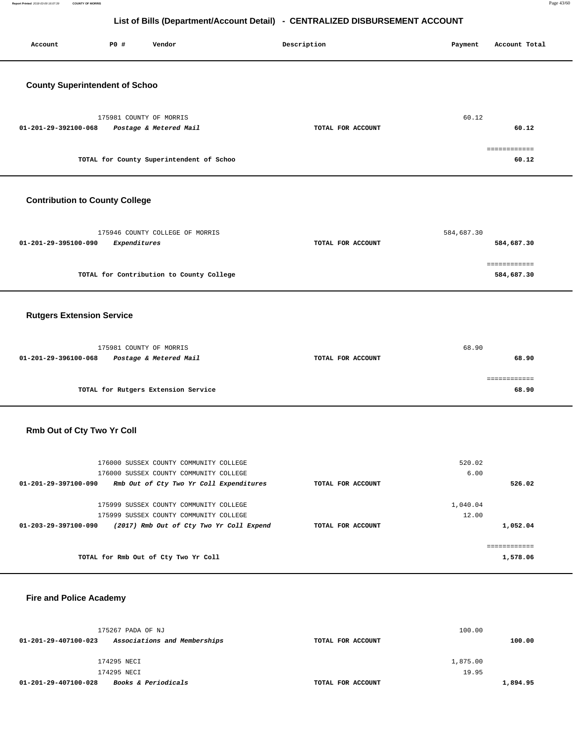# List of Bills (Department/Account Detail) - CENTRALIZED DISBURSEMENT ACCOUNT

| Account | PO # | Vendor | Description | Payment | Account Total |
|---|---|---|---|---|---|

## County Superintendent of Schoo

| Account | PO # | Vendor | Description | Payment | Account Total |
|---|---|---|---|---|---|
| | 175981 | COUNTY OF MORRIS | | 60.12 | |
| 01-201-29-392100-068 | | *Postage & Metered Mail* | TOTAL FOR ACCOUNT | | 60.12 |
| | | | | | ============ |
| | | TOTAL for County Superintendent of Schoo | | | 60.12 |

## Contribution to County College

| Account | PO # | Vendor | Description | Payment | Account Total |
|---|---|---|---|---|---|
| | 175946 | COUNTY COLLEGE OF MORRIS | | 584,687.30 | |
| 01-201-29-395100-090 | | *Expenditures* | TOTAL FOR ACCOUNT | | 584,687.30 |
| | | | | | ============ |
| | | TOTAL for Contribution to County College | | | 584,687.30 |

## Rutgers Extension Service

| Account | PO # | Vendor | Description | Payment | Account Total |
|---|---|---|---|---|---|
| | 175981 | COUNTY OF MORRIS | | 68.90 | |
| 01-201-29-396100-068 | | *Postage & Metered Mail* | TOTAL FOR ACCOUNT | | 68.90 |
| | | | | | ============ |
| | | TOTAL for Rutgers Extension Service | | | 68.90 |

## Rmb Out of Cty Two Yr Coll

| Account | PO # | Vendor | Description | Payment | Account Total |
|---|---|---|---|---|---|
| | 176000 | SUSSEX COUNTY COMMUNITY COLLEGE | | 520.02 | |
| | 176000 | SUSSEX COUNTY COMMUNITY COLLEGE | | 6.00 | |
| 01-201-29-397100-090 | | *Rmb Out of Cty Two Yr Coll Expenditures* | TOTAL FOR ACCOUNT | | 526.02 |
| | 175999 | SUSSEX COUNTY COMMUNITY COLLEGE | | 1,040.04 | |
| | 175999 | SUSSEX COUNTY COMMUNITY COLLEGE | | 12.00 | |
| 01-203-29-397100-090 | | *(2017) Rmb Out of Cty Two Yr Coll Expend* | TOTAL FOR ACCOUNT | | 1,052.04 |
| | | | | | ============ |
| | | TOTAL for Rmb Out of Cty Two Yr Coll | | | 1,578.06 |

## Fire and Police Academy

| Account | PO # | Vendor | Description | Payment | Account Total |
|---|---|---|---|---|---|
| | 175267 | PADA OF NJ | | 100.00 | |
| 01-201-29-407100-023 | | *Associations and Memberships* | TOTAL FOR ACCOUNT | | 100.00 |
| | 174295 | NECI | | 1,875.00 | |
| | 174295 | NECI | | 19.95 | |
| 01-201-29-407100-028 | | *Books & Periodicals* | TOTAL FOR ACCOUNT | | 1,894.95 |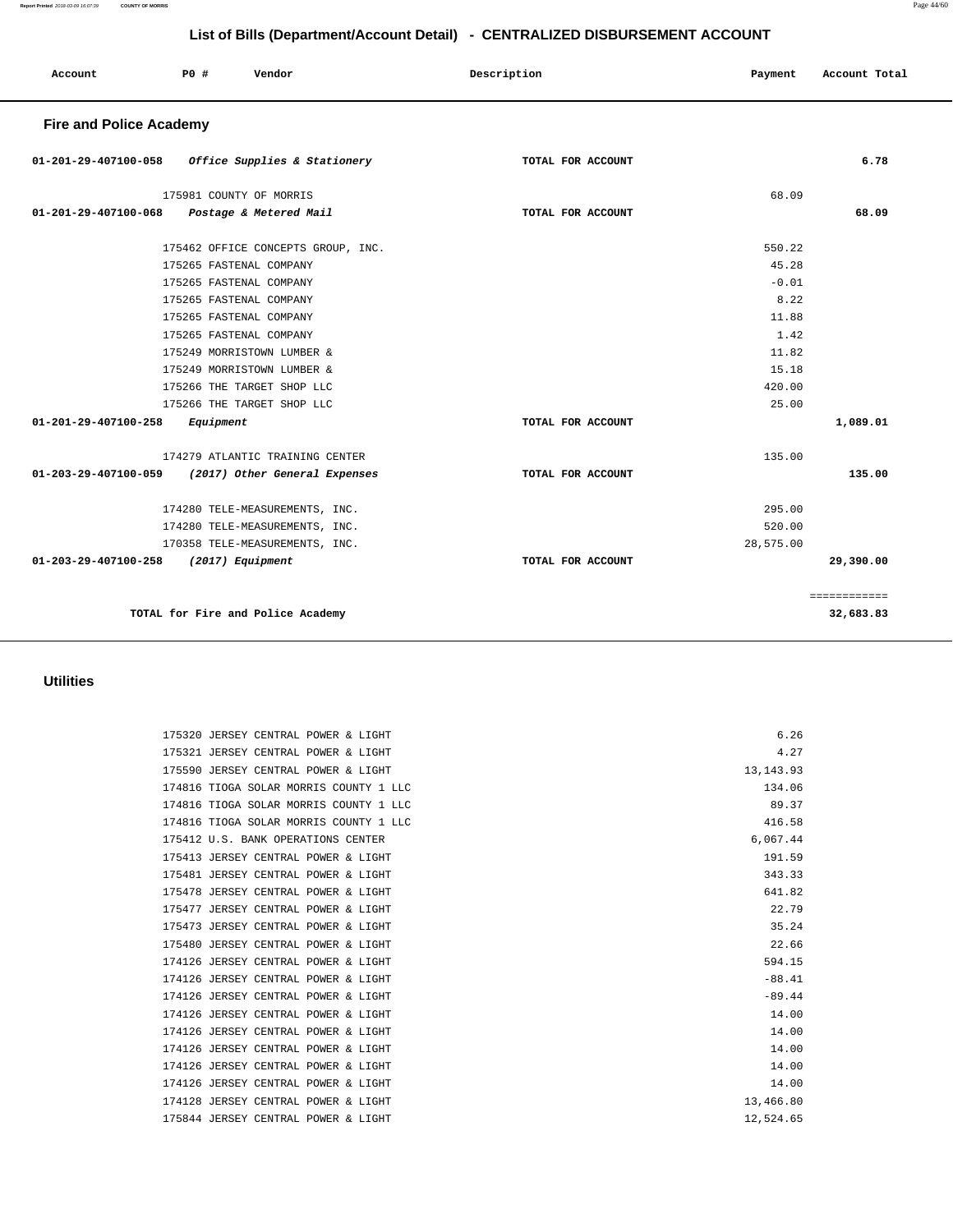# List of Bills (Department/Account Detail) - CENTRALIZED DISBURSEMENT ACCOUNT

| Account | PO # | Vendor | Description | Payment | Account Total |
|---|---|---|---|---|---|

## Fire and Police Academy

| Account | PO # | Vendor | Description | Payment | Account Total |
|---|---|---|---|---|---|
| 01-201-29-407100-058 | | *Office Supplies & Stationery* | TOTAL FOR ACCOUNT | | 6.78 |
| | 175981 | COUNTY OF MORRIS | | 68.09 | |
| 01-201-29-407100-068 | | *Postage & Metered Mail* | TOTAL FOR ACCOUNT | | 68.09 |
| | 175462 | OFFICE CONCEPTS GROUP, INC. | | 550.22 | |
| | 175265 | FASTENAL COMPANY | | 45.28 | |
| | 175265 | FASTENAL COMPANY | | -0.01 | |
| | 175265 | FASTENAL COMPANY | | 8.22 | |
| | 175265 | FASTENAL COMPANY | | 11.88 | |
| | 175265 | FASTENAL COMPANY | | 1.42 | |
| | 175249 | MORRISTOWN LUMBER & | | 11.82 | |
| | 175249 | MORRISTOWN LUMBER & | | 15.18 | |
| | 175266 | THE TARGET SHOP LLC | | 420.00 | |
| | 175266 | THE TARGET SHOP LLC | | 25.00 | |
| 01-201-29-407100-258 | | *Equipment* | TOTAL FOR ACCOUNT | | 1,089.01 |
| | 174279 | ATLANTIC TRAINING CENTER | | 135.00 | |
| 01-203-29-407100-059 | | *(2017) Other General Expenses* | TOTAL FOR ACCOUNT | | 135.00 |
| | 174280 | TELE-MEASUREMENTS, INC. | | 295.00 | |
| | 174280 | TELE-MEASUREMENTS, INC. | | 520.00 | |
| | 170358 | TELE-MEASUREMENTS, INC. | | 28,575.00 | |
| 01-203-29-407100-258 | | *(2017) Equipment* | TOTAL FOR ACCOUNT | | 29,390.00 |
| | | | | | ============ |
| | | TOTAL for Fire and Police Academy | | | 32,683.83 |

## Utilities

| Account | PO # | Vendor | Description | Payment | Account Total |
|---|---|---|---|---|---|
| | 175320 | JERSEY CENTRAL POWER & LIGHT | | 6.26 | |
| | 175321 | JERSEY CENTRAL POWER & LIGHT | | 4.27 | |
| | 175590 | JERSEY CENTRAL POWER & LIGHT | | 13,143.93 | |
| | 174816 | TIOGA SOLAR MORRIS COUNTY 1 LLC | | 134.06 | |
| | 174816 | TIOGA SOLAR MORRIS COUNTY 1 LLC | | 89.37 | |
| | 174816 | TIOGA SOLAR MORRIS COUNTY 1 LLC | | 416.58 | |
| | 175412 | U.S. BANK OPERATIONS CENTER | | 6,067.44 | |
| | 175413 | JERSEY CENTRAL POWER & LIGHT | | 191.59 | |
| | 175481 | JERSEY CENTRAL POWER & LIGHT | | 343.33 | |
| | 175478 | JERSEY CENTRAL POWER & LIGHT | | 641.82 | |
| | 175477 | JERSEY CENTRAL POWER & LIGHT | | 22.79 | |
| | 175473 | JERSEY CENTRAL POWER & LIGHT | | 35.24 | |
| | 175480 | JERSEY CENTRAL POWER & LIGHT | | 22.66 | |
| | 174126 | JERSEY CENTRAL POWER & LIGHT | | 594.15 | |
| | 174126 | JERSEY CENTRAL POWER & LIGHT | | -88.41 | |
| | 174126 | JERSEY CENTRAL POWER & LIGHT | | -89.44 | |
| | 174126 | JERSEY CENTRAL POWER & LIGHT | | 14.00 | |
| | 174126 | JERSEY CENTRAL POWER & LIGHT | | 14.00 | |
| | 174126 | JERSEY CENTRAL POWER & LIGHT | | 14.00 | |
| | 174126 | JERSEY CENTRAL POWER & LIGHT | | 14.00 | |
| | 174126 | JERSEY CENTRAL POWER & LIGHT | | 14.00 | |
| | 174128 | JERSEY CENTRAL POWER & LIGHT | | 13,466.80 | |
| | 175844 | JERSEY CENTRAL POWER & LIGHT | | 12,524.65 | |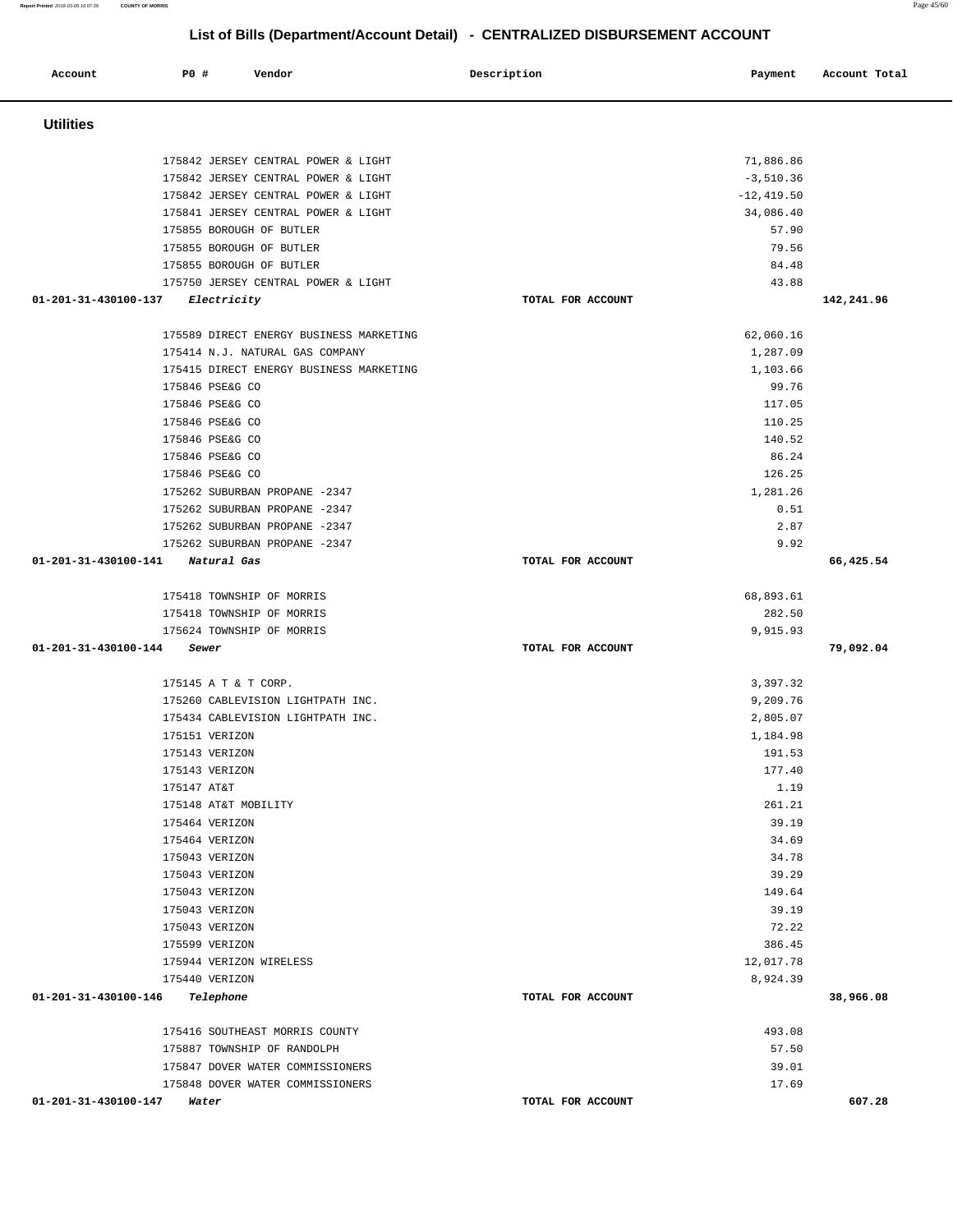## List of Bills (Department/Account Detail) - CENTRALIZED DISBURSEMENT ACCOUNT

| Account | PO # | Vendor | Description | Payment | Account Total |
|---|---|---|---|---|---|
| **Utilities** | | | | | |
| | 175842 | JERSEY CENTRAL POWER & LIGHT | | 71,886.86 | |
| | 175842 | JERSEY CENTRAL POWER & LIGHT | | -3,510.36 | |
| | 175842 | JERSEY CENTRAL POWER & LIGHT | | -12,419.50 | |
| | 175841 | JERSEY CENTRAL POWER & LIGHT | | 34,086.40 | |
| | 175855 | BOROUGH OF BUTLER | | 57.90 | |
| | 175855 | BOROUGH OF BUTLER | | 79.56 | |
| | 175855 | BOROUGH OF BUTLER | | 84.48 | |
| | 175750 | JERSEY CENTRAL POWER & LIGHT | | 43.88 | |
| **01-201-31-430100-137** | | *Electricity* | TOTAL FOR ACCOUNT | | **142,241.96** |
| | 175589 | DIRECT ENERGY BUSINESS MARKETING | | 62,060.16 | |
| | 175414 | N.J. NATURAL GAS COMPANY | | 1,287.09 | |
| | 175415 | DIRECT ENERGY BUSINESS MARKETING | | 1,103.66 | |
| | 175846 | PSE&G CO | | 99.76 | |
| | 175846 | PSE&G CO | | 117.05 | |
| | 175846 | PSE&G CO | | 110.25 | |
| | 175846 | PSE&G CO | | 140.52 | |
| | 175846 | PSE&G CO | | 86.24 | |
| | 175846 | PSE&G CO | | 126.25 | |
| | 175262 | SUBURBAN PROPANE -2347 | | 1,281.26 | |
| | 175262 | SUBURBAN PROPANE -2347 | | 0.51 | |
| | 175262 | SUBURBAN PROPANE -2347 | | 2.87 | |
| | 175262 | SUBURBAN PROPANE -2347 | | 9.92 | |
| **01-201-31-430100-141** | | *Natural Gas* | TOTAL FOR ACCOUNT | | **66,425.54** |
| | 175418 | TOWNSHIP OF MORRIS | | 68,893.61 | |
| | 175418 | TOWNSHIP OF MORRIS | | 282.50 | |
| | 175624 | TOWNSHIP OF MORRIS | | 9,915.93 | |
| **01-201-31-430100-144** | | *Sewer* | TOTAL FOR ACCOUNT | | **79,092.04** |
| | 175145 | A T & T CORP. | | 3,397.32 | |
| | 175260 | CABLEVISION LIGHTPATH INC. | | 9,209.76 | |
| | 175434 | CABLEVISION LIGHTPATH INC. | | 2,805.07 | |
| | 175151 | VERIZON | | 1,184.98 | |
| | 175143 | VERIZON | | 191.53 | |
| | 175143 | VERIZON | | 177.40 | |
| | 175147 | AT&T | | 1.19 | |
| | 175148 | AT&T MOBILITY | | 261.21 | |
| | 175464 | VERIZON | | 39.19 | |
| | 175464 | VERIZON | | 34.69 | |
| | 175043 | VERIZON | | 34.78 | |
| | 175043 | VERIZON | | 39.29 | |
| | 175043 | VERIZON | | 149.64 | |
| | 175043 | VERIZON | | 39.19 | |
| | 175043 | VERIZON | | 72.22 | |
| | 175599 | VERIZON | | 386.45 | |
| | 175944 | VERIZON WIRELESS | | 12,017.78 | |
| | 175440 | VERIZON | | 8,924.39 | |
| **01-201-31-430100-146** | | *Telephone* | TOTAL FOR ACCOUNT | | **38,966.08** |
| | 175416 | SOUTHEAST MORRIS COUNTY | | 493.08 | |
| | 175887 | TOWNSHIP OF RANDOLPH | | 57.50 | |
| | 175847 | DOVER WATER COMMISSIONERS | | 39.01 | |
| | 175848 | DOVER WATER COMMISSIONERS | | 17.69 | |
| **01-201-31-430100-147** | | *Water* | TOTAL FOR ACCOUNT | | **607.28** |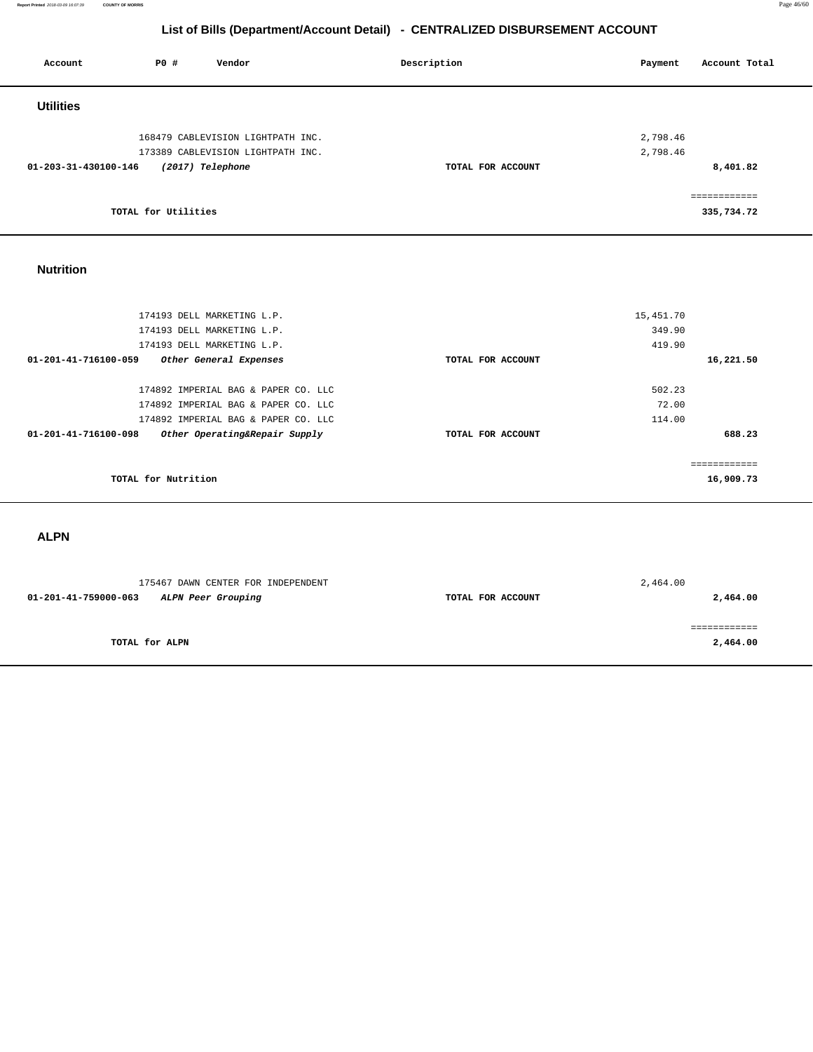# List of Bills (Department/Account Detail) - CENTRALIZED DISBURSEMENT ACCOUNT

| Account | PO # | Vendor | Description | Payment | Account Total |
|---|---|---|---|---|---|

## Utilities

| Account | PO # | Vendor | Description | Payment | Account Total |
|---|---|---|---|---|---|
| | 168479 | CABLEVISION LIGHTPATH INC. | | 2,798.46 | |
| | 173389 | CABLEVISION LIGHTPATH INC. | | 2,798.46 | |
| **01-203-31-430100-146** | | ***(2017) Telephone*** | **TOTAL FOR ACCOUNT** | | **8,401.82** |
| | | | | | ============ |
| | **TOTAL for Utilities** | | | | **335,734.72** |

## Nutrition

| Account | PO # | Vendor | Description | Payment | Account Total |
|---|---|---|---|---|---|
| | 174193 | DELL MARKETING L.P. | | 15,451.70 | |
| | 174193 | DELL MARKETING L.P. | | 349.90 | |
| | 174193 | DELL MARKETING L.P. | | 419.90 | |
| **01-201-41-716100-059** | | ***Other General Expenses*** | **TOTAL FOR ACCOUNT** | | **16,221.50** |
| | 174892 | IMPERIAL BAG & PAPER CO. LLC | | 502.23 | |
| | 174892 | IMPERIAL BAG & PAPER CO. LLC | | 72.00 | |
| | 174892 | IMPERIAL BAG & PAPER CO. LLC | | 114.00 | |
| **01-201-41-716100-098** | | ***Other Operating&Repair Supply*** | **TOTAL FOR ACCOUNT** | | **688.23** |
| | | | | | ============ |
| | **TOTAL for Nutrition** | | | | **16,909.73** |

## ALPN

| Account | PO # | Vendor | Description | Payment | Account Total |
|---|---|---|---|---|---|
| | 175467 | DAWN CENTER FOR INDEPENDENT | | 2,464.00 | |
| **01-201-41-759000-063** | | ***ALPN Peer Grouping*** | **TOTAL FOR ACCOUNT** | | **2,464.00** |
| | | | | | ============ |
| | **TOTAL for ALPN** | | | | **2,464.00** |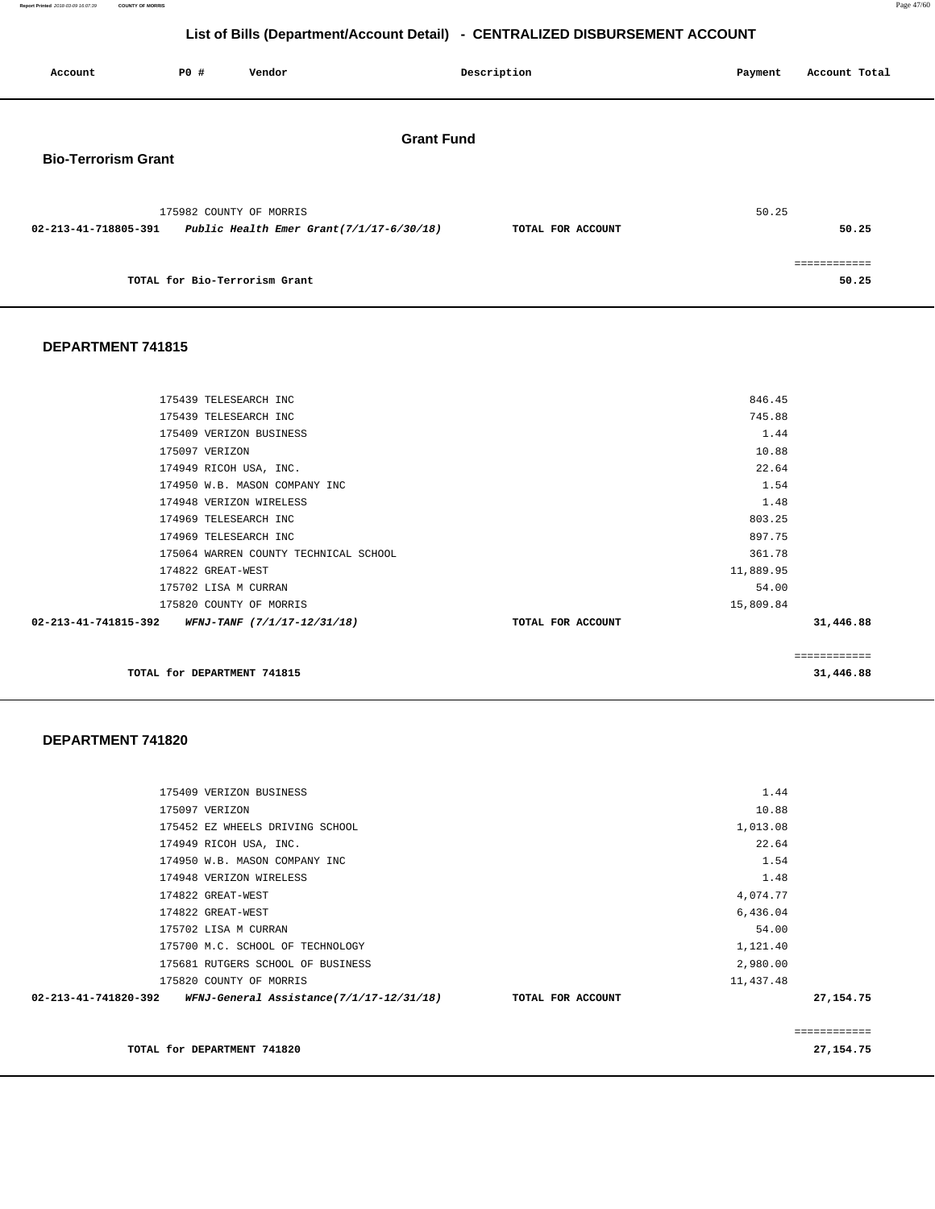# List of Bills (Department/Account Detail) - CENTRALIZED DISBURSEMENT ACCOUNT

| Account | PO # | Vendor | Description | Payment | Account Total |
|---|---|---|---|---|---|

## Grant Fund

### Bio-Terrorism Grant

| | | | | | |
|---|---|---|---|---|---|
| | 175982 | COUNTY OF MORRIS | | 50.25 | |
| **02-213-41-718805-391** | | ***Public Health Emer Grant(7/1/17-6/30/18)*** | **TOTAL FOR ACCOUNT** | | **50.25** |
| | | | | | ============ |
| | | **TOTAL for Bio-Terrorism Grant** | | | **50.25** |

### DEPARTMENT 741815

| | | | | | |
|---|---|---|---|---|---|
| | 175439 | TELESEARCH INC | | 846.45 | |
| | 175439 | TELESEARCH INC | | 745.88 | |
| | 175409 | VERIZON BUSINESS | | 1.44 | |
| | 175097 | VERIZON | | 10.88 | |
| | 174949 | RICOH USA, INC. | | 22.64 | |
| | 174950 | W.B. MASON COMPANY INC | | 1.54 | |
| | 174948 | VERIZON WIRELESS | | 1.48 | |
| | 174969 | TELESEARCH INC | | 803.25 | |
| | 174969 | TELESEARCH INC | | 897.75 | |
| | 175064 | WARREN COUNTY TECHNICAL SCHOOL | | 361.78 | |
| | 174822 | GREAT-WEST | | 11,889.95 | |
| | 175702 | LISA M CURRAN | | 54.00 | |
| | 175820 | COUNTY OF MORRIS | | 15,809.84 | |
| **02-213-41-741815-392** | | ***WFNJ-TANF (7/1/17-12/31/18)*** | **TOTAL FOR ACCOUNT** | | **31,446.88** |
| | | | | | ============ |
| | | **TOTAL for DEPARTMENT 741815** | | | **31,446.88** |

### DEPARTMENT 741820

| | | | | | |
|---|---|---|---|---|---|
| | 175409 | VERIZON BUSINESS | | 1.44 | |
| | 175097 | VERIZON | | 10.88 | |
| | 175452 | EZ WHEELS DRIVING SCHOOL | | 1,013.08 | |
| | 174949 | RICOH USA, INC. | | 22.64 | |
| | 174950 | W.B. MASON COMPANY INC | | 1.54 | |
| | 174948 | VERIZON WIRELESS | | 1.48 | |
| | 174822 | GREAT-WEST | | 4,074.77 | |
| | 174822 | GREAT-WEST | | 6,436.04 | |
| | 175702 | LISA M CURRAN | | 54.00 | |
| | 175700 | M.C. SCHOOL OF TECHNOLOGY | | 1,121.40 | |
| | 175681 | RUTGERS SCHOOL OF BUSINESS | | 2,980.00 | |
| | 175820 | COUNTY OF MORRIS | | 11,437.48 | |
| **02-213-41-741820-392** | | ***WFNJ-General Assistance(7/1/17-12/31/18)*** | **TOTAL FOR ACCOUNT** | | **27,154.75** |
| | | | | | ============ |
| | | **TOTAL for DEPARTMENT 741820** | | | **27,154.75** |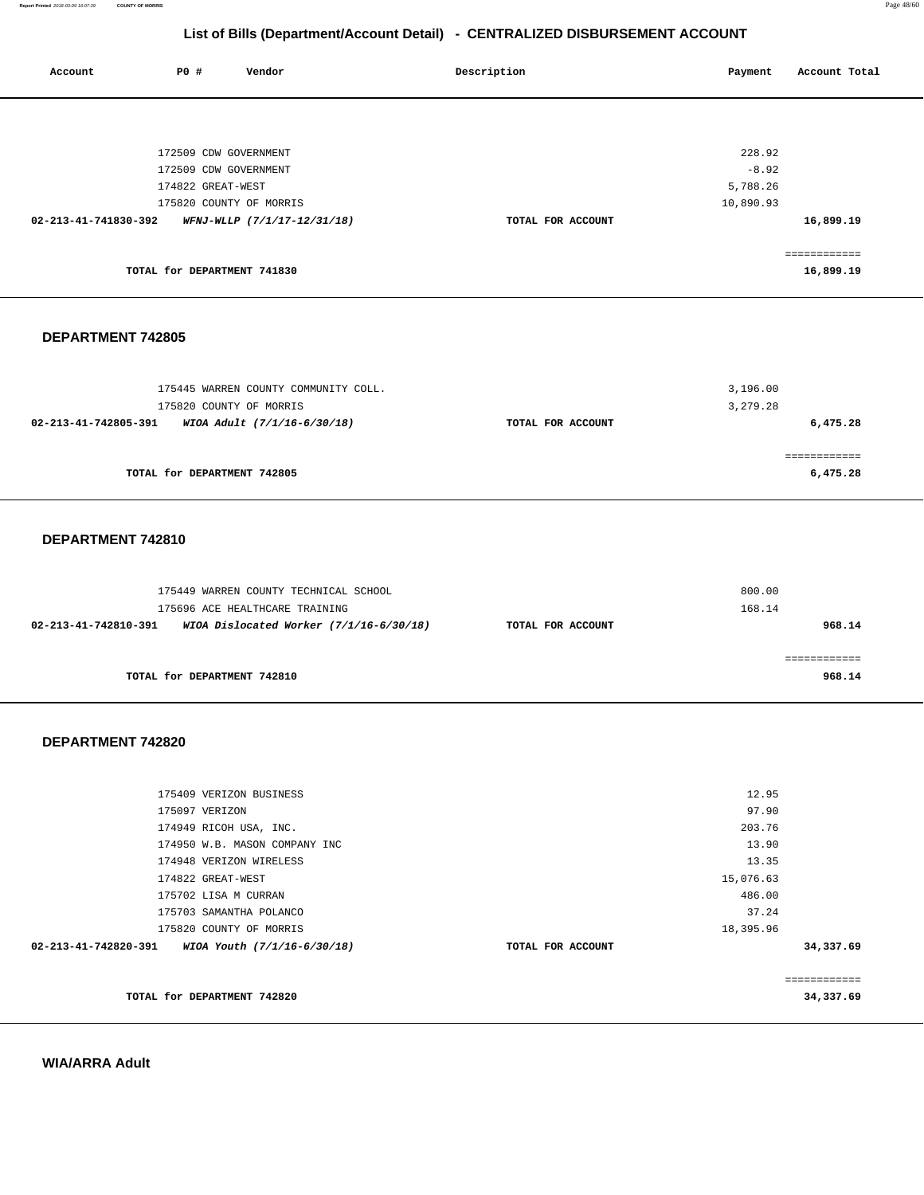## List of Bills (Department/Account Detail) - CENTRALIZED DISBURSEMENT ACCOUNT

| Account | PO # | Vendor | Description | Payment | Account Total |
|---|---|---|---|---|---|
| | 172509 | CDW GOVERNMENT | | 228.92 | |
| | 172509 | CDW GOVERNMENT | | -8.92 | |
| | 174822 | GREAT-WEST | | 5,788.26 | |
| | 175820 | COUNTY OF MORRIS | | 10,890.93 | |
| **02-213-41-741830-392** | | ***WFNJ-WLLP (7/1/17-12/31/18)*** | **TOTAL FOR ACCOUNT** | | **16,899.19** |
| | | | | | ============ |
| | | **TOTAL for DEPARTMENT 741830** | | | **16,899.19** |

### DEPARTMENT 742805

| Account | PO # | Vendor | Description | Payment | Account Total |
|---|---|---|---|---|---|
| | 175445 | WARREN COUNTY COMMUNITY COLL. | | 3,196.00 | |
| | 175820 | COUNTY OF MORRIS | | 3,279.28 | |
| **02-213-41-742805-391** | | ***WIOA Adult (7/1/16-6/30/18)*** | **TOTAL FOR ACCOUNT** | | **6,475.28** |
| | | | | | ============ |
| | | **TOTAL for DEPARTMENT 742805** | | | **6,475.28** |

### DEPARTMENT 742810

| Account | PO # | Vendor | Description | Payment | Account Total |
|---|---|---|---|---|---|
| | 175449 | WARREN COUNTY TECHNICAL SCHOOL | | 800.00 | |
| | 175696 | ACE HEALTHCARE TRAINING | | 168.14 | |
| **02-213-41-742810-391** | | ***WIOA Dislocated Worker (7/1/16-6/30/18)*** | **TOTAL FOR ACCOUNT** | | **968.14** |
| | | | | | ============ |
| | | **TOTAL for DEPARTMENT 742810** | | | **968.14** |

### DEPARTMENT 742820

| Account | PO # | Vendor | Description | Payment | Account Total |
|---|---|---|---|---|---|
| | 175409 | VERIZON BUSINESS | | 12.95 | |
| | 175097 | VERIZON | | 97.90 | |
| | 174949 | RICOH USA, INC. | | 203.76 | |
| | 174950 | W.B. MASON COMPANY INC | | 13.90 | |
| | 174948 | VERIZON WIRELESS | | 13.35 | |
| | 174822 | GREAT-WEST | | 15,076.63 | |
| | 175702 | LISA M CURRAN | | 486.00 | |
| | 175703 | SAMANTHA POLANCO | | 37.24 | |
| | 175820 | COUNTY OF MORRIS | | 18,395.96 | |
| **02-213-41-742820-391** | | ***WIOA Youth (7/1/16-6/30/18)*** | **TOTAL FOR ACCOUNT** | | **34,337.69** |
| | | | | | ============ |
| | | **TOTAL for DEPARTMENT 742820** | | | **34,337.69** |

### WIA/ARRA Adult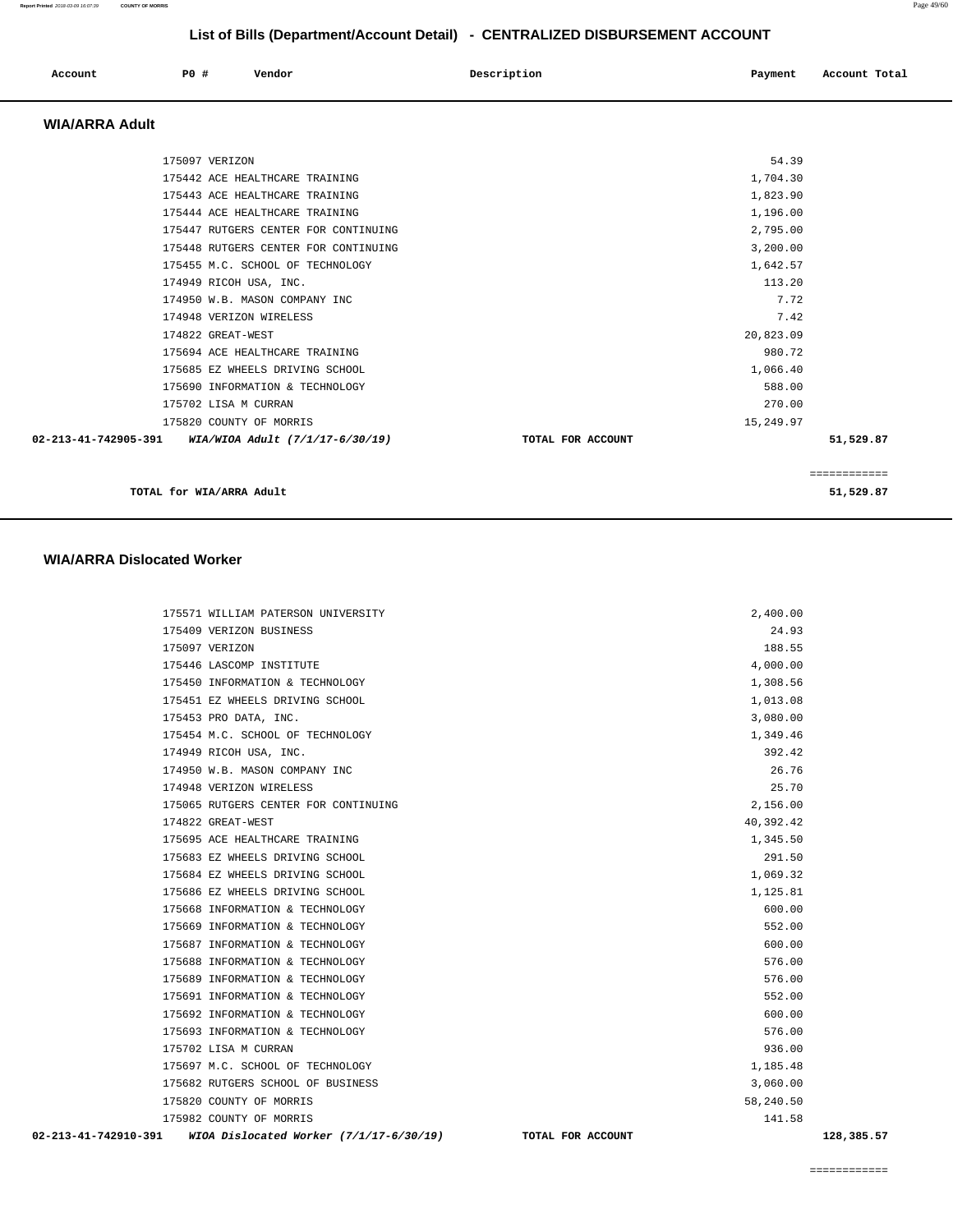# List of Bills (Department/Account Detail) - CENTRALIZED DISBURSEMENT ACCOUNT

| Account | PO # | Vendor | Description | Payment | Account Total |
|---|---|---|---|---|---|

## WIA/ARRA Adult

| Account | PO # | Vendor | Description | Payment | Account Total |
|---|---|---|---|---|---|
| | 175097 | VERIZON | | 54.39 | |
| | 175442 | ACE HEALTHCARE TRAINING | | 1,704.30 | |
| | 175443 | ACE HEALTHCARE TRAINING | | 1,823.90 | |
| | 175444 | ACE HEALTHCARE TRAINING | | 1,196.00 | |
| | 175447 | RUTGERS CENTER FOR CONTINUING | | 2,795.00 | |
| | 175448 | RUTGERS CENTER FOR CONTINUING | | 3,200.00 | |
| | 175455 | M.C. SCHOOL OF TECHNOLOGY | | 1,642.57 | |
| | 174949 | RICOH USA, INC. | | 113.20 | |
| | 174950 | W.B. MASON COMPANY INC | | 7.72 | |
| | 174948 | VERIZON WIRELESS | | 7.42 | |
| | 174822 | GREAT-WEST | | 20,823.09 | |
| | 175694 | ACE HEALTHCARE TRAINING | | 980.72 | |
| | 175685 | EZ WHEELS DRIVING SCHOOL | | 1,066.40 | |
| | 175690 | INFORMATION & TECHNOLOGY | | 588.00 | |
| | 175702 | LISA M CURRAN | | 270.00 | |
| | 175820 | COUNTY OF MORRIS | | 15,249.97 | |
| **02-213-41-742905-391** | | ***WIA/WIOA Adult (7/1/17-6/30/19)*** | **TOTAL FOR ACCOUNT** | | **51,529.87** |

============

**TOTAL for WIA/ARRA Adult** **51,529.87**

## WIA/ARRA Dislocated Worker

| Account | PO # | Vendor | Description | Payment | Account Total |
|---|---|---|---|---|---|
| | 175571 | WILLIAM PATERSON UNIVERSITY | | 2,400.00 | |
| | 175409 | VERIZON BUSINESS | | 24.93 | |
| | 175097 | VERIZON | | 188.55 | |
| | 175446 | LASCOMP INSTITUTE | | 4,000.00 | |
| | 175450 | INFORMATION & TECHNOLOGY | | 1,308.56 | |
| | 175451 | EZ WHEELS DRIVING SCHOOL | | 1,013.08 | |
| | 175453 | PRO DATA, INC. | | 3,080.00 | |
| | 175454 | M.C. SCHOOL OF TECHNOLOGY | | 1,349.46 | |
| | 174949 | RICOH USA, INC. | | 392.42 | |
| | 174950 | W.B. MASON COMPANY INC | | 26.76 | |
| | 174948 | VERIZON WIRELESS | | 25.70 | |
| | 175065 | RUTGERS CENTER FOR CONTINUING | | 2,156.00 | |
| | 174822 | GREAT-WEST | | 40,392.42 | |
| | 175695 | ACE HEALTHCARE TRAINING | | 1,345.50 | |
| | 175683 | EZ WHEELS DRIVING SCHOOL | | 291.50 | |
| | 175684 | EZ WHEELS DRIVING SCHOOL | | 1,069.32 | |
| | 175686 | EZ WHEELS DRIVING SCHOOL | | 1,125.81 | |
| | 175668 | INFORMATION & TECHNOLOGY | | 600.00 | |
| | 175669 | INFORMATION & TECHNOLOGY | | 552.00 | |
| | 175687 | INFORMATION & TECHNOLOGY | | 600.00 | |
| | 175688 | INFORMATION & TECHNOLOGY | | 576.00 | |
| | 175689 | INFORMATION & TECHNOLOGY | | 576.00 | |
| | 175691 | INFORMATION & TECHNOLOGY | | 552.00 | |
| | 175692 | INFORMATION & TECHNOLOGY | | 600.00 | |
| | 175693 | INFORMATION & TECHNOLOGY | | 576.00 | |
| | 175702 | LISA M CURRAN | | 936.00 | |
| | 175697 | M.C. SCHOOL OF TECHNOLOGY | | 1,185.48 | |
| | 175682 | RUTGERS SCHOOL OF BUSINESS | | 3,060.00 | |
| | 175820 | COUNTY OF MORRIS | | 58,240.50 | |
| | 175982 | COUNTY OF MORRIS | | 141.58 | |
| **02-213-41-742910-391** | | ***WIOA Dislocated Worker (7/1/17-6/30/19)*** | **TOTAL FOR ACCOUNT** | | **128,385.57** |

============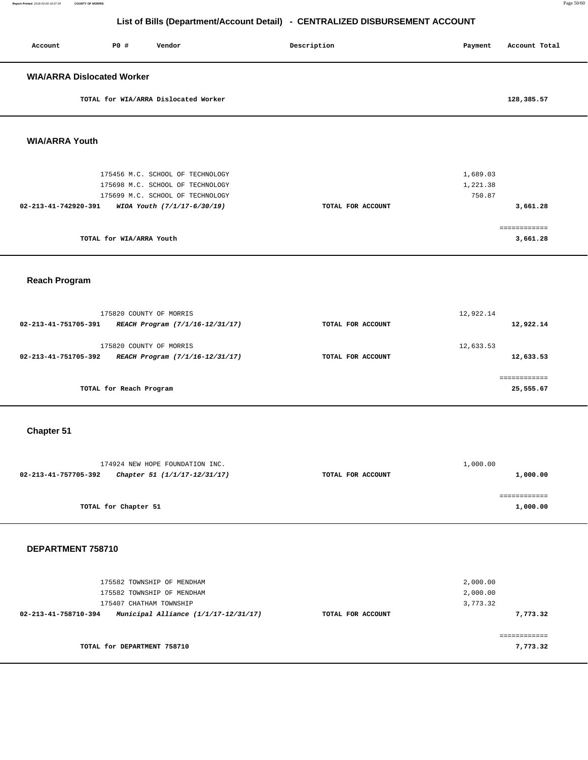## List of Bills (Department/Account Detail) - CENTRALIZED DISBURSEMENT ACCOUNT

| Account | PO # | Vendor | Description | Payment | Account Total |
|---|---|---|---|---|---|

### WIA/ARRA Dislocated Worker

| | | | | | |
|---|---|---|---|---|---|
| | | TOTAL for WIA/ARRA Dislocated Worker | | | 128,385.57 |

### WIA/ARRA Youth

| | | | | | |
|---|---|---|---|---|---|
| | 175456 | M.C. SCHOOL OF TECHNOLOGY | | 1,689.03 | |
| | 175698 | M.C. SCHOOL OF TECHNOLOGY | | 1,221.38 | |
| | 175699 | M.C. SCHOOL OF TECHNOLOGY | | 750.87 | |
| 02-213-41-742920-391 | | *WIOA Youth (7/1/17-6/30/19)* | TOTAL FOR ACCOUNT | | 3,661.28 |
| | | | | | ============ |
| | | TOTAL for WIA/ARRA Youth | | | 3,661.28 |

### Reach Program

| | | | | | |
|---|---|---|---|---|---|
| | 175820 | COUNTY OF MORRIS | | 12,922.14 | |
| 02-213-41-751705-391 | | *REACH Program (7/1/16-12/31/17)* | TOTAL FOR ACCOUNT | | 12,922.14 |
| | 175820 | COUNTY OF MORRIS | | 12,633.53 | |
| 02-213-41-751705-392 | | *REACH Program (7/1/16-12/31/17)* | TOTAL FOR ACCOUNT | | 12,633.53 |
| | | | | | ============ |
| | | TOTAL for Reach Program | | | 25,555.67 |

### Chapter 51

| | | | | | |
|---|---|---|---|---|---|
| | 174924 | NEW HOPE FOUNDATION INC. | | 1,000.00 | |
| 02-213-41-757705-392 | | *Chapter 51 (1/1/17-12/31/17)* | TOTAL FOR ACCOUNT | | 1,000.00 |
| | | | | | ============ |
| | | TOTAL for Chapter 51 | | | 1,000.00 |

### DEPARTMENT 758710

| | | | | | |
|---|---|---|---|---|---|
| | 175582 | TOWNSHIP OF MENDHAM | | 2,000.00 | |
| | 175582 | TOWNSHIP OF MENDHAM | | 2,000.00 | |
| | 175407 | CHATHAM TOWNSHIP | | 3,773.32 | |
| 02-213-41-758710-394 | | *Municipal Alliance (1/1/17-12/31/17)* | TOTAL FOR ACCOUNT | | 7,773.32 |
| | | | | | ============ |
| | | TOTAL for DEPARTMENT 758710 | | | 7,773.32 |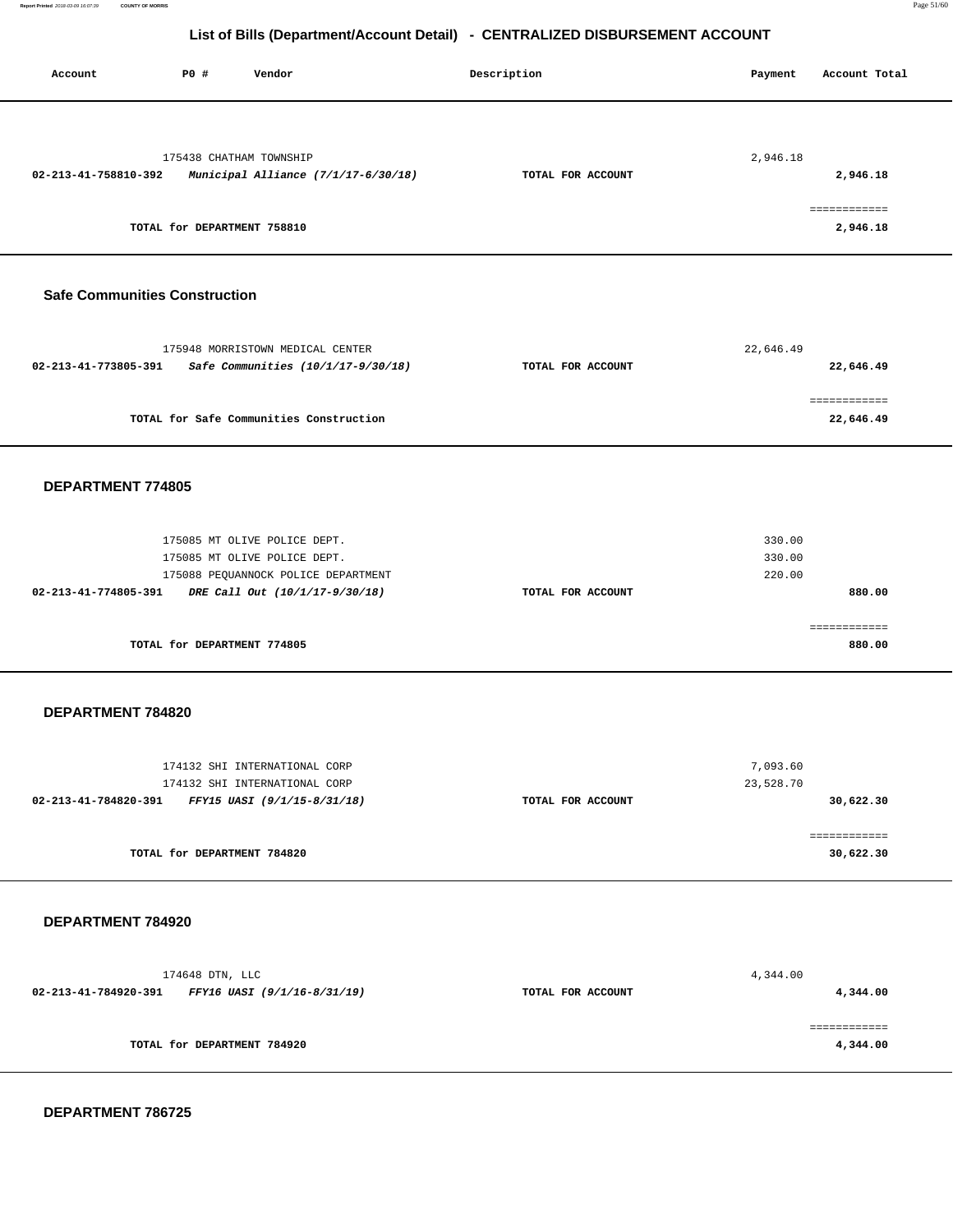## List of Bills (Department/Account Detail) - CENTRALIZED DISBURSEMENT ACCOUNT

| Account | PO # | Vendor | Description | Payment | Account Total |
|---|---|---|---|---|---|
| | 175438 | CHATHAM TOWNSHIP | | 2,946.18 | |
| 02-213-41-758810-392 | | *Municipal Alliance (7/1/17-6/30/18)* | TOTAL FOR ACCOUNT | | 2,946.18 |
| | | | | | ============ |
| | | TOTAL for DEPARTMENT 758810 | | | 2,946.18 |

### Safe Communities Construction

| Account | PO # | Vendor | Description | Payment | Account Total |
|---|---|---|---|---|---|
| | 175948 | MORRISTOWN MEDICAL CENTER | | 22,646.49 | |
| 02-213-41-773805-391 | | *Safe Communities (10/1/17-9/30/18)* | TOTAL FOR ACCOUNT | | 22,646.49 |
| | | | | | ============ |
| | | TOTAL for Safe Communities Construction | | | 22,646.49 |

### DEPARTMENT 774805

| Account | PO # | Vendor | Description | Payment | Account Total |
|---|---|---|---|---|---|
| | 175085 | MT OLIVE POLICE DEPT. | | 330.00 | |
| | 175085 | MT OLIVE POLICE DEPT. | | 330.00 | |
| | 175088 | PEQUANNOCK POLICE DEPARTMENT | | 220.00 | |
| 02-213-41-774805-391 | | *DRE Call Out (10/1/17-9/30/18)* | TOTAL FOR ACCOUNT | | 880.00 |
| | | | | | ============ |
| | | TOTAL for DEPARTMENT 774805 | | | 880.00 |

### DEPARTMENT 784820

| Account | PO # | Vendor | Description | Payment | Account Total |
|---|---|---|---|---|---|
| | 174132 | SHI INTERNATIONAL CORP | | 7,093.60 | |
| | 174132 | SHI INTERNATIONAL CORP | | 23,528.70 | |
| 02-213-41-784820-391 | | *FFY15 UASI (9/1/15-8/31/18)* | TOTAL FOR ACCOUNT | | 30,622.30 |
| | | | | | ============ |
| | | TOTAL for DEPARTMENT 784820 | | | 30,622.30 |

### DEPARTMENT 784920

| Account | PO # | Vendor | Description | Payment | Account Total |
|---|---|---|---|---|---|
| | 174648 | DTN, LLC | | 4,344.00 | |
| 02-213-41-784920-391 | | *FFY16 UASI (9/1/16-8/31/19)* | TOTAL FOR ACCOUNT | | 4,344.00 |
| | | | | | ============ |
| | | TOTAL for DEPARTMENT 784920 | | | 4,344.00 |

### DEPARTMENT 786725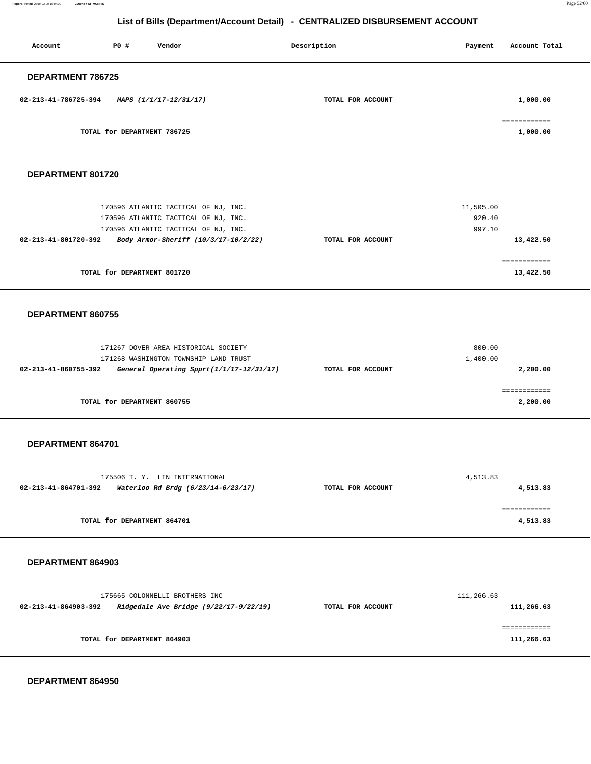# List of Bills (Department/Account Detail) - CENTRALIZED DISBURSEMENT ACCOUNT

| Account | PO # | Vendor | Description | Payment | Account Total |
|---|---|---|---|---|---|

### DEPARTMENT 786725

| | | | | |
|---|---|---|---|---|
| 02-213-41-786725-394 | *MAPS (1/1/17-12/31/17)* | TOTAL FOR ACCOUNT | | 1,000.00 |
| | | | | ============ |
| | TOTAL for DEPARTMENT 786725 | | | 1,000.00 |

### DEPARTMENT 801720

| | | | | |
|---|---|---|---|---|
| | 170596 ATLANTIC TACTICAL OF NJ, INC. | | 11,505.00 | |
| | 170596 ATLANTIC TACTICAL OF NJ, INC. | | 920.40 | |
| | 170596 ATLANTIC TACTICAL OF NJ, INC. | | 997.10 | |
| 02-213-41-801720-392 | *Body Armor-Sheriff (10/3/17-10/2/22)* | TOTAL FOR ACCOUNT | | 13,422.50 |
| | | | | ============ |
| | TOTAL for DEPARTMENT 801720 | | | 13,422.50 |

### DEPARTMENT 860755

| | | | | |
|---|---|---|---|---|
| | 171267 DOVER AREA HISTORICAL SOCIETY | | 800.00 | |
| | 171268 WASHINGTON TOWNSHIP LAND TRUST | | 1,400.00 | |
| 02-213-41-860755-392 | *General Operating Spprt(1/1/17-12/31/17)* | TOTAL FOR ACCOUNT | | 2,200.00 |
| | | | | ============ |
| | TOTAL for DEPARTMENT 860755 | | | 2,200.00 |

### DEPARTMENT 864701

| | | | | |
|---|---|---|---|---|
| | 175506 T. Y. LIN INTERNATIONAL | | 4,513.83 | |
| 02-213-41-864701-392 | *Waterloo Rd Brdg (6/23/14-6/23/17)* | TOTAL FOR ACCOUNT | | 4,513.83 |
| | | | | ============ |
| | TOTAL for DEPARTMENT 864701 | | | 4,513.83 |

### DEPARTMENT 864903

| | | | | |
|---|---|---|---|---|
| | 175665 COLONNELLI BROTHERS INC | | 111,266.63 | |
| 02-213-41-864903-392 | *Ridgedale Ave Bridge (9/22/17-9/22/19)* | TOTAL FOR ACCOUNT | | 111,266.63 |
| | | | | ============ |
| | TOTAL for DEPARTMENT 864903 | | | 111,266.63 |

### DEPARTMENT 864950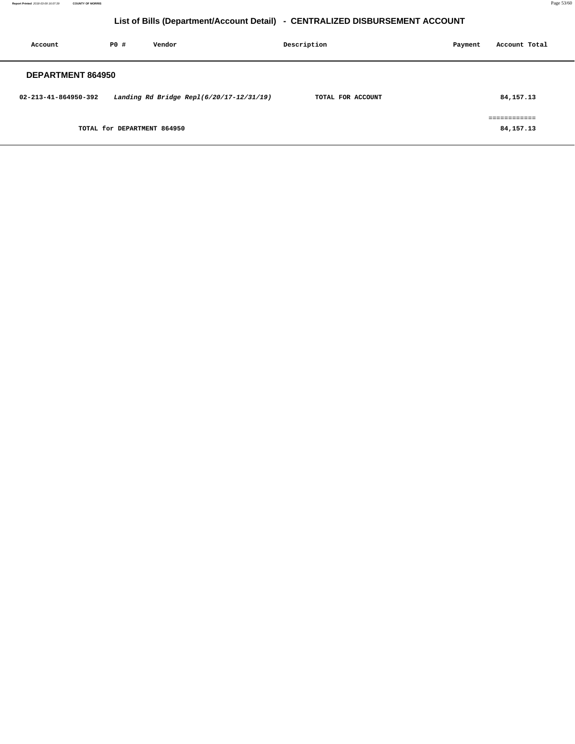## List of Bills (Department/Account Detail) - CENTRALIZED DISBURSEMENT ACCOUNT

| Account | PO # | Vendor | Description | Payment | Account Total |
|---|---|---|---|---|---|

### DEPARTMENT 864950

| | | | | | |
|---|---|---|---|---|---|
| 02-213-41-864950-392 | *Landing Rd Bridge Repl(6/20/17-12/31/19)* | | TOTAL FOR ACCOUNT | | 84,157.13 |
| | | | | | ============ |
| | TOTAL for DEPARTMENT 864950 | | | | 84,157.13 |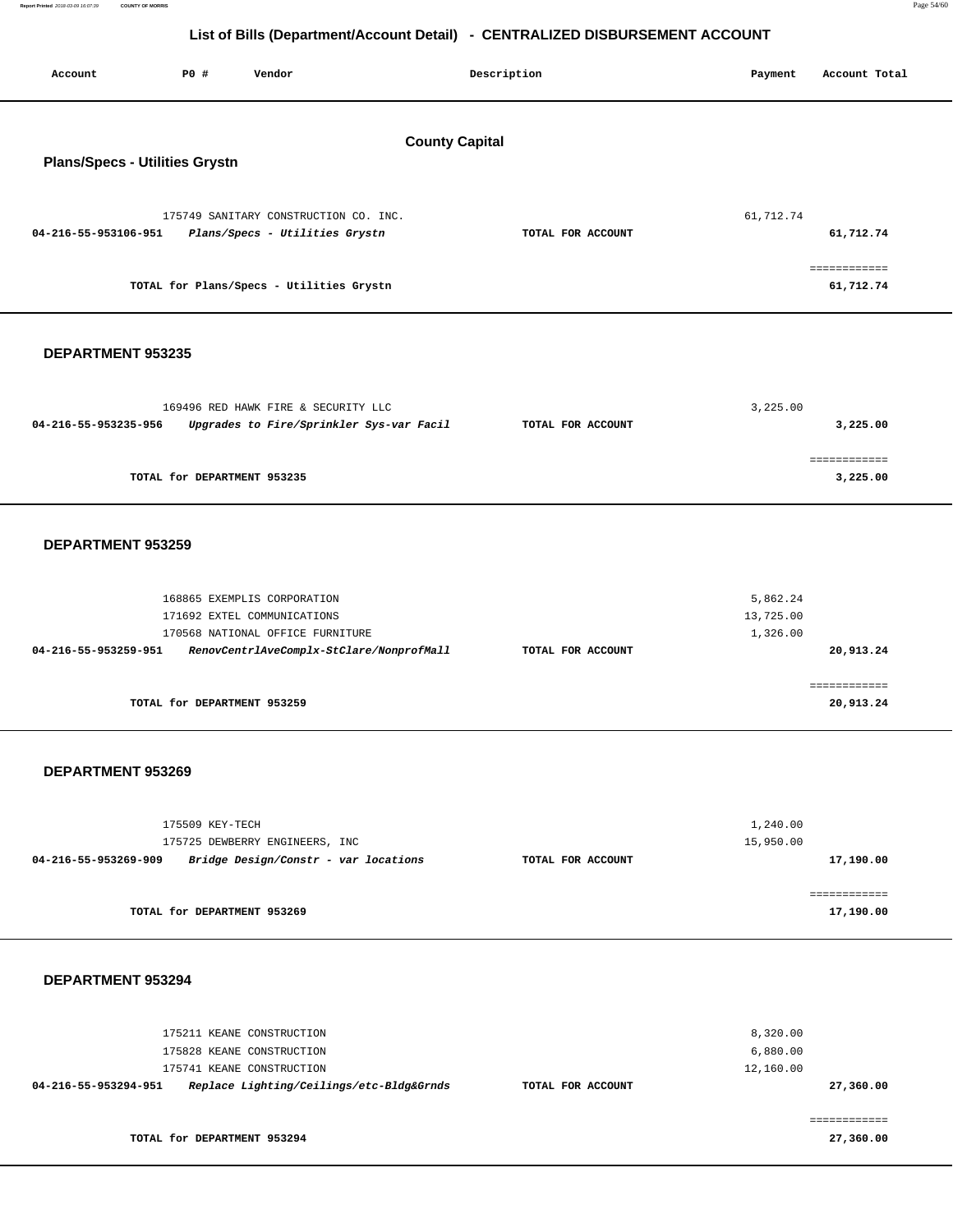# List of Bills (Department/Account Detail) - CENTRALIZED DISBURSEMENT ACCOUNT

| Account | P0 # | Vendor | Description | Payment | Account Total |
|---|---|---|---|---|---|

## County Capital

### Plans/Specs - Utilities Grystn

| Account | P0 # | Vendor | Description | Payment | Account Total |
|---|---|---|---|---|---|
| | 175749 | SANITARY CONSTRUCTION CO. INC. | | 61,712.74 | |
| 04-216-55-953106-951 | | *Plans/Specs - Utilities Grystn* | TOTAL FOR ACCOUNT | | 61,712.74 |
| | | | | | ============ |
| | | TOTAL for Plans/Specs - Utilities Grystn | | | 61,712.74 |

### DEPARTMENT 953235

| Account | P0 # | Vendor | Description | Payment | Account Total |
|---|---|---|---|---|---|
| | 169496 | RED HAWK FIRE & SECURITY LLC | | 3,225.00 | |
| 04-216-55-953235-956 | | *Upgrades to Fire/Sprinkler Sys-var Facil* | TOTAL FOR ACCOUNT | | 3,225.00 |
| | | | | | ============ |
| | | TOTAL for DEPARTMENT 953235 | | | 3,225.00 |

### DEPARTMENT 953259

| Account | P0 # | Vendor | Description | Payment | Account Total |
|---|---|---|---|---|---|
| | 168865 | EXEMPLIS CORPORATION | | 5,862.24 | |
| | 171692 | EXTEL COMMUNICATIONS | | 13,725.00 | |
| | 170568 | NATIONAL OFFICE FURNITURE | | 1,326.00 | |
| 04-216-55-953259-951 | | *RenovCentrlAveComplx-StClare/NonprofMall* | TOTAL FOR ACCOUNT | | 20,913.24 |
| | | | | | ============ |
| | | TOTAL for DEPARTMENT 953259 | | | 20,913.24 |

### DEPARTMENT 953269

| Account | P0 # | Vendor | Description | Payment | Account Total |
|---|---|---|---|---|---|
| | 175509 | KEY-TECH | | 1,240.00 | |
| | 175725 | DEWBERRY ENGINEERS, INC | | 15,950.00 | |
| 04-216-55-953269-909 | | *Bridge Design/Constr - var locations* | TOTAL FOR ACCOUNT | | 17,190.00 |
| | | | | | ============ |
| | | TOTAL for DEPARTMENT 953269 | | | 17,190.00 |

### DEPARTMENT 953294

| Account | P0 # | Vendor | Description | Payment | Account Total |
|---|---|---|---|---|---|
| | 175211 | KEANE CONSTRUCTION | | 8,320.00 | |
| | 175828 | KEANE CONSTRUCTION | | 6,880.00 | |
| | 175741 | KEANE CONSTRUCTION | | 12,160.00 | |
| 04-216-55-953294-951 | | *Replace Lighting/Ceilings/etc-Bldg&Grnds* | TOTAL FOR ACCOUNT | | 27,360.00 |
| | | | | | ============ |
| | | TOTAL for DEPARTMENT 953294 | | | 27,360.00 |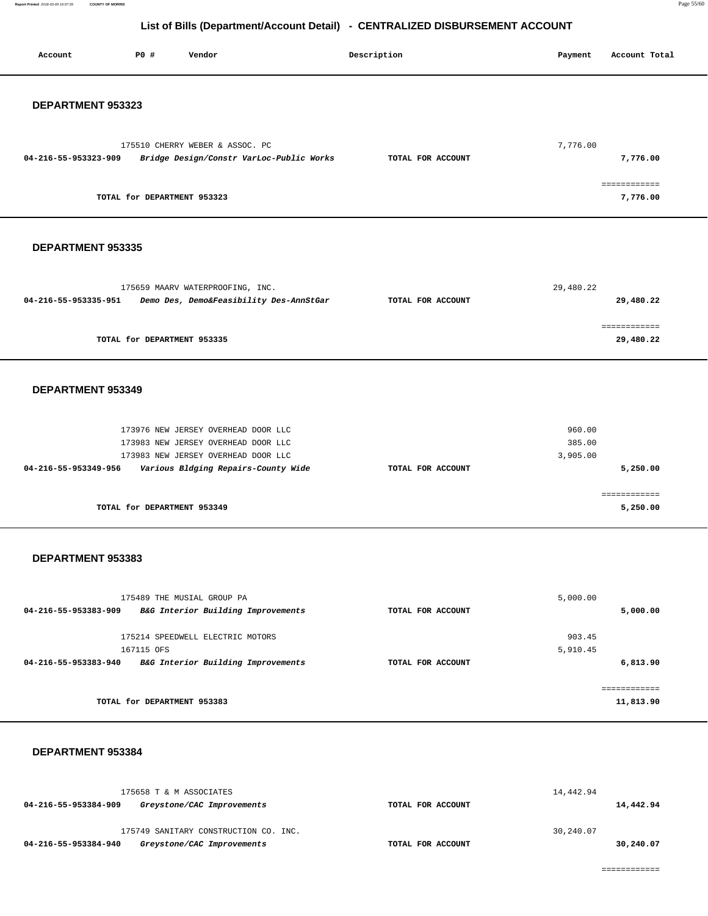# List of Bills (Department/Account Detail) - CENTRALIZED DISBURSEMENT ACCOUNT

| Account | PO # | Vendor | Description | Payment | Account Total |
|---|---|---|---|---|---|

## DEPARTMENT 953323

| Account | PO # | Vendor | Description | Payment | Account Total |
|---|---|---|---|---|---|
| | 175510 | CHERRY WEBER & ASSOC. PC | | 7,776.00 | |
| 04-216-55-953323-909 | | *Bridge Design/Constr VarLoc-Public Works* | TOTAL FOR ACCOUNT | | 7,776.00 |
| | | | | | ============ |
| | | TOTAL for DEPARTMENT 953323 | | | 7,776.00 |

## DEPARTMENT 953335

| Account | PO # | Vendor | Description | Payment | Account Total |
|---|---|---|---|---|---|
| | 175659 | MAARV WATERPROOFING, INC. | | 29,480.22 | |
| 04-216-55-953335-951 | | *Demo Des, Demo&Feasibility Des-AnnStGar* | TOTAL FOR ACCOUNT | | 29,480.22 |
| | | | | | ============ |
| | | TOTAL for DEPARTMENT 953335 | | | 29,480.22 |

## DEPARTMENT 953349

| Account | PO # | Vendor | Description | Payment | Account Total |
|---|---|---|---|---|---|
| | 173976 | NEW JERSEY OVERHEAD DOOR LLC | | 960.00 | |
| | 173983 | NEW JERSEY OVERHEAD DOOR LLC | | 385.00 | |
| | 173983 | NEW JERSEY OVERHEAD DOOR LLC | | 3,905.00 | |
| 04-216-55-953349-956 | | *Various Bldging Repairs-County Wide* | TOTAL FOR ACCOUNT | | 5,250.00 |
| | | | | | ============ |
| | | TOTAL for DEPARTMENT 953349 | | | 5,250.00 |

## DEPARTMENT 953383

| Account | PO # | Vendor | Description | Payment | Account Total |
|---|---|---|---|---|---|
| | 175489 | THE MUSIAL GROUP PA | | 5,000.00 | |
| 04-216-55-953383-909 | | *B&G Interior Building Improvements* | TOTAL FOR ACCOUNT | | 5,000.00 |
| | 175214 | SPEEDWELL ELECTRIC MOTORS | | 903.45 | |
| | 167115 | OFS | | 5,910.45 | |
| 04-216-55-953383-940 | | *B&G Interior Building Improvements* | TOTAL FOR ACCOUNT | | 6,813.90 |
| | | | | | ============ |
| | | TOTAL for DEPARTMENT 953383 | | | 11,813.90 |

## DEPARTMENT 953384

| Account | PO # | Vendor | Description | Payment | Account Total |
|---|---|---|---|---|---|
| | 175658 | T & M ASSOCIATES | | 14,442.94 | |
| 04-216-55-953384-909 | | *Greystone/CAC Improvements* | TOTAL FOR ACCOUNT | | 14,442.94 |
| | 175749 | SANITARY CONSTRUCTION CO. INC. | | 30,240.07 | |
| 04-216-55-953384-940 | | *Greystone/CAC Improvements* | TOTAL FOR ACCOUNT | | 30,240.07 |
| | | | | | ============ |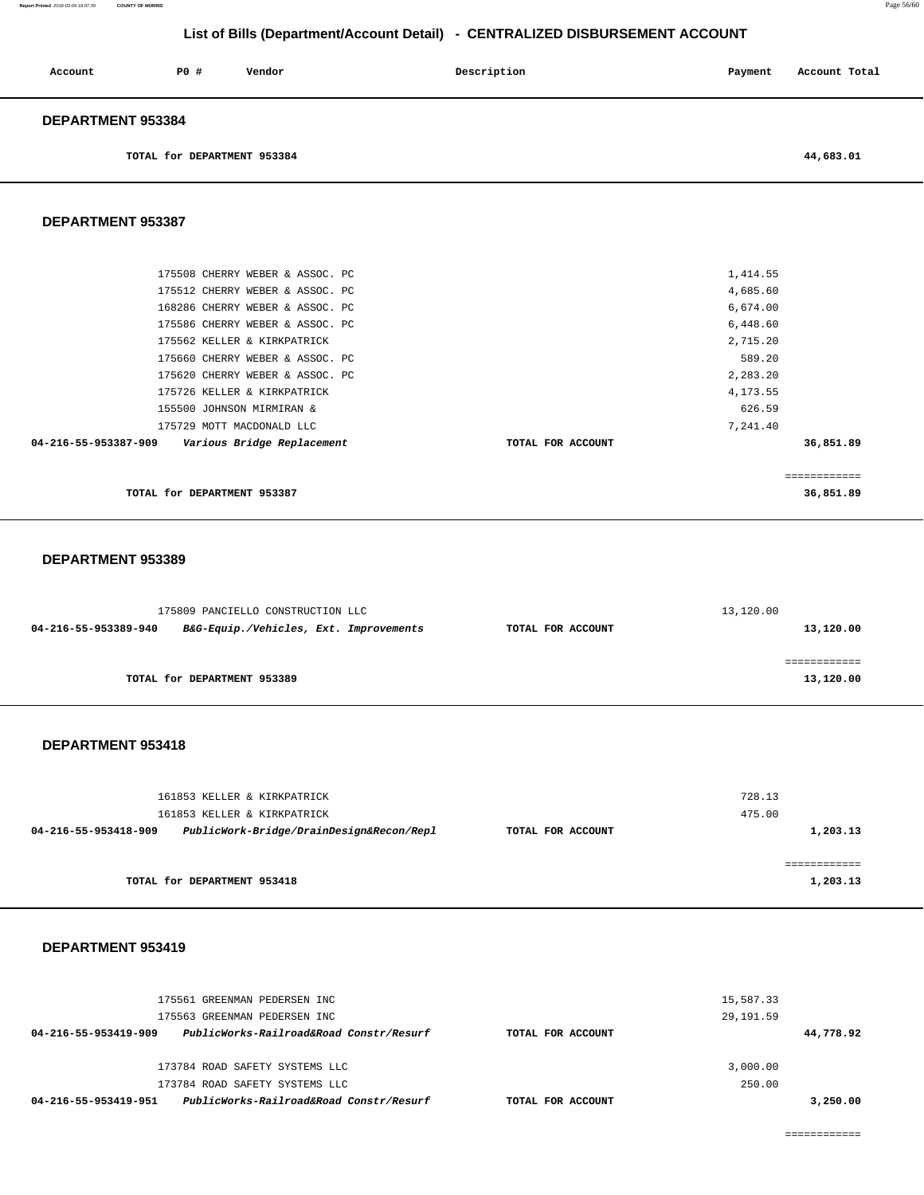# List of Bills (Department/Account Detail) - CENTRALIZED DISBURSEMENT ACCOUNT

| Account | PO # | Vendor | Description | Payment | Account Total |
|---|---|---|---|---|---|

**DEPARTMENT 953384**

| | | | | | |
|---|---|---|---|---|---|
| | TOTAL for DEPARTMENT 953384 | | | | 44,683.01 |

**DEPARTMENT 953387**

| | | | | | |
|---|---|---|---|---|---|
| | 175508 | CHERRY WEBER & ASSOC. PC | | 1,414.55 | |
| | 175512 | CHERRY WEBER & ASSOC. PC | | 4,685.60 | |
| | 168286 | CHERRY WEBER & ASSOC. PC | | 6,674.00 | |
| | 175586 | CHERRY WEBER & ASSOC. PC | | 6,448.60 | |
| | 175562 | KELLER & KIRKPATRICK | | 2,715.20 | |
| | 175660 | CHERRY WEBER & ASSOC. PC | | 589.20 | |
| | 175620 | CHERRY WEBER & ASSOC. PC | | 2,283.20 | |
| | 175726 | KELLER & KIRKPATRICK | | 4,173.55 | |
| | 155500 | JOHNSON MIRMIRAN & | | 626.59 | |
| | 175729 | MOTT MACDONALD LLC | | 7,241.40 | |
| **04-216-55-953387-909** | | ***Various Bridge Replacement*** | **TOTAL FOR ACCOUNT** | | **36,851.89** |
| | | | | | ============ |
| | **TOTAL for DEPARTMENT 953387** | | | | **36,851.89** |

**DEPARTMENT 953389**

| | | | | | |
|---|---|---|---|---|---|
| | 175809 | PANCIELLO CONSTRUCTION LLC | | 13,120.00 | |
| **04-216-55-953389-940** | | ***B&G-Equip./Vehicles, Ext. Improvements*** | **TOTAL FOR ACCOUNT** | | **13,120.00** |
| | | | | | ============ |
| | **TOTAL for DEPARTMENT 953389** | | | | **13,120.00** |

**DEPARTMENT 953418**

| | | | | | |
|---|---|---|---|---|---|
| | 161853 | KELLER & KIRKPATRICK | | 728.13 | |
| | 161853 | KELLER & KIRKPATRICK | | 475.00 | |
| **04-216-55-953418-909** | | ***PublicWork-Bridge/DrainDesign&Recon/Repl*** | **TOTAL FOR ACCOUNT** | | **1,203.13** |
| | | | | | ============ |
| | **TOTAL for DEPARTMENT 953418** | | | | **1,203.13** |

**DEPARTMENT 953419**

| | | | | | |
|---|---|---|---|---|---|
| | 175561 | GREENMAN PEDERSEN INC | | 15,587.33 | |
| | 175563 | GREENMAN PEDERSEN INC | | 29,191.59 | |
| **04-216-55-953419-909** | | ***PublicWorks-Railroad&Road Constr/Resurf*** | **TOTAL FOR ACCOUNT** | | **44,778.92** |
| | 173784 | ROAD SAFETY SYSTEMS LLC | | 3,000.00 | |
| | 173784 | ROAD SAFETY SYSTEMS LLC | | 250.00 | |
| **04-216-55-953419-951** | | ***PublicWorks-Railroad&Road Constr/Resurf*** | **TOTAL FOR ACCOUNT** | | **3,250.00** |
| | | | | | ============ |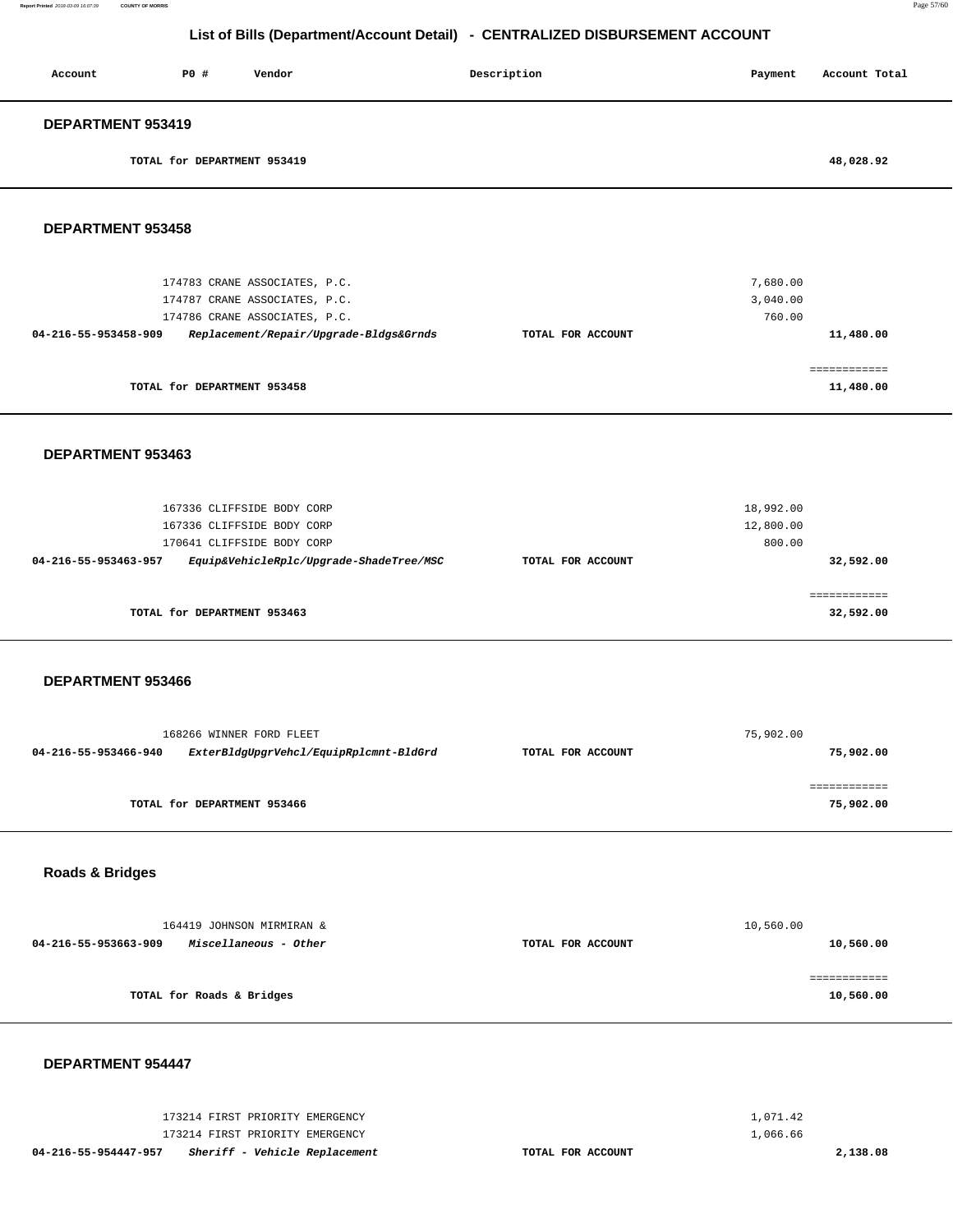# List of Bills (Department/Account Detail) - CENTRALIZED DISBURSEMENT ACCOUNT

| Account | PO # | Vendor | Description | Payment | Account Total |
|---|---|---|---|---|---|

## DEPARTMENT 953419

| | | | | | |
|---|---|---|---|---|---|
| | TOTAL for DEPARTMENT 953419 | | | | 48,028.92 |

## DEPARTMENT 953458

| | | | | | |
|---|---|---|---|---|---|
| | 174783 | CRANE ASSOCIATES, P.C. | | 7,680.00 | |
| | 174787 | CRANE ASSOCIATES, P.C. | | 3,040.00 | |
| | 174786 | CRANE ASSOCIATES, P.C. | | 760.00 | |
| 04-216-55-953458-909 | | *Replacement/Repair/Upgrade-Bldgs&Grnds* | TOTAL FOR ACCOUNT | | 11,480.00 |
| | TOTAL for DEPARTMENT 953458 | | | | 11,480.00 |

## DEPARTMENT 953463

| | | | | | |
|---|---|---|---|---|---|
| | 167336 | CLIFFSIDE BODY CORP | | 18,992.00 | |
| | 167336 | CLIFFSIDE BODY CORP | | 12,800.00 | |
| | 170641 | CLIFFSIDE BODY CORP | | 800.00 | |
| 04-216-55-953463-957 | | *Equip&VehicleRplc/Upgrade-ShadeTree/MSC* | TOTAL FOR ACCOUNT | | 32,592.00 |
| | TOTAL for DEPARTMENT 953463 | | | | 32,592.00 |

## DEPARTMENT 953466

| | | | | | |
|---|---|---|---|---|---|
| | 168266 | WINNER FORD FLEET | | 75,902.00 | |
| 04-216-55-953466-940 | | *ExterBldgUpgrVehcl/EquipRplcmnt-BldGrd* | TOTAL FOR ACCOUNT | | 75,902.00 |
| | TOTAL for DEPARTMENT 953466 | | | | 75,902.00 |

## Roads & Bridges

| | | | | | |
|---|---|---|---|---|---|
| | 164419 | JOHNSON MIRMIRAN & | | 10,560.00 | |
| 04-216-55-953663-909 | | *Miscellaneous - Other* | TOTAL FOR ACCOUNT | | 10,560.00 |
| | TOTAL for Roads & Bridges | | | | 10,560.00 |

## DEPARTMENT 954447

| | | | | | |
|---|---|---|---|---|---|
| | 173214 | FIRST PRIORITY EMERGENCY | | 1,071.42 | |
| | 173214 | FIRST PRIORITY EMERGENCY | | 1,066.66 | |
| 04-216-55-954447-957 | | *Sheriff - Vehicle Replacement* | TOTAL FOR ACCOUNT | | 2,138.08 |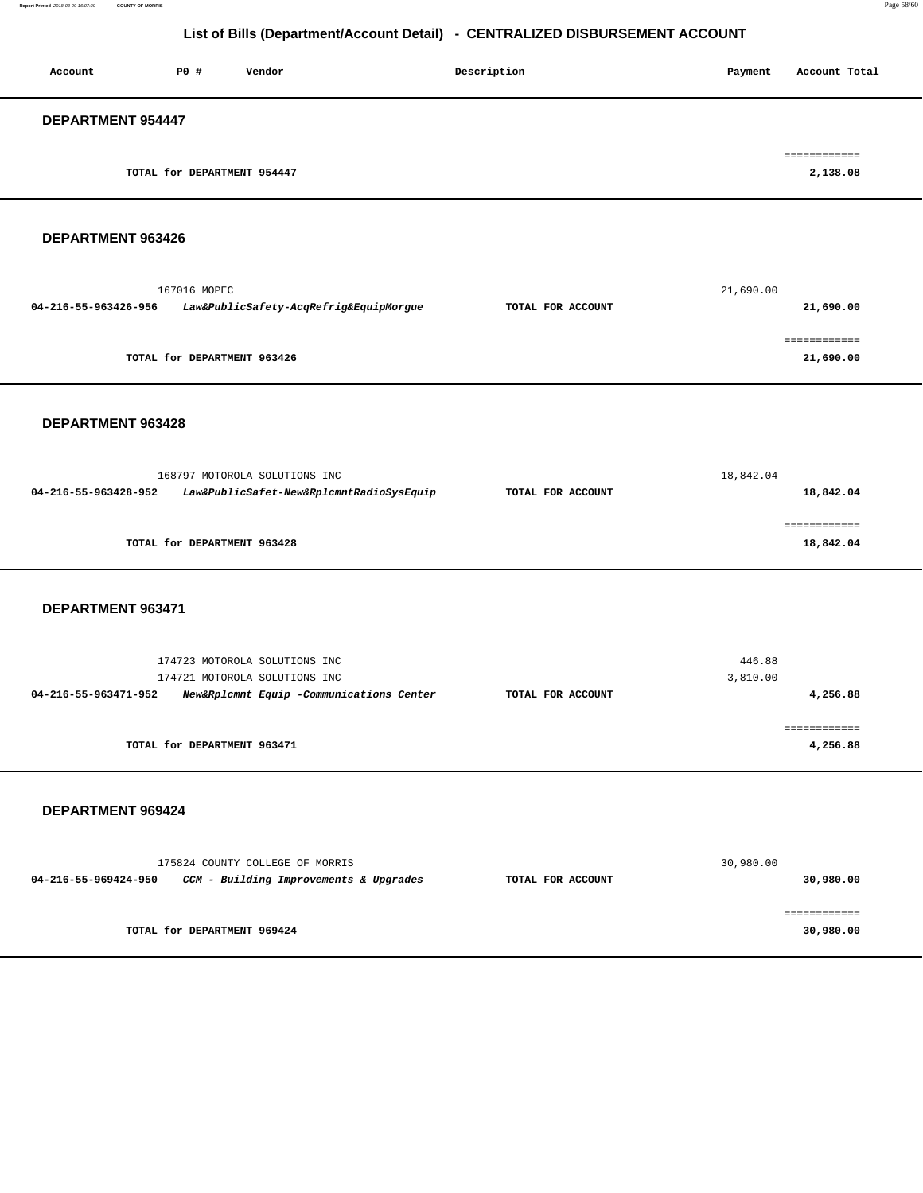## List of Bills (Department/Account Detail) - CENTRALIZED DISBURSEMENT ACCOUNT

| Account | PO # | Vendor | Description | Payment | Account Total |
|---|---|---|---|---|---|

### DEPARTMENT 954447

| | | | | | |
|---|---|---|---|---|---|
| TOTAL for DEPARTMENT 954447 | | | | | 2,138.08 |

### DEPARTMENT 963426

| | | | | | |
|---|---|---|---|---|---|
| | 167016 | MOPEC | | 21,690.00 | |
| 04-216-55-963426-956 | | *Law&PublicSafety-AcqRefrig&EquipMorgue* | TOTAL FOR ACCOUNT | | 21,690.00 |
| TOTAL for DEPARTMENT 963426 | | | | | 21,690.00 |

### DEPARTMENT 963428

| | | | | | |
|---|---|---|---|---|---|
| | 168797 | MOTOROLA SOLUTIONS INC | | 18,842.04 | |
| 04-216-55-963428-952 | | *Law&PublicSafet-New&RplcmntRadioSysEquip* | TOTAL FOR ACCOUNT | | 18,842.04 |
| TOTAL for DEPARTMENT 963428 | | | | | 18,842.04 |

### DEPARTMENT 963471

| | | | | | |
|---|---|---|---|---|---|
| | 174723 | MOTOROLA SOLUTIONS INC | | 446.88 | |
| | 174721 | MOTOROLA SOLUTIONS INC | | 3,810.00 | |
| 04-216-55-963471-952 | | *New&Rplcmnt Equip -Communications Center* | TOTAL FOR ACCOUNT | | 4,256.88 |
| TOTAL for DEPARTMENT 963471 | | | | | 4,256.88 |

### DEPARTMENT 969424

| | | | | | |
|---|---|---|---|---|---|
| | 175824 | COUNTY COLLEGE OF MORRIS | | 30,980.00 | |
| 04-216-55-969424-950 | | *CCM - Building Improvements & Upgrades* | TOTAL FOR ACCOUNT | | 30,980.00 |
| TOTAL for DEPARTMENT 969424 | | | | | 30,980.00 |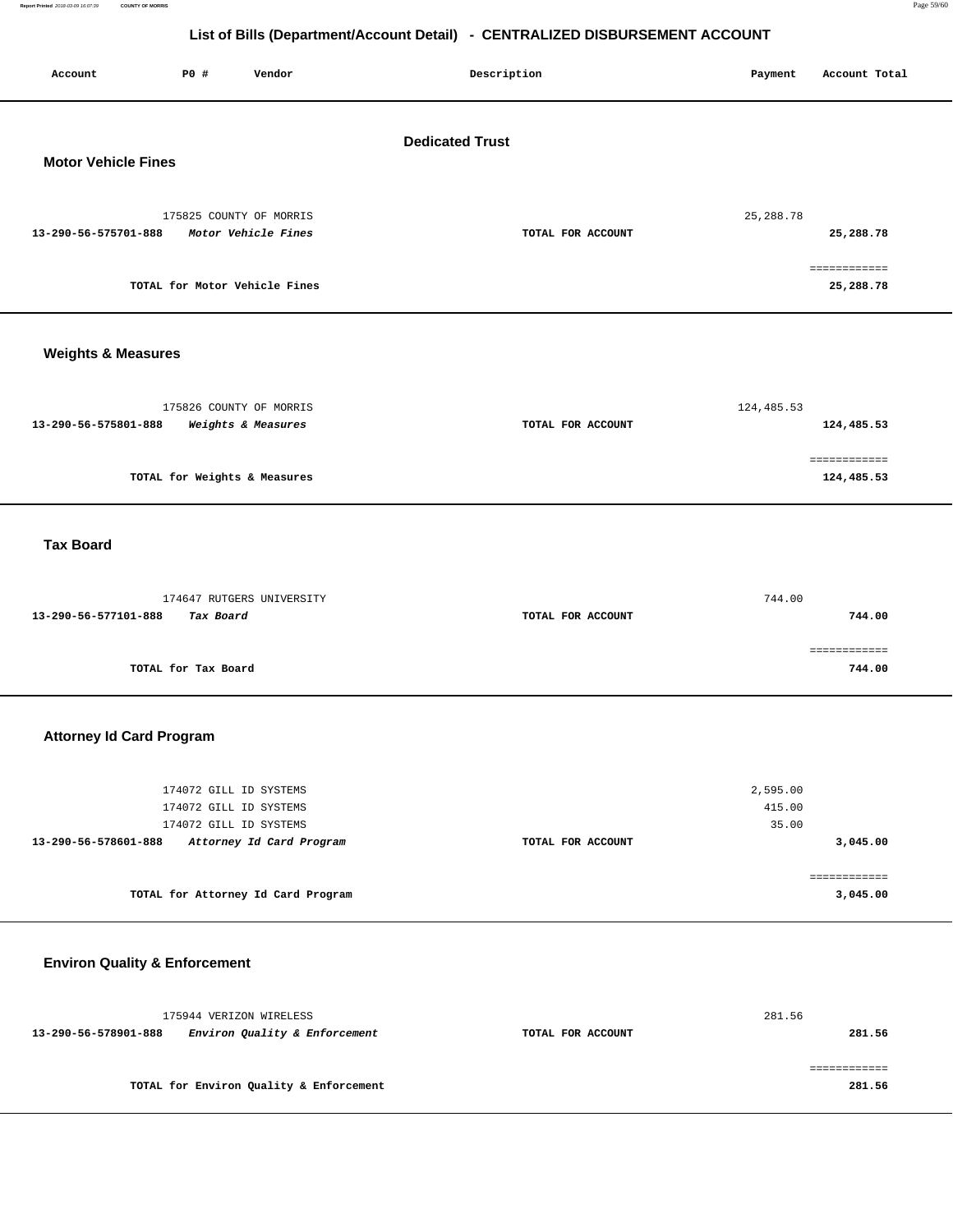# List of Bills (Department/Account Detail) - CENTRALIZED DISBURSEMENT ACCOUNT

| Account | PO # | Vendor | Description | Payment | Account Total |
|---|---|---|---|---|---|

## Dedicated Trust

### Motor Vehicle Fines

| | | | | | |
|---|---|---|---|---|---|
| | 175825 | COUNTY OF MORRIS | | 25,288.78 | |
| **13-290-56-575701-888** | | ***Motor Vehicle Fines*** | **TOTAL FOR ACCOUNT** | | **25,288.78** |
| | | | | | ============ |
| | **TOTAL for Motor Vehicle Fines** | | | | **25,288.78** |

### Weights & Measures

| | | | | | |
|---|---|---|---|---|---|
| | 175826 | COUNTY OF MORRIS | | 124,485.53 | |
| **13-290-56-575801-888** | | ***Weights & Measures*** | **TOTAL FOR ACCOUNT** | | **124,485.53** |
| | | | | | ============ |
| | **TOTAL for Weights & Measures** | | | | **124,485.53** |

### Tax Board

| | | | | | |
|---|---|---|---|---|---|
| | 174647 | RUTGERS UNIVERSITY | | 744.00 | |
| **13-290-56-577101-888** | | ***Tax Board*** | **TOTAL FOR ACCOUNT** | | **744.00** |
| | | | | | ============ |
| | **TOTAL for Tax Board** | | | | **744.00** |

### Attorney Id Card Program

| | | | | | |
|---|---|---|---|---|---|
| | 174072 | GILL ID SYSTEMS | | 2,595.00 | |
| | 174072 | GILL ID SYSTEMS | | 415.00 | |
| | 174072 | GILL ID SYSTEMS | | 35.00 | |
| **13-290-56-578601-888** | | ***Attorney Id Card Program*** | **TOTAL FOR ACCOUNT** | | **3,045.00** |
| | | | | | ============ |
| | **TOTAL for Attorney Id Card Program** | | | | **3,045.00** |

### Environ Quality & Enforcement

| | | | | | |
|---|---|---|---|---|---|
| | 175944 | VERIZON WIRELESS | | 281.56 | |
| **13-290-56-578901-888** | | ***Environ Quality & Enforcement*** | **TOTAL FOR ACCOUNT** | | **281.56** |
| | | | | | ============ |
| | **TOTAL for Environ Quality & Enforcement** | | | | **281.56** |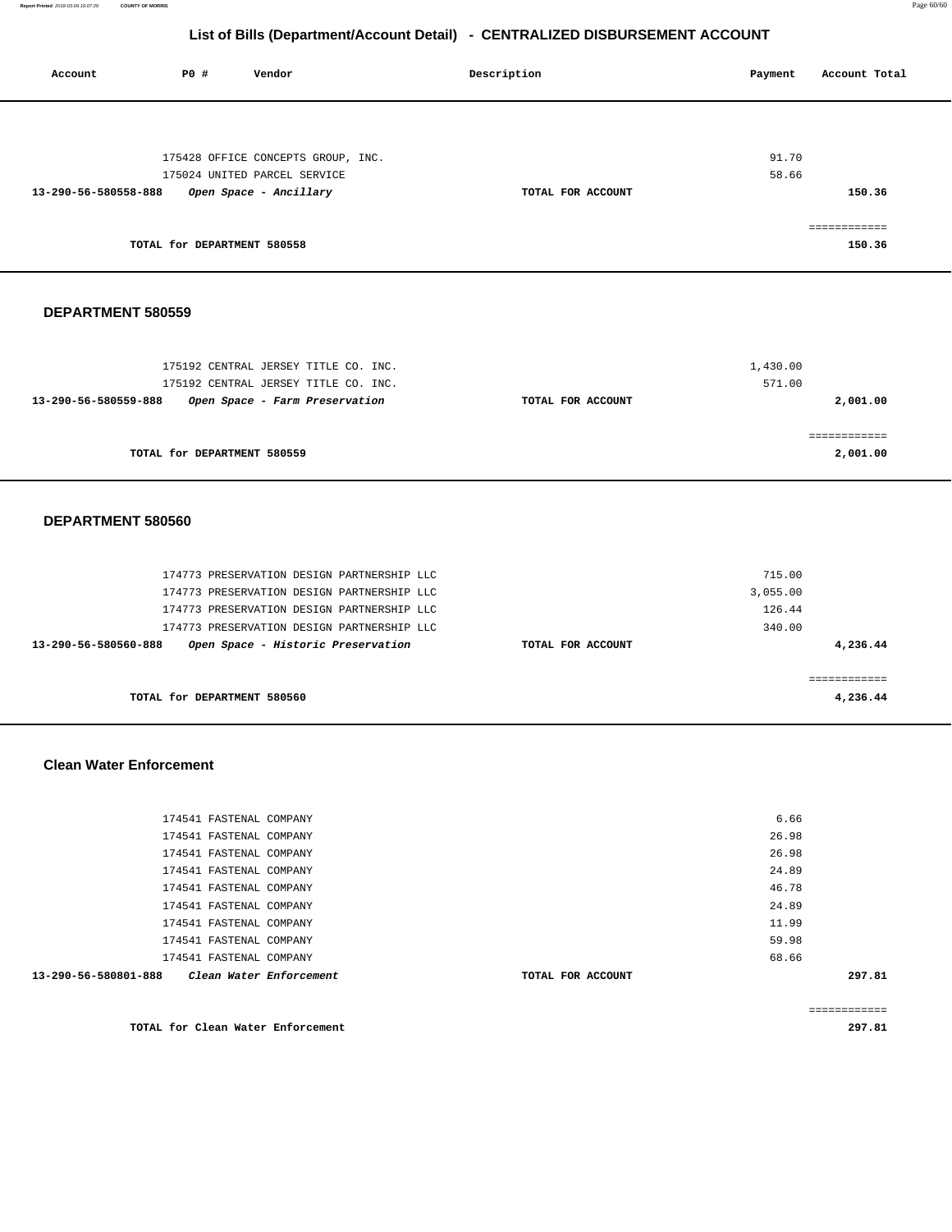# List of Bills (Department/Account Detail) - CENTRALIZED DISBURSEMENT ACCOUNT

| Account | PO # | Vendor | Description | Payment | Account Total |
|---|---|---|---|---|---|
| | 175428 | OFFICE CONCEPTS GROUP, INC. | | 91.70 | |
| | 175024 | UNITED PARCEL SERVICE | | 58.66 | |
| **13-290-56-580558-888** | | ***Open Space - Ancillary*** | **TOTAL FOR ACCOUNT** | | **150.36** |

============

**TOTAL for DEPARTMENT 580558** **150.36**

## DEPARTMENT 580559

| Account | PO # | Vendor | Description | Payment | Account Total |
|---|---|---|---|---|---|
| | 175192 | CENTRAL JERSEY TITLE CO. INC. | | 1,430.00 | |
| | 175192 | CENTRAL JERSEY TITLE CO. INC. | | 571.00 | |
| **13-290-56-580559-888** | | ***Open Space - Farm Preservation*** | **TOTAL FOR ACCOUNT** | | **2,001.00** |

============

**TOTAL for DEPARTMENT 580559** **2,001.00**

## DEPARTMENT 580560

| Account | PO # | Vendor | Description | Payment | Account Total |
|---|---|---|---|---|---|
| | 174773 | PRESERVATION DESIGN PARTNERSHIP LLC | | 715.00 | |
| | 174773 | PRESERVATION DESIGN PARTNERSHIP LLC | | 3,055.00 | |
| | 174773 | PRESERVATION DESIGN PARTNERSHIP LLC | | 126.44 | |
| | 174773 | PRESERVATION DESIGN PARTNERSHIP LLC | | 340.00 | |
| **13-290-56-580560-888** | | ***Open Space - Historic Preservation*** | **TOTAL FOR ACCOUNT** | | **4,236.44** |

============

**TOTAL for DEPARTMENT 580560** **4,236.44**

## Clean Water Enforcement

| Account | PO # | Vendor | Description | Payment | Account Total |
|---|---|---|---|---|---|
| | 174541 | FASTENAL COMPANY | | 6.66 | |
| | 174541 | FASTENAL COMPANY | | 26.98 | |
| | 174541 | FASTENAL COMPANY | | 26.98 | |
| | 174541 | FASTENAL COMPANY | | 24.89 | |
| | 174541 | FASTENAL COMPANY | | 46.78 | |
| | 174541 | FASTENAL COMPANY | | 24.89 | |
| | 174541 | FASTENAL COMPANY | | 11.99 | |
| | 174541 | FASTENAL COMPANY | | 59.98 | |
| | 174541 | FASTENAL COMPANY | | 68.66 | |
| **13-290-56-580801-888** | | ***Clean Water Enforcement*** | **TOTAL FOR ACCOUNT** | | **297.81** |

============

**TOTAL for Clean Water Enforcement** **297.81**